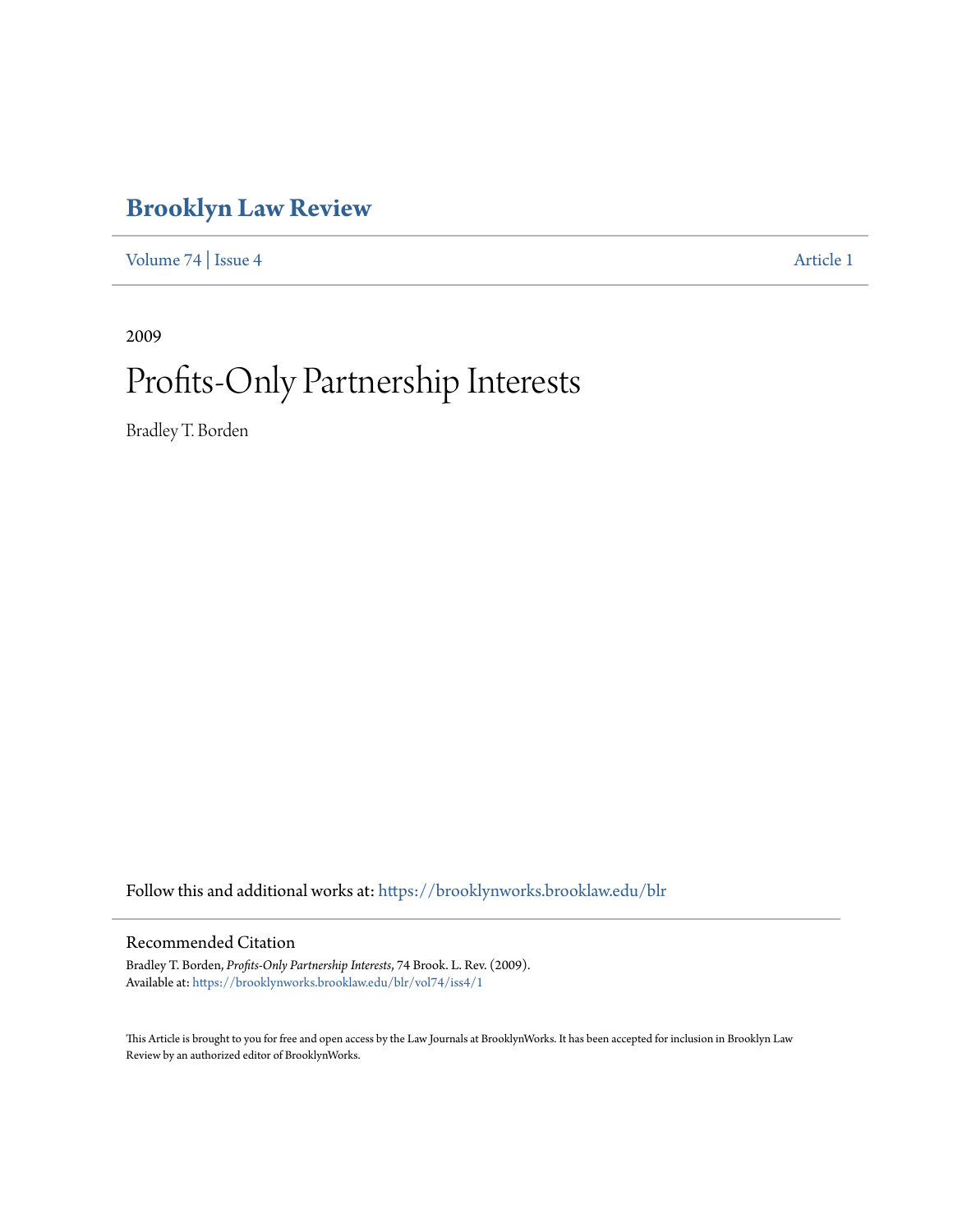# Brooklyn Law Review

Volume 74 | Issue 4 Article 1

2009

# Profits-Only Partnership Interests

Bradley T. Borden

Follow this and additional works at: https://brooklynworks.brooklaw.edu/blr

## Recommended Citation

Bradley T. Borden, *Profits-Only Partnership Interests*, 74 Brook. L. Rev. (2009).
Available at: https://brooklynworks.brooklaw.edu/blr/vol74/iss4/1

This Article is brought to you for free and open access by the Law Journals at BrooklynWorks. It has been accepted for inclusion in Brooklyn Law Review by an authorized editor of BrooklynWorks.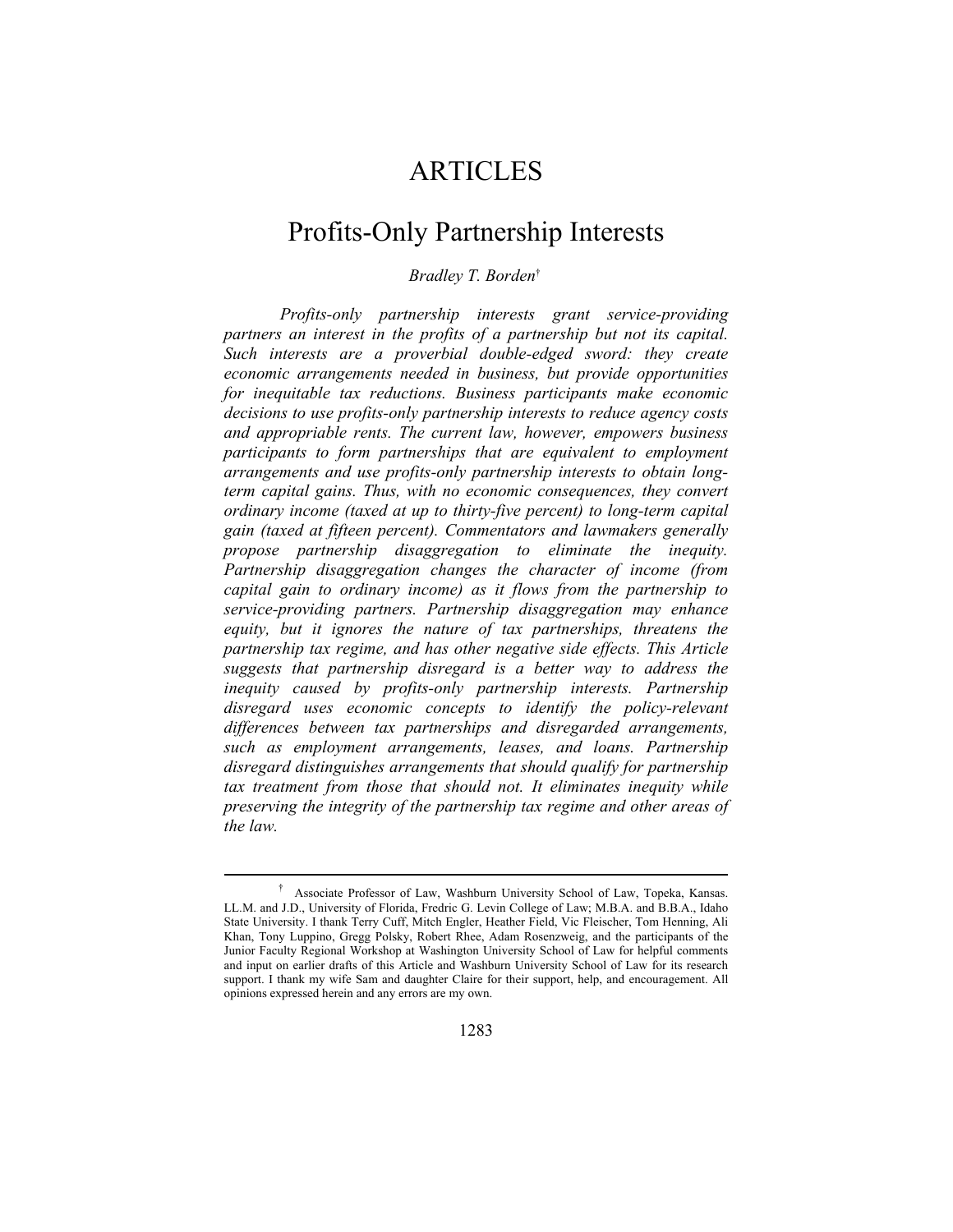# ARTICLES

# Profits-Only Partnership Interests

*Bradley T. Borden*[†]

*Profits-only partnership interests grant service-providing partners an interest in the profits of a partnership but not its capital. Such interests are a proverbial double-edged sword: they create economic arrangements needed in business, but provide opportunities for inequitable tax reductions. Business participants make economic decisions to use profits-only partnership interests to reduce agency costs and appropriable rents. The current law, however, empowers business participants to form partnerships that are equivalent to employment arrangements and use profits-only partnership interests to obtain long-term capital gains. Thus, with no economic consequences, they convert ordinary income (taxed at up to thirty-five percent) to long-term capital gain (taxed at fifteen percent). Commentators and lawmakers generally propose partnership disaggregation to eliminate the inequity. Partnership disaggregation changes the character of income (from capital gain to ordinary income) as it flows from the partnership to service-providing partners. Partnership disaggregation may enhance equity, but it ignores the nature of tax partnerships, threatens the partnership tax regime, and has other negative side effects. This Article suggests that partnership disregard is a better way to address the inequity caused by profits-only partnership interests. Partnership disregard uses economic concepts to identify the policy-relevant differences between tax partnerships and disregarded arrangements, such as employment arrangements, leases, and loans. Partnership disregard distinguishes arrangements that should qualify for partnership tax treatment from those that should not. It eliminates inequity while preserving the integrity of the partnership tax regime and other areas of the law.*

---

[†] Associate Professor of Law, Washburn University School of Law, Topeka, Kansas. LL.M. and J.D., University of Florida, Fredric G. Levin College of Law; M.B.A. and B.B.A., Idaho State University. I thank Terry Cuff, Mitch Engler, Heather Field, Vic Fleischer, Tom Henning, Ali Khan, Tony Luppino, Gregg Polsky, Robert Rhee, Adam Rosenzweig, and the participants of the Junior Faculty Regional Workshop at Washington University School of Law for helpful comments and input on earlier drafts of this Article and Washburn University School of Law for its research support. I thank my wife Sam and daughter Claire for their support, help, and encouragement. All opinions expressed herein and any errors are my own.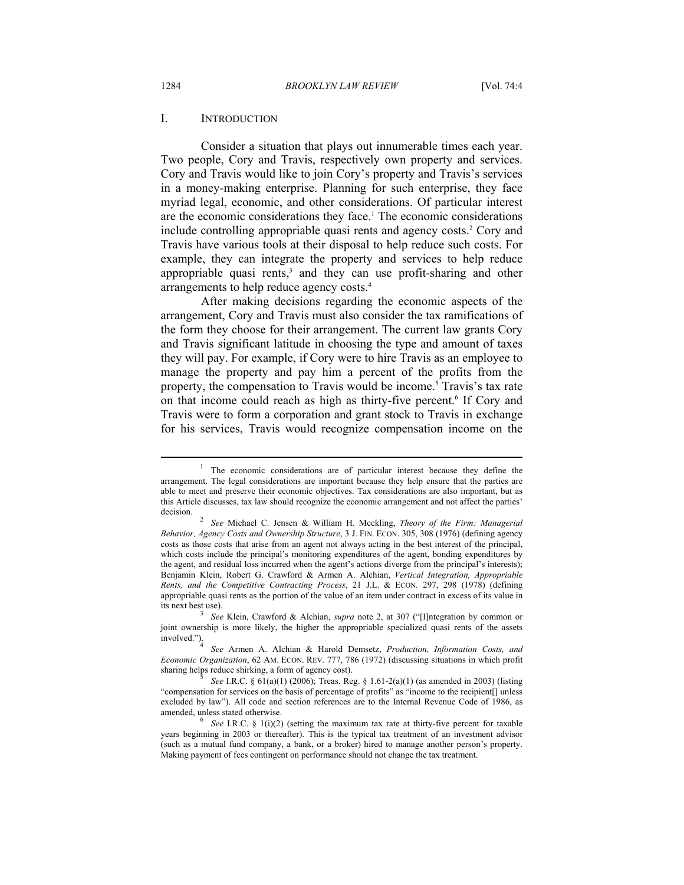## I. INTRODUCTION

Consider a situation that plays out innumerable times each year. Two people, Cory and Travis, respectively own property and services. Cory and Travis would like to join Cory's property and Travis's services in a money-making enterprise. Planning for such enterprise, they face myriad legal, economic, and other considerations. Of particular interest are the economic considerations they face.[1] The economic considerations include controlling appropriable quasi rents and agency costs.[2] Cory and Travis have various tools at their disposal to help reduce such costs. For example, they can integrate the property and services to help reduce appropriable quasi rents,[3] and they can use profit-sharing and other arrangements to help reduce agency costs.[4]

After making decisions regarding the economic aspects of the arrangement, Cory and Travis must also consider the tax ramifications of the form they choose for their arrangement. The current law grants Cory and Travis significant latitude in choosing the type and amount of taxes they will pay. For example, if Cory were to hire Travis as an employee to manage the property and pay him a percent of the profits from the property, the compensation to Travis would be income.[5] Travis's tax rate on that income could reach as high as thirty-five percent.[6] If Cory and Travis were to form a corporation and grant stock to Travis in exchange for his services, Travis would recognize compensation income on the

---

[1] The economic considerations are of particular interest because they define the arrangement. The legal considerations are important because they help ensure that the parties are able to meet and preserve their economic objectives. Tax considerations are also important, but as this Article discusses, tax law should recognize the economic arrangement and not affect the parties' decision.

[2] *See* Michael C. Jensen & William H. Meckling, *Theory of the Firm: Managerial Behavior, Agency Costs and Ownership Structure*, 3 J. FIN. ECON. 305, 308 (1976) (defining agency costs as those costs that arise from an agent not always acting in the best interest of the principal, which costs include the principal's monitoring expenditures of the agent, bonding expenditures by the agent, and residual loss incurred when the agent's actions diverge from the principal's interests); Benjamin Klein, Robert G. Crawford & Armen A. Alchian, *Vertical Integration, Appropriable Rents, and the Competitive Contracting Process*, 21 J.L. & ECON. 297, 298 (1978) (defining appropriable quasi rents as the portion of the value of an item under contract in excess of its value in its next best use).

[3] *See* Klein, Crawford & Alchian, *supra* note 2, at 307 ("[I]ntegration by common or joint ownership is more likely, the higher the appropriable specialized quasi rents of the assets involved.").

[4] *See* Armen A. Alchian & Harold Demsetz, *Production, Information Costs, and Economic Organization*, 62 AM. ECON. REV. 777, 786 (1972) (discussing situations in which profit sharing helps reduce shirking, a form of agency cost).

[5] *See* I.R.C. § 61(a)(1) (2006); Treas. Reg. § 1.61-2(a)(1) (as amended in 2003) (listing "compensation for services on the basis of percentage of profits" as "income to the recipient[] unless excluded by law"). All code and section references are to the Internal Revenue Code of 1986, as amended, unless stated otherwise.

[6] *See* I.R.C. § 1(i)(2) (setting the maximum tax rate at thirty-five percent for taxable years beginning in 2003 or thereafter). This is the typical tax treatment of an investment advisor (such as a mutual fund company, a bank, or a broker) hired to manage another person's property. Making payment of fees contingent on performance should not change the tax treatment.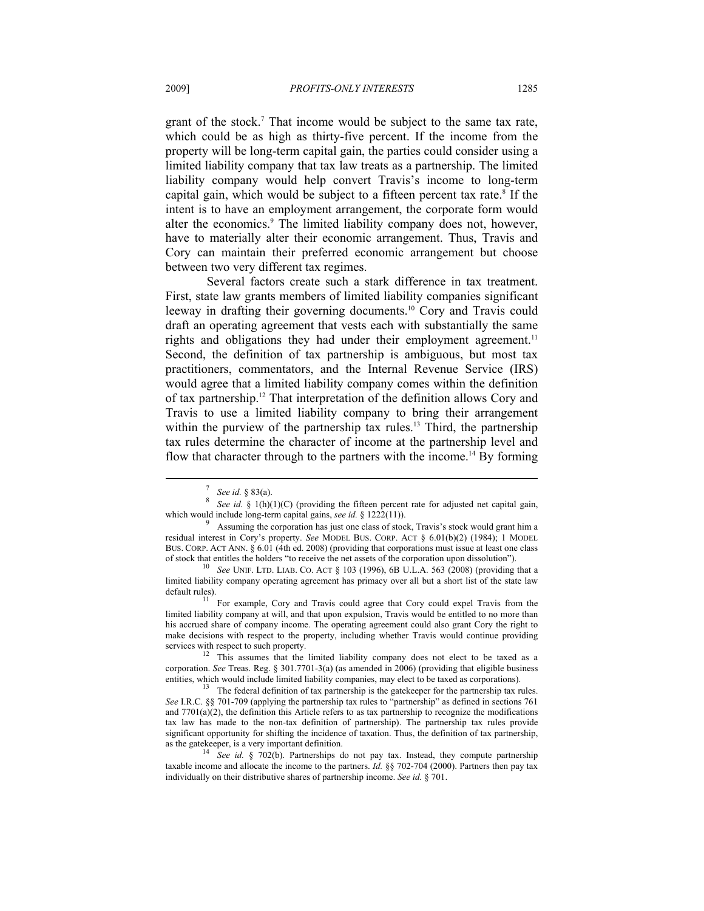grant of the stock.[7] That income would be subject to the same tax rate, which could be as high as thirty-five percent. If the income from the property will be long-term capital gain, the parties could consider using a limited liability company that tax law treats as a partnership. The limited liability company would help convert Travis's income to long-term capital gain, which would be subject to a fifteen percent tax rate.[8] If the intent is to have an employment arrangement, the corporate form would alter the economics.[9] The limited liability company does not, however, have to materially alter their economic arrangement. Thus, Travis and Cory can maintain their preferred economic arrangement but choose between two very different tax regimes.

Several factors create such a stark difference in tax treatment. First, state law grants members of limited liability companies significant leeway in drafting their governing documents.[10] Cory and Travis could draft an operating agreement that vests each with substantially the same rights and obligations they had under their employment agreement.[11] Second, the definition of tax partnership is ambiguous, but most tax practitioners, commentators, and the Internal Revenue Service (IRS) would agree that a limited liability company comes within the definition of tax partnership.[12] That interpretation of the definition allows Cory and Travis to use a limited liability company to bring their arrangement within the purview of the partnership tax rules.[13] Third, the partnership tax rules determine the character of income at the partnership level and flow that character through to the partners with the income.[14] By forming

---

[7] *See id.* § 83(a).

[8] *See id.* § 1(h)(1)(C) (providing the fifteen percent rate for adjusted net capital gain, which would include long-term capital gains, *see id.* § 1222(11)).

[9] Assuming the corporation has just one class of stock, Travis's stock would grant him a residual interest in Cory's property. *See* MODEL BUS. CORP. ACT § 6.01(b)(2) (1984); 1 MODEL BUS. CORP. ACT ANN. § 6.01 (4th ed. 2008) (providing that corporations must issue at least one class of stock that entitles the holders "to receive the net assets of the corporation upon dissolution").

[10] *See* UNIF. LTD. LIAB. CO. ACT § 103 (1996), 6B U.L.A. 563 (2008) (providing that a limited liability company operating agreement has primacy over all but a short list of the state law default rules).

[11] For example, Cory and Travis could agree that Cory could expel Travis from the limited liability company at will, and that upon expulsion, Travis would be entitled to no more than his accrued share of company income. The operating agreement could also grant Cory the right to make decisions with respect to the property, including whether Travis would continue providing services with respect to such property.

[12] This assumes that the limited liability company does not elect to be taxed as a corporation. *See* Treas. Reg. § 301.7701-3(a) (as amended in 2006) (providing that eligible business entities, which would include limited liability companies, may elect to be taxed as corporations).

[13] The federal definition of tax partnership is the gatekeeper for the partnership tax rules. *See* I.R.C. §§ 701-709 (applying the partnership tax rules to "partnership" as defined in sections 761 and 7701(a)(2), the definition this Article refers to as tax partnership to recognize the modifications tax law has made to the non-tax definition of partnership). The partnership tax rules provide significant opportunity for shifting the incidence of taxation. Thus, the definition of tax partnership, as the gatekeeper, is a very important definition.

[14] *See id.* § 702(b). Partnerships do not pay tax. Instead, they compute partnership taxable income and allocate the income to the partners. *Id.* §§ 702-704 (2000). Partners then pay tax individually on their distributive shares of partnership income. *See id.* § 701.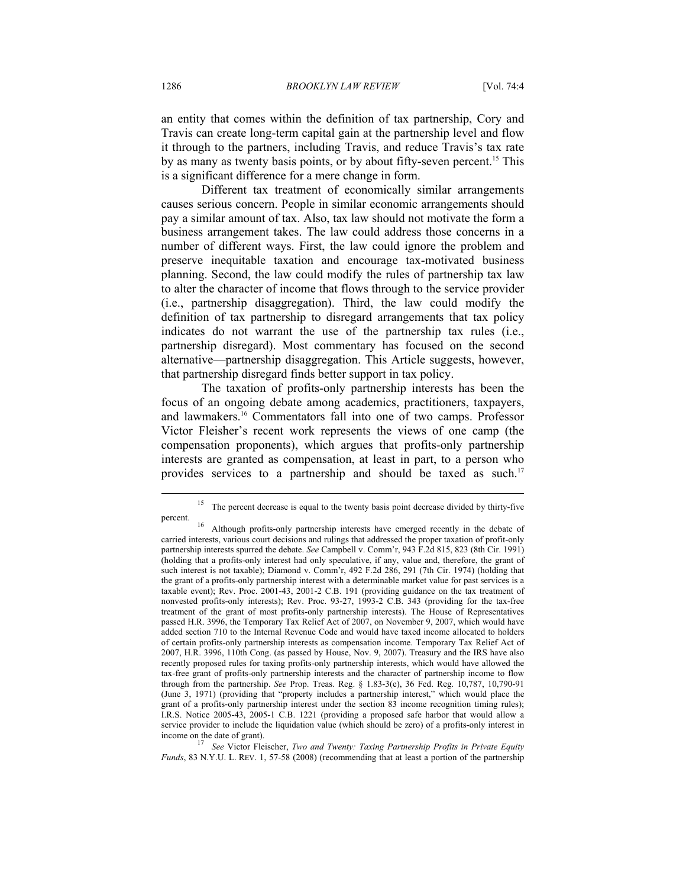an entity that comes within the definition of tax partnership, Cory and Travis can create long-term capital gain at the partnership level and flow it through to the partners, including Travis, and reduce Travis's tax rate by as many as twenty basis points, or by about fifty-seven percent.[15] This is a significant difference for a mere change in form.

Different tax treatment of economically similar arrangements causes serious concern. People in similar economic arrangements should pay a similar amount of tax. Also, tax law should not motivate the form a business arrangement takes. The law could address those concerns in a number of different ways. First, the law could ignore the problem and preserve inequitable taxation and encourage tax-motivated business planning. Second, the law could modify the rules of partnership tax law to alter the character of income that flows through to the service provider (i.e., partnership disaggregation). Third, the law could modify the definition of tax partnership to disregard arrangements that tax policy indicates do not warrant the use of the partnership tax rules (i.e., partnership disregard). Most commentary has focused on the second alternative—partnership disaggregation. This Article suggests, however, that partnership disregard finds better support in tax policy.

The taxation of profits-only partnership interests has been the focus of an ongoing debate among academics, practitioners, taxpayers, and lawmakers.[16] Commentators fall into one of two camps. Professor Victor Fleisher's recent work represents the views of one camp (the compensation proponents), which argues that profits-only partnership interests are granted as compensation, at least in part, to a person who provides services to a partnership and should be taxed as such.[17]

---

[15] The percent decrease is equal to the twenty basis point decrease divided by thirty-five percent.

[16] Although profits-only partnership interests have emerged recently in the debate of carried interests, various court decisions and rulings that addressed the proper taxation of profit-only partnership interests spurred the debate. *See* Campbell v. Comm'r, 943 F.2d 815, 823 (8th Cir. 1991) (holding that a profits-only interest had only speculative, if any, value and, therefore, the grant of such interest is not taxable); Diamond v. Comm'r, 492 F.2d 286, 291 (7th Cir. 1974) (holding that the grant of a profits-only partnership interest with a determinable market value for past services is a taxable event); Rev. Proc. 2001-43, 2001-2 C.B. 191 (providing guidance on the tax treatment of nonvested profits-only interests); Rev. Proc. 93-27, 1993-2 C.B. 343 (providing for the tax-free treatment of the grant of most profits-only partnership interests). The House of Representatives passed H.R. 3996, the Temporary Tax Relief Act of 2007, on November 9, 2007, which would have added section 710 to the Internal Revenue Code and would have taxed income allocated to holders of certain profits-only partnership interests as compensation income. Temporary Tax Relief Act of 2007, H.R. 3996, 110th Cong. (as passed by House, Nov. 9, 2007). Treasury and the IRS have also recently proposed rules for taxing profits-only partnership interests, which would have allowed the tax-free grant of profits-only partnership interests and the character of partnership income to flow through from the partnership. *See* Prop. Treas. Reg. § 1.83-3(e), 36 Fed. Reg. 10,787, 10,790-91 (June 3, 1971) (providing that "property includes a partnership interest," which would place the grant of a profits-only partnership interest under the section 83 income recognition timing rules); I.R.S. Notice 2005-43, 2005-1 C.B. 1221 (providing a proposed safe harbor that would allow a service provider to include the liquidation value (which should be zero) of a profits-only interest in income on the date of grant).

[17] *See* Victor Fleischer, *Two and Twenty: Taxing Partnership Profits in Private Equity Funds*, 83 N.Y.U. L. REV. 1, 57-58 (2008) (recommending that at least a portion of the partnership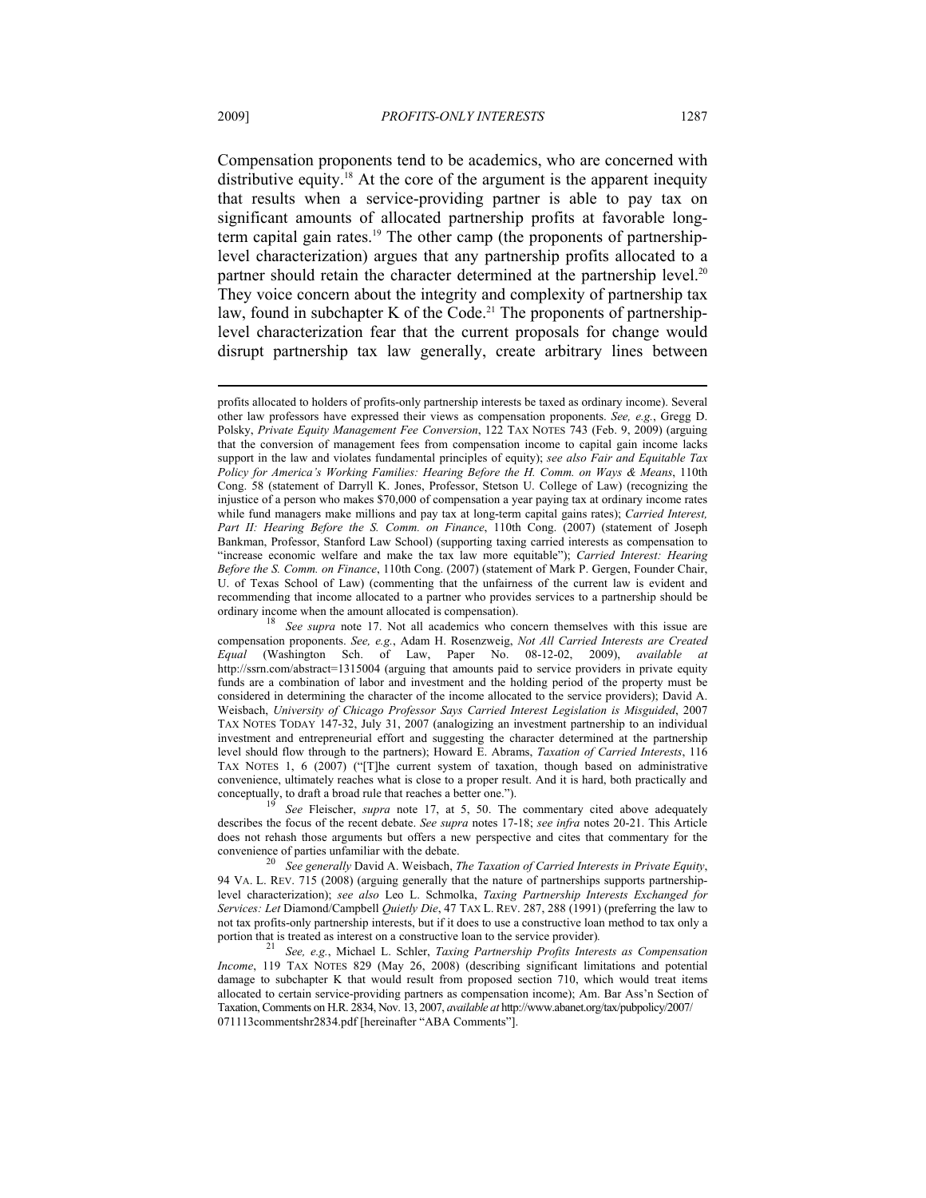Compensation proponents tend to be academics, who are concerned with distributive equity.[18] At the core of the argument is the apparent inequity that results when a service-providing partner is able to pay tax on significant amounts of allocated partnership profits at favorable long-term capital gain rates.[19] The other camp (the proponents of partnership-level characterization) argues that any partnership profits allocated to a partner should retain the character determined at the partnership level.[20] They voice concern about the integrity and complexity of partnership tax law, found in subchapter K of the Code.[21] The proponents of partnership-level characterization fear that the current proposals for change would disrupt partnership tax law generally, create arbitrary lines between

---

profits allocated to holders of profits-only partnership interests be taxed as ordinary income). Several other law professors have expressed their views as compensation proponents. *See, e.g.*, Gregg D. Polsky, *Private Equity Management Fee Conversion*, 122 TAX NOTES 743 (Feb. 9, 2009) (arguing that the conversion of management fees from compensation income to capital gain income lacks support in the law and violates fundamental principles of equity); *see also Fair and Equitable Tax Policy for America's Working Families: Hearing Before the H. Comm. on Ways & Means*, 110th Cong. 58 (statement of Darryll K. Jones, Professor, Stetson U. College of Law) (recognizing the injustice of a person who makes $70,000 of compensation a year paying tax at ordinary income rates while fund managers make millions and pay tax at long-term capital gains rates); *Carried Interest, Part II: Hearing Before the S. Comm. on Finance*, 110th Cong. (2007) (statement of Joseph Bankman, Professor, Stanford Law School) (supporting taxing carried interests as compensation to "increase economic welfare and make the tax law more equitable"); *Carried Interest: Hearing Before the S. Comm. on Finance*, 110th Cong. (2007) (statement of Mark P. Gergen, Founder Chair, U. of Texas School of Law) (commenting that the unfairness of the current law is evident and recommending that income allocated to a partner who provides services to a partnership should be ordinary income when the amount allocated is compensation).

[18] *See supra* note 17. Not all academics who concern themselves with this issue are compensation proponents. *See, e.g.*, Adam H. Rosenzweig, *Not All Carried Interests are Created Equal* (Washington Sch. of Law, Paper No. 08-12-02, 2009), *available at* http://ssrn.com/abstract=1315004 (arguing that amounts paid to service providers in private equity funds are a combination of labor and investment and the holding period of the property must be considered in determining the character of the income allocated to the service providers); David A. Weisbach, *University of Chicago Professor Says Carried Interest Legislation is Misguided*, 2007 TAX NOTES TODAY 147-32, July 31, 2007 (analogizing an investment partnership to an individual investment and entrepreneurial effort and suggesting the character determined at the partnership level should flow through to the partners); Howard E. Abrams, *Taxation of Carried Interests*, 116 TAX NOTES 1, 6 (2007) ("[T]he current system of taxation, though based on administrative convenience, ultimately reaches what is close to a proper result. And it is hard, both practically and conceptually, to draft a broad rule that reaches a better one.").

[19] *See* Fleischer, *supra* note 17, at 5, 50. The commentary cited above adequately describes the focus of the recent debate. *See supra* notes 17-18; *see infra* notes 20-21. This Article does not rehash those arguments but offers a new perspective and cites that commentary for the convenience of parties unfamiliar with the debate.

[20] *See generally* David A. Weisbach, *The Taxation of Carried Interests in Private Equity*, 94 VA. L. REV. 715 (2008) (arguing generally that the nature of partnerships supports partnership-level characterization); *see also* Leo L. Schmolka, *Taxing Partnership Interests Exchanged for Services: Let* Diamond/Campbell *Quietly Die*, 47 TAX L. REV. 287, 288 (1991) (preferring the law to not tax profits-only partnership interests, but if it does to use a constructive loan method to tax only a portion that is treated as interest on a constructive loan to the service provider).

[21] *See, e.g.*, Michael L. Schler, *Taxing Partnership Profits Interests as Compensation Income*, 119 TAX NOTES 829 (May 26, 2008) (describing significant limitations and potential damage to subchapter K that would result from proposed section 710, which would treat items allocated to certain service-providing partners as compensation income); Am. Bar Ass'n Section of Taxation, Comments on H.R. 2834, Nov. 13, 2007, *available at* http://www.abanet.org/tax/pubpolicy/2007/071113commentshr2834.pdf [hereinafter "ABA Comments"].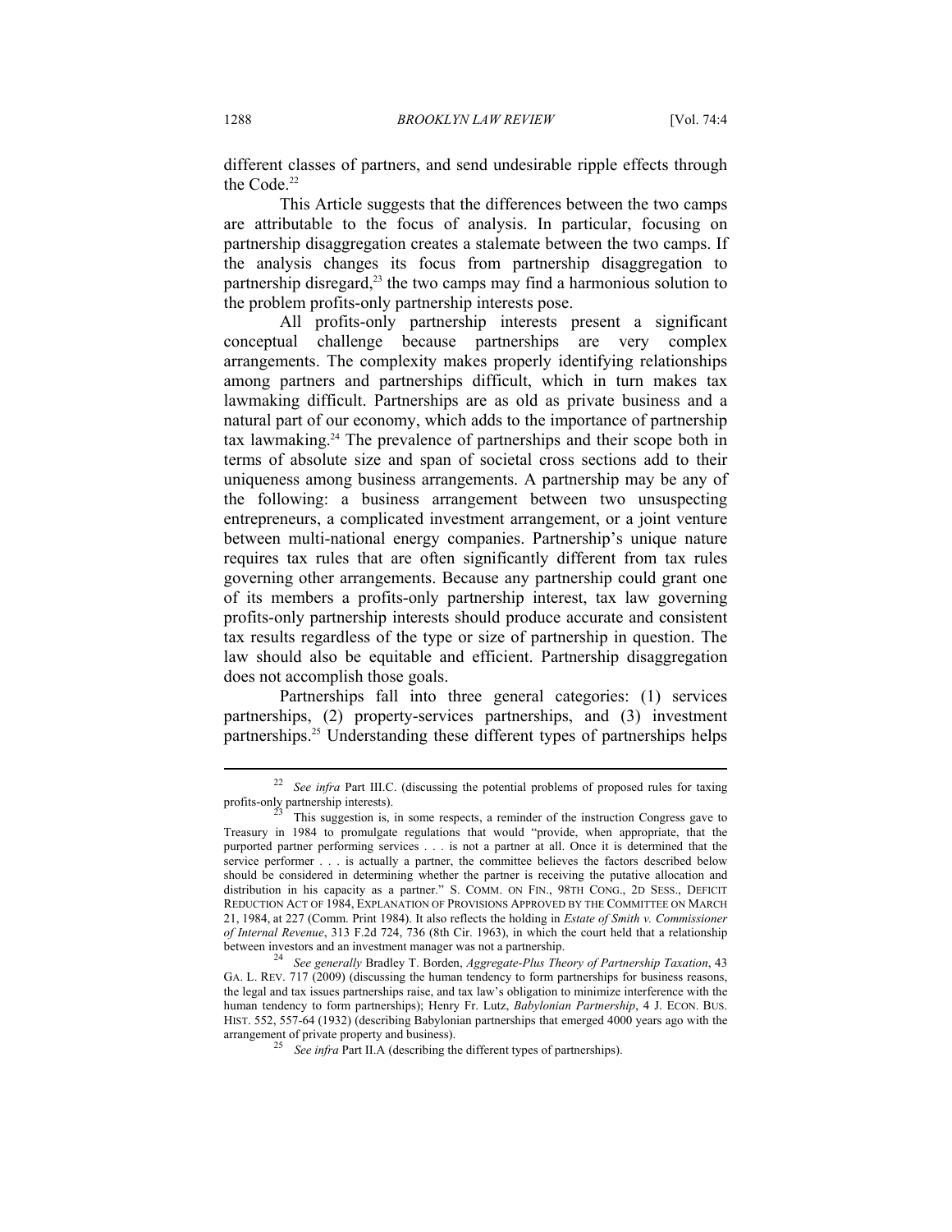different classes of partners, and send undesirable ripple effects through the Code.[22]

This Article suggests that the differences between the two camps are attributable to the focus of analysis. In particular, focusing on partnership disaggregation creates a stalemate between the two camps. If the analysis changes its focus from partnership disaggregation to partnership disregard,[23] the two camps may find a harmonious solution to the problem profits-only partnership interests pose.

All profits-only partnership interests present a significant conceptual challenge because partnerships are very complex arrangements. The complexity makes properly identifying relationships among partners and partnerships difficult, which in turn makes tax lawmaking difficult. Partnerships are as old as private business and a natural part of our economy, which adds to the importance of partnership tax lawmaking.[24] The prevalence of partnerships and their scope both in terms of absolute size and span of societal cross sections add to their uniqueness among business arrangements. A partnership may be any of the following: a business arrangement between two unsuspecting entrepreneurs, a complicated investment arrangement, or a joint venture between multi-national energy companies. Partnership's unique nature requires tax rules that are often significantly different from tax rules governing other arrangements. Because any partnership could grant one of its members a profits-only partnership interest, tax law governing profits-only partnership interests should produce accurate and consistent tax results regardless of the type or size of partnership in question. The law should also be equitable and efficient. Partnership disaggregation does not accomplish those goals.

Partnerships fall into three general categories: (1) services partnerships, (2) property-services partnerships, and (3) investment partnerships.[25] Understanding these different types of partnerships helps

---

[22] *See infra* Part III.C. (discussing the potential problems of proposed rules for taxing profits-only partnership interests).

[23] This suggestion is, in some respects, a reminder of the instruction Congress gave to Treasury in 1984 to promulgate regulations that would "provide, when appropriate, that the purported partner performing services . . . is not a partner at all. Once it is determined that the service performer . . . is actually a partner, the committee believes the factors described below should be considered in determining whether the partner is receiving the putative allocation and distribution in his capacity as a partner." S. COMM. ON FIN., 98TH CONG., 2D SESS., DEFICIT REDUCTION ACT OF 1984, EXPLANATION OF PROVISIONS APPROVED BY THE COMMITTEE ON MARCH 21, 1984, at 227 (Comm. Print 1984). It also reflects the holding in *Estate of Smith v. Commissioner of Internal Revenue*, 313 F.2d 724, 736 (8th Cir. 1963), in which the court held that a relationship between investors and an investment manager was not a partnership.

[24] *See generally* Bradley T. Borden, *Aggregate-Plus Theory of Partnership Taxation*, 43 GA. L. REV. 717 (2009) (discussing the human tendency to form partnerships for business reasons, the legal and tax issues partnerships raise, and tax law's obligation to minimize interference with the human tendency to form partnerships); Henry Fr. Lutz, *Babylonian Partnership*, 4 J. ECON. BUS. HIST. 552, 557-64 (1932) (describing Babylonian partnerships that emerged 4000 years ago with the arrangement of private property and business).

[25] *See infra* Part II.A (describing the different types of partnerships).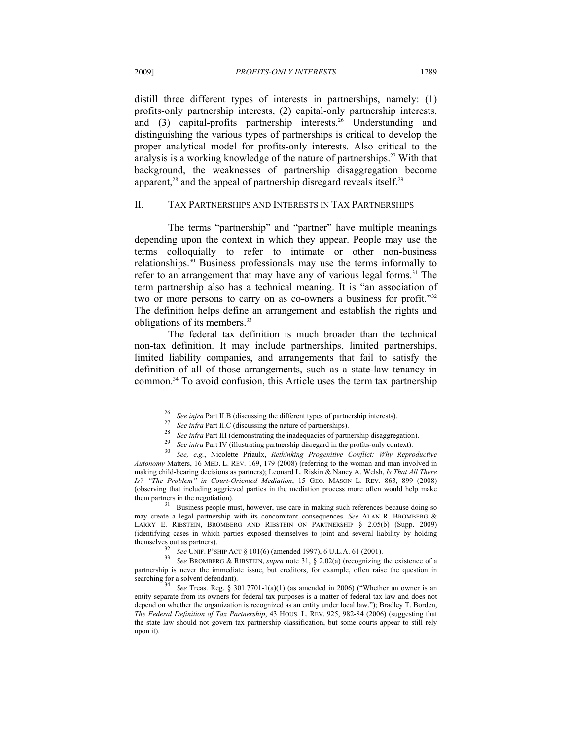distill three different types of interests in partnerships, namely: (1) profits-only partnership interests, (2) capital-only partnership interests, and (3) capital-profits partnership interests.[26] Understanding and distinguishing the various types of partnerships is critical to develop the proper analytical model for profits-only interests. Also critical to the analysis is a working knowledge of the nature of partnerships.[27] With that background, the weaknesses of partnership disaggregation become apparent,[28] and the appeal of partnership disregard reveals itself.[29]

## II. TAX PARTNERSHIPS AND INTERESTS IN TAX PARTNERSHIPS

The terms "partnership" and "partner" have multiple meanings depending upon the context in which they appear. People may use the terms colloquially to refer to intimate or other non-business relationships.[30] Business professionals may use the terms informally to refer to an arrangement that may have any of various legal forms.[31] The term partnership also has a technical meaning. It is "an association of two or more persons to carry on as co-owners a business for profit."[32] The definition helps define an arrangement and establish the rights and obligations of its members.[33]

The federal tax definition is much broader than the technical non-tax definition. It may include partnerships, limited partnerships, limited liability companies, and arrangements that fail to satisfy the definition of all of those arrangements, such as a state-law tenancy in common.[34] To avoid confusion, this Article uses the term tax partnership

---

[26] *See infra* Part II.B (discussing the different types of partnership interests).

[27] *See infra* Part II.C (discussing the nature of partnerships).

[28] *See infra* Part III (demonstrating the inadequacies of partnership disaggregation).

[29] *See infra* Part IV (illustrating partnership disregard in the profits-only context).

[30] *See, e.g.*, Nicolette Priaulx, *Rethinking Progenitive Conflict: Why Reproductive Autonomy* Matters, 16 MED. L. REV. 169, 179 (2008) (referring to the woman and man involved in making child-bearing decisions as partners); Leonard L. Riskin & Nancy A. Welsh, *Is That All There Is? "The Problem" in Court-Oriented Mediation*, 15 GEO. MASON L. REV. 863, 899 (2008) (observing that including aggrieved parties in the mediation process more often would help make them partners in the negotiation).

[31] Business people must, however, use care in making such references because doing so may create a legal partnership with its concomitant consequences. *See* ALAN R. BROMBERG & LARRY E. RIBSTEIN, BROMBERG AND RIBSTEIN ON PARTNERSHIP § 2.05(b) (Supp. 2009) (identifying cases in which parties exposed themselves to joint and several liability by holding themselves out as partners).

[32] *See* UNIF. P'SHIP ACT § 101(6) (amended 1997), 6 U.L.A. 61 (2001).

[33] *See* BROMBERG & RIBSTEIN, *supra* note 31, § 2.02(a) (recognizing the existence of a partnership is never the immediate issue, but creditors, for example, often raise the question in searching for a solvent defendant).

[34] *See* Treas. Reg. § 301.7701-1(a)(1) (as amended in 2006) ("Whether an owner is an entity separate from its owners for federal tax purposes is a matter of federal tax law and does not depend on whether the organization is recognized as an entity under local law."); Bradley T. Borden, *The Federal Definition of Tax Partnership*, 43 HOUS. L. REV. 925, 982-84 (2006) (suggesting that the state law should not govern tax partnership classification, but some courts appear to still rely upon it).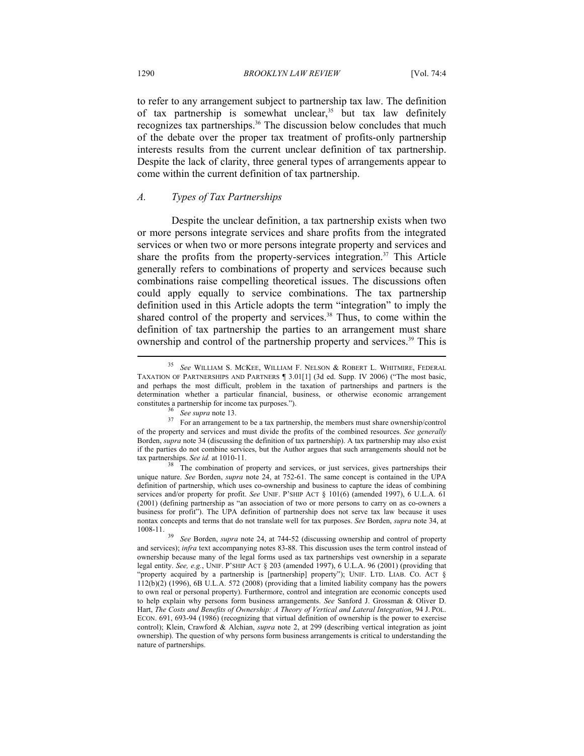to refer to any arrangement subject to partnership tax law. The definition of tax partnership is somewhat unclear,[35] but tax law definitely recognizes tax partnerships.[36] The discussion below concludes that much of the debate over the proper tax treatment of profits-only partnership interests results from the current unclear definition of tax partnership. Despite the lack of clarity, three general types of arrangements appear to come within the current definition of tax partnership.

### *A. Types of Tax Partnerships*

Despite the unclear definition, a tax partnership exists when two or more persons integrate services and share profits from the integrated services or when two or more persons integrate property and services and share the profits from the property-services integration.[37] This Article generally refers to combinations of property and services because such combinations raise compelling theoretical issues. The discussions often could apply equally to service combinations. The tax partnership definition used in this Article adopts the term "integration" to imply the shared control of the property and services.[38] Thus, to come within the definition of tax partnership the parties to an arrangement must share ownership and control of the partnership property and services.[39] This is

---

[35] *See* WILLIAM S. MCKEE, WILLIAM F. NELSON & ROBERT L. WHITMIRE, FEDERAL TAXATION OF PARTNERSHIPS AND PARTNERS ¶ 3.01[1] (3d ed. Supp. IV 2006) ("The most basic, and perhaps the most difficult, problem in the taxation of partnerships and partners is the determination whether a particular financial, business, or otherwise economic arrangement constitutes a partnership for income tax purposes.").

[36] *See supra* note 13.

[37] For an arrangement to be a tax partnership, the members must share ownership/control of the property and services and must divide the profits of the combined resources. *See generally* Borden, *supra* note 34 (discussing the definition of tax partnership). A tax partnership may also exist if the parties do not combine services, but the Author argues that such arrangements should not be tax partnerships. *See id.* at 1010-11.

[38] The combination of property and services, or just services, gives partnerships their unique nature. *See* Borden, *supra* note 24, at 752-61. The same concept is contained in the UPA definition of partnership, which uses co-ownership and business to capture the ideas of combining services and/or property for profit. *See* UNIF. P'SHIP ACT § 101(6) (amended 1997), 6 U.L.A. 61 (2001) (defining partnership as "an association of two or more persons to carry on as co-owners a business for profit"). The UPA definition of partnership does not serve tax law because it uses nontax concepts and terms that do not translate well for tax purposes. *See* Borden, *supra* note 34, at 1008-11.

[39] *See* Borden, *supra* note 24, at 744-52 (discussing ownership and control of property and services); *infra* text accompanying notes 83-88. This discussion uses the term control instead of ownership because many of the legal forms used as tax partnerships vest ownership in a separate legal entity. *See, e.g.*, UNIF. P'SHIP ACT § 203 (amended 1997), 6 U.L.A. 96 (2001) (providing that "property acquired by a partnership is [partnership] property"); UNIF. LTD. LIAB. CO. ACT § 112(b)(2) (1996), 6B U.L.A. 572 (2008) (providing that a limited liability company has the powers to own real or personal property). Furthermore, control and integration are economic concepts used to help explain why persons form business arrangements. *See* Sanford J. Grossman & Oliver D. Hart, *The Costs and Benefits of Ownership: A Theory of Vertical and Lateral Integration*, 94 J. POL. ECON. 691, 693-94 (1986) (recognizing that virtual definition of ownership is the power to exercise control); Klein, Crawford & Alchian, *supra* note 2, at 299 (describing vertical integration as joint ownership). The question of why persons form business arrangements is critical to understanding the nature of partnerships.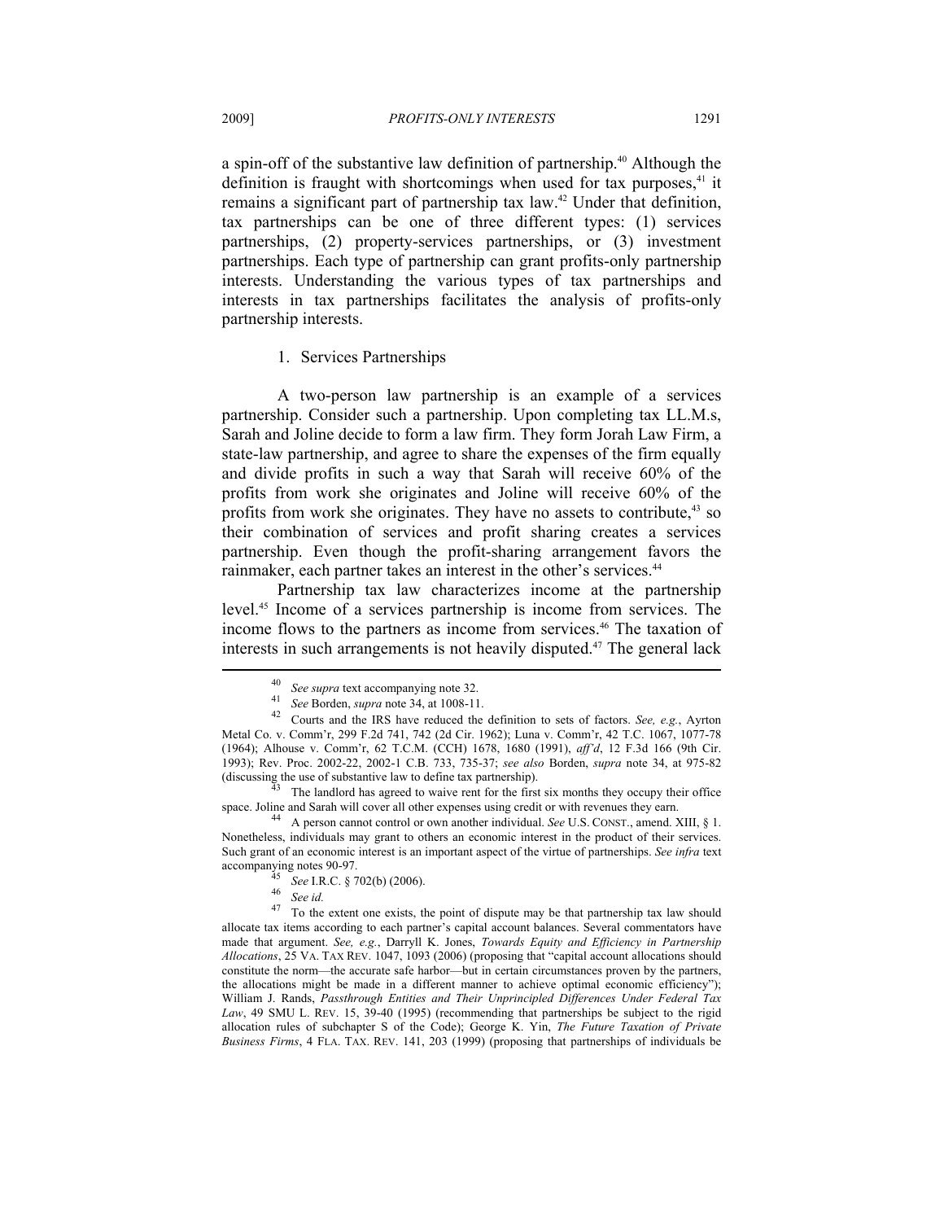a spin-off of the substantive law definition of partnership.[40] Although the definition is fraught with shortcomings when used for tax purposes,[41] it remains a significant part of partnership tax law.[42] Under that definition, tax partnerships can be one of three different types: (1) services partnerships, (2) property-services partnerships, or (3) investment partnerships. Each type of partnership can grant profits-only partnership interests. Understanding the various types of tax partnerships and interests in tax partnerships facilitates the analysis of profits-only partnership interests.

### 1. Services Partnerships

A two-person law partnership is an example of a services partnership. Consider such a partnership. Upon completing tax LL.M.s, Sarah and Joline decide to form a law firm. They form Jorah Law Firm, a state-law partnership, and agree to share the expenses of the firm equally and divide profits in such a way that Sarah will receive 60% of the profits from work she originates and Joline will receive 60% of the profits from work she originates. They have no assets to contribute,[43] so their combination of services and profit sharing creates a services partnership. Even though the profit-sharing arrangement favors the rainmaker, each partner takes an interest in the other's services.[44]

Partnership tax law characterizes income at the partnership level.[45] Income of a services partnership is income from services. The income flows to the partners as income from services.[46] The taxation of interests in such arrangements is not heavily disputed.[47] The general lack

---

[40] *See supra* text accompanying note 32.

[41] *See* Borden, *supra* note 34, at 1008-11.

[42] Courts and the IRS have reduced the definition to sets of factors. *See, e.g.*, Ayrton Metal Co. v. Comm'r, 299 F.2d 741, 742 (2d Cir. 1962); Luna v. Comm'r, 42 T.C. 1067, 1077-78 (1964); Alhouse v. Comm'r, 62 T.C.M. (CCH) 1678, 1680 (1991), *aff'd*, 12 F.3d 166 (9th Cir. 1993); Rev. Proc. 2002-22, 2002-1 C.B. 733, 735-37; *see also* Borden, *supra* note 34, at 975-82 (discussing the use of substantive law to define tax partnership).

[43] The landlord has agreed to waive rent for the first six months they occupy their office space. Joline and Sarah will cover all other expenses using credit or with revenues they earn.

[44] A person cannot control or own another individual. *See* U.S. CONST., amend. XIII, § 1. Nonetheless, individuals may grant to others an economic interest in the product of their services. Such grant of an economic interest is an important aspect of the virtue of partnerships. *See infra* text accompanying notes 90-97.

[45] *See* I.R.C. § 702(b) (2006).

[46] *See id.*

[47] To the extent one exists, the point of dispute may be that partnership tax law should allocate tax items according to each partner's capital account balances. Several commentators have made that argument. *See, e.g.*, Darryll K. Jones, *Towards Equity and Efficiency in Partnership Allocations*, 25 VA. TAX REV. 1047, 1093 (2006) (proposing that "capital account allocations should constitute the norm—the accurate safe harbor—but in certain circumstances proven by the partners, the allocations might be made in a different manner to achieve optimal economic efficiency"); William J. Rands, *Passthrough Entities and Their Unprincipled Differences Under Federal Tax Law*, 49 SMU L. REV. 15, 39-40 (1995) (recommending that partnerships be subject to the rigid allocation rules of subchapter S of the Code); George K. Yin, *The Future Taxation of Private Business Firms*, 4 FLA. TAX. REV. 141, 203 (1999) (proposing that partnerships of individuals be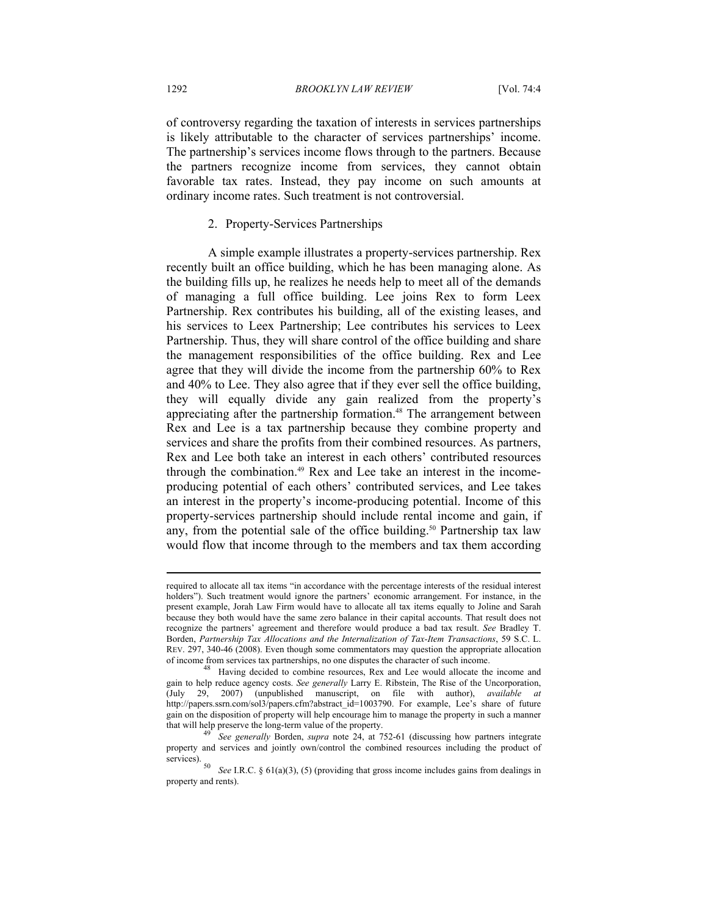of controversy regarding the taxation of interests in services partnerships is likely attributable to the character of services partnerships' income. The partnership's services income flows through to the partners. Because the partners recognize income from services, they cannot obtain favorable tax rates. Instead, they pay income on such amounts at ordinary income rates. Such treatment is not controversial.

### 2. Property-Services Partnerships

A simple example illustrates a property-services partnership. Rex recently built an office building, which he has been managing alone. As the building fills up, he realizes he needs help to meet all of the demands of managing a full office building. Lee joins Rex to form Leex Partnership. Rex contributes his building, all of the existing leases, and his services to Leex Partnership; Lee contributes his services to Leex Partnership. Thus, they will share control of the office building and share the management responsibilities of the office building. Rex and Lee agree that they will divide the income from the partnership 60% to Rex and 40% to Lee. They also agree that if they ever sell the office building, they will equally divide any gain realized from the property's appreciating after the partnership formation.[48] The arrangement between Rex and Lee is a tax partnership because they combine property and services and share the profits from their combined resources. As partners, Rex and Lee both take an interest in each others' contributed resources through the combination.[49] Rex and Lee take an interest in the income-producing potential of each others' contributed services, and Lee takes an interest in the property's income-producing potential. Income of this property-services partnership should include rental income and gain, if any, from the potential sale of the office building.[50] Partnership tax law would flow that income through to the members and tax them according

---

required to allocate all tax items "in accordance with the percentage interests of the residual interest holders"). Such treatment would ignore the partners' economic arrangement. For instance, in the present example, Jorah Law Firm would have to allocate all tax items equally to Joline and Sarah because they both would have the same zero balance in their capital accounts. That result does not recognize the partners' agreement and therefore would produce a bad tax result. *See* Bradley T. Borden, *Partnership Tax Allocations and the Internalization of Tax-Item Transactions*, 59 S.C. L. REV. 297, 340-46 (2008). Even though some commentators may question the appropriate allocation of income from services tax partnerships, no one disputes the character of such income.

[48] Having decided to combine resources, Rex and Lee would allocate the income and gain to help reduce agency costs. *See generally* Larry E. Ribstein, The Rise of the Uncorporation, (July 29, 2007) (unpublished manuscript, on file with author), *available at* http://papers.ssrn.com/sol3/papers.cfm?abstract_id=1003790. For example, Lee's share of future gain on the disposition of property will help encourage him to manage the property in such a manner that will help preserve the long-term value of the property.

[49] *See generally* Borden, *supra* note 24, at 752-61 (discussing how partners integrate property and services and jointly own/control the combined resources including the product of services).

[50] *See* I.R.C. § 61(a)(3), (5) (providing that gross income includes gains from dealings in property and rents).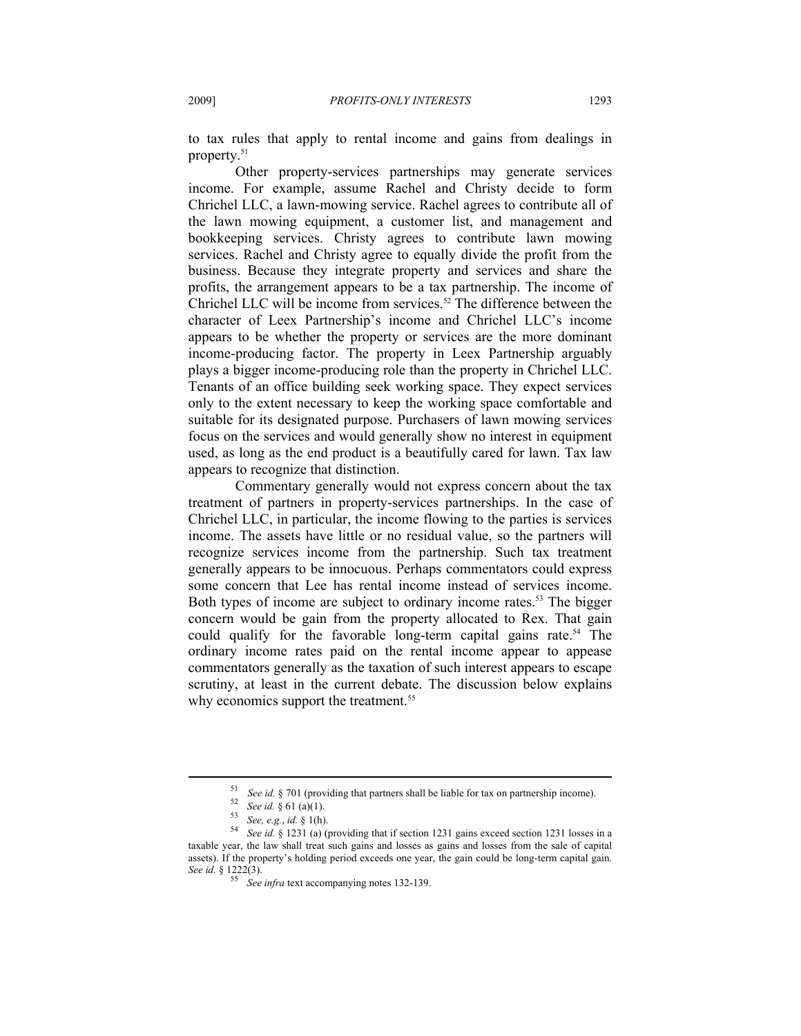to tax rules that apply to rental income and gains from dealings in property.[51]

Other property-services partnerships may generate services income. For example, assume Rachel and Christy decide to form Chrichel LLC, a lawn-mowing service. Rachel agrees to contribute all of the lawn mowing equipment, a customer list, and management and bookkeeping services. Christy agrees to contribute lawn mowing services. Rachel and Christy agree to equally divide the profit from the business. Because they integrate property and services and share the profits, the arrangement appears to be a tax partnership. The income of Chrichel LLC will be income from services.[52] The difference between the character of Leex Partnership's income and Chrichel LLC's income appears to be whether the property or services are the more dominant income-producing factor. The property in Leex Partnership arguably plays a bigger income-producing role than the property in Chrichel LLC. Tenants of an office building seek working space. They expect services only to the extent necessary to keep the working space comfortable and suitable for its designated purpose. Purchasers of lawn mowing services focus on the services and would generally show no interest in equipment used, as long as the end product is a beautifully cared for lawn. Tax law appears to recognize that distinction.

Commentary generally would not express concern about the tax treatment of partners in property-services partnerships. In the case of Chrichel LLC, in particular, the income flowing to the parties is services income. The assets have little or no residual value, so the partners will recognize services income from the partnership. Such tax treatment generally appears to be innocuous. Perhaps commentators could express some concern that Lee has rental income instead of services income. Both types of income are subject to ordinary income rates.[53] The bigger concern would be gain from the property allocated to Rex. That gain could qualify for the favorable long-term capital gains rate.[54] The ordinary income rates paid on the rental income appear to appease commentators generally as the taxation of such interest appears to escape scrutiny, at least in the current debate. The discussion below explains why economics support the treatment.[55]

---

[51] *See id.* § 701 (providing that partners shall be liable for tax on partnership income).

[52] *See id.* § 61 (a)(1).

[53] *See, e.g.*, *id.* § 1(h).

[54] *See id.* § 1231 (a) (providing that if section 1231 gains exceed section 1231 losses in a taxable year, the law shall treat such gains and losses as gains and losses from the sale of capital assets). If the property's holding period exceeds one year, the gain could be long-term capital gain. *See id.* § 1222(3).

[55] *See infra* text accompanying notes 132-139.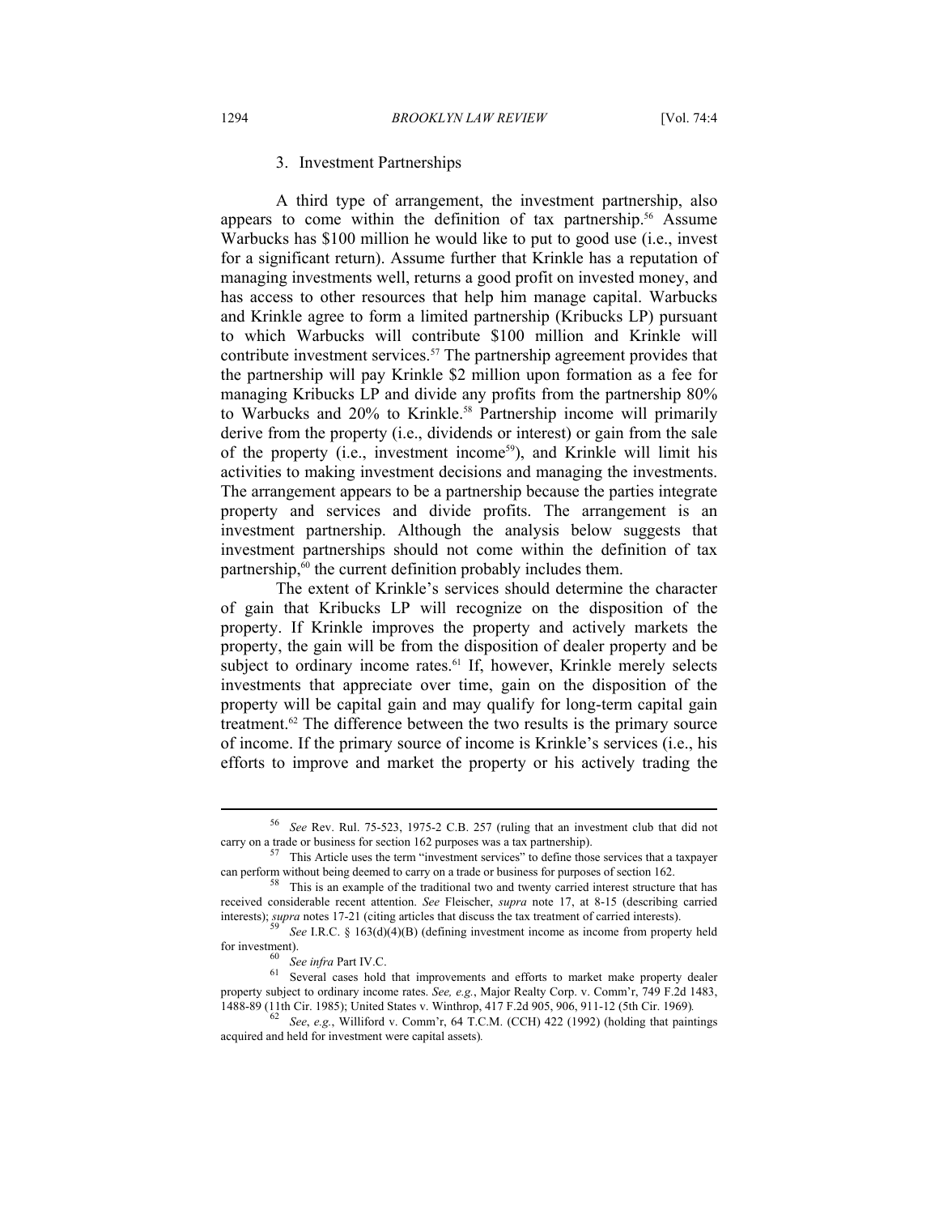### 3. Investment Partnerships

A third type of arrangement, the investment partnership, also appears to come within the definition of tax partnership.[56] Assume Warbucks has $100 million he would like to put to good use (i.e., invest for a significant return). Assume further that Krinkle has a reputation of managing investments well, returns a good profit on invested money, and has access to other resources that help him manage capital. Warbucks and Krinkle agree to form a limited partnership (Kribucks LP) pursuant to which Warbucks will contribute $100 million and Krinkle will contribute investment services.[57] The partnership agreement provides that the partnership will pay Krinkle $2 million upon formation as a fee for managing Kribucks LP and divide any profits from the partnership 80% to Warbucks and 20% to Krinkle.[58] Partnership income will primarily derive from the property (i.e., dividends or interest) or gain from the sale of the property (i.e., investment income[59]), and Krinkle will limit his activities to making investment decisions and managing the investments. The arrangement appears to be a partnership because the parties integrate property and services and divide profits. The arrangement is an investment partnership. Although the analysis below suggests that investment partnerships should not come within the definition of tax partnership,[60] the current definition probably includes them.

The extent of Krinkle's services should determine the character of gain that Kribucks LP will recognize on the disposition of the property. If Krinkle improves the property and actively markets the property, the gain will be from the disposition of dealer property and be subject to ordinary income rates.[61] If, however, Krinkle merely selects investments that appreciate over time, gain on the disposition of the property will be capital gain and may qualify for long-term capital gain treatment.[62] The difference between the two results is the primary source of income. If the primary source of income is Krinkle's services (i.e., his efforts to improve and market the property or his actively trading the

---

[56] *See* Rev. Rul. 75-523, 1975-2 C.B. 257 (ruling that an investment club that did not carry on a trade or business for section 162 purposes was a tax partnership).

[57] This Article uses the term "investment services" to define those services that a taxpayer can perform without being deemed to carry on a trade or business for purposes of section 162.

[58] This is an example of the traditional two and twenty carried interest structure that has received considerable recent attention. *See* Fleischer, *supra* note 17, at 8-15 (describing carried interests); *supra* notes 17-21 (citing articles that discuss the tax treatment of carried interests).

[59] *See* I.R.C. § 163(d)(4)(B) (defining investment income as income from property held for investment).

[60] *See infra* Part IV.C.

[61] Several cases hold that improvements and efforts to market make property dealer property subject to ordinary income rates. *See, e.g.*, Major Realty Corp. v. Comm'r, 749 F.2d 1483, 1488-89 (11th Cir. 1985); United States v. Winthrop, 417 F.2d 905, 906, 911-12 (5th Cir. 1969).

[62] *See*, *e.g.*, Williford v. Comm'r, 64 T.C.M. (CCH) 422 (1992) (holding that paintings acquired and held for investment were capital assets).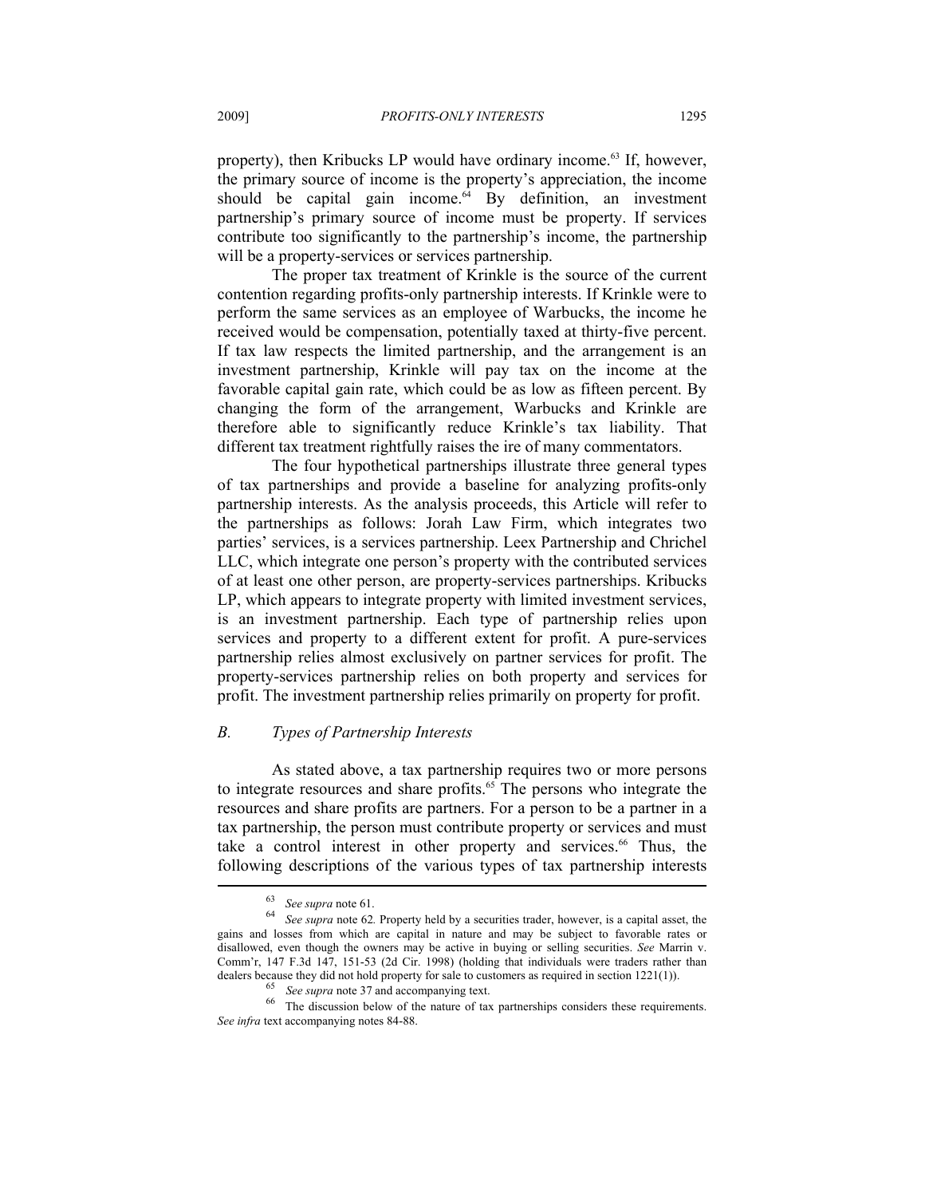property), then Kribucks LP would have ordinary income.[63] If, however, the primary source of income is the property's appreciation, the income should be capital gain income.[64] By definition, an investment partnership's primary source of income must be property. If services contribute too significantly to the partnership's income, the partnership will be a property-services or services partnership.

The proper tax treatment of Krinkle is the source of the current contention regarding profits-only partnership interests. If Krinkle were to perform the same services as an employee of Warbucks, the income he received would be compensation, potentially taxed at thirty-five percent. If tax law respects the limited partnership, and the arrangement is an investment partnership, Krinkle will pay tax on the income at the favorable capital gain rate, which could be as low as fifteen percent. By changing the form of the arrangement, Warbucks and Krinkle are therefore able to significantly reduce Krinkle's tax liability. That different tax treatment rightfully raises the ire of many commentators.

The four hypothetical partnerships illustrate three general types of tax partnerships and provide a baseline for analyzing profits-only partnership interests. As the analysis proceeds, this Article will refer to the partnerships as follows: Jorah Law Firm, which integrates two parties' services, is a services partnership. Leex Partnership and Chrichel LLC, which integrate one person's property with the contributed services of at least one other person, are property-services partnerships. Kribucks LP, which appears to integrate property with limited investment services, is an investment partnership. Each type of partnership relies upon services and property to a different extent for profit. A pure-services partnership relies almost exclusively on partner services for profit. The property-services partnership relies on both property and services for profit. The investment partnership relies primarily on property for profit.

### *B. Types of Partnership Interests*

As stated above, a tax partnership requires two or more persons to integrate resources and share profits.[65] The persons who integrate the resources and share profits are partners. For a person to be a partner in a tax partnership, the person must contribute property or services and must take a control interest in other property and services.[66] Thus, the following descriptions of the various types of tax partnership interests

---

[63] *See supra* note 61.

[64] *See supra* note 62. Property held by a securities trader, however, is a capital asset, the gains and losses from which are capital in nature and may be subject to favorable rates or disallowed, even though the owners may be active in buying or selling securities. *See* Marrin v. Comm'r, 147 F.3d 147, 151-53 (2d Cir. 1998) (holding that individuals were traders rather than dealers because they did not hold property for sale to customers as required in section 1221(1)).

[65] *See supra* note 37 and accompanying text.

[66] The discussion below of the nature of tax partnerships considers these requirements. *See infra* text accompanying notes 84-88.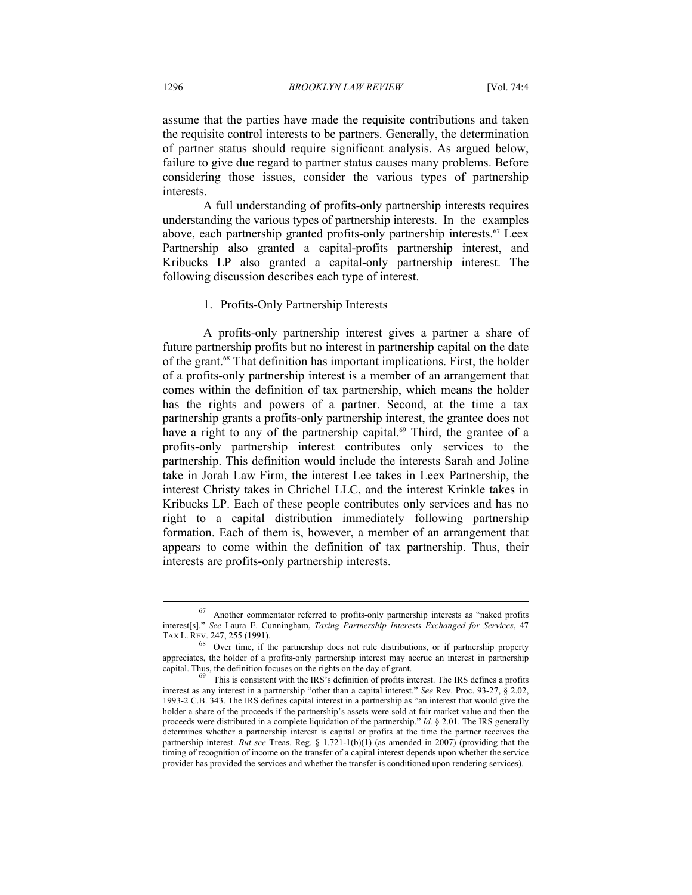assume that the parties have made the requisite contributions and taken the requisite control interests to be partners. Generally, the determination of partner status should require significant analysis. As argued below, failure to give due regard to partner status causes many problems. Before considering those issues, consider the various types of partnership interests.

A full understanding of profits-only partnership interests requires understanding the various types of partnership interests. In the examples above, each partnership granted profits-only partnership interests.[67] Leex Partnership also granted a capital-profits partnership interest, and Kribucks LP also granted a capital-only partnership interest. The following discussion describes each type of interest.

### 1. Profits-Only Partnership Interests

A profits-only partnership interest gives a partner a share of future partnership profits but no interest in partnership capital on the date of the grant.[68] That definition has important implications. First, the holder of a profits-only partnership interest is a member of an arrangement that comes within the definition of tax partnership, which means the holder has the rights and powers of a partner. Second, at the time a tax partnership grants a profits-only partnership interest, the grantee does not have a right to any of the partnership capital.[69] Third, the grantee of a profits-only partnership interest contributes only services to the partnership. This definition would include the interests Sarah and Joline take in Jorah Law Firm, the interest Lee takes in Leex Partnership, the interest Christy takes in Chrichel LLC, and the interest Krinkle takes in Kribucks LP. Each of these people contributes only services and has no right to a capital distribution immediately following partnership formation. Each of them is, however, a member of an arrangement that appears to come within the definition of tax partnership. Thus, their interests are profits-only partnership interests.

---

[67] Another commentator referred to profits-only partnership interests as "naked profits interest[s]." *See* Laura E. Cunningham, *Taxing Partnership Interests Exchanged for Services*, 47 TAX L. REV. 247, 255 (1991).

[68] Over time, if the partnership does not rule distributions, or if partnership property appreciates, the holder of a profits-only partnership interest may accrue an interest in partnership capital. Thus, the definition focuses on the rights on the day of grant.

[69] This is consistent with the IRS's definition of profits interest. The IRS defines a profits interest as any interest in a partnership "other than a capital interest." *See* Rev. Proc. 93-27, § 2.02, 1993-2 C.B. 343. The IRS defines capital interest in a partnership as "an interest that would give the holder a share of the proceeds if the partnership's assets were sold at fair market value and then the proceeds were distributed in a complete liquidation of the partnership." *Id.* § 2.01. The IRS generally determines whether a partnership interest is capital or profits at the time the partner receives the partnership interest. *But see* Treas. Reg. § 1.721-1(b)(1) (as amended in 2007) (providing that the timing of recognition of income on the transfer of a capital interest depends upon whether the service provider has provided the services and whether the transfer is conditioned upon rendering services).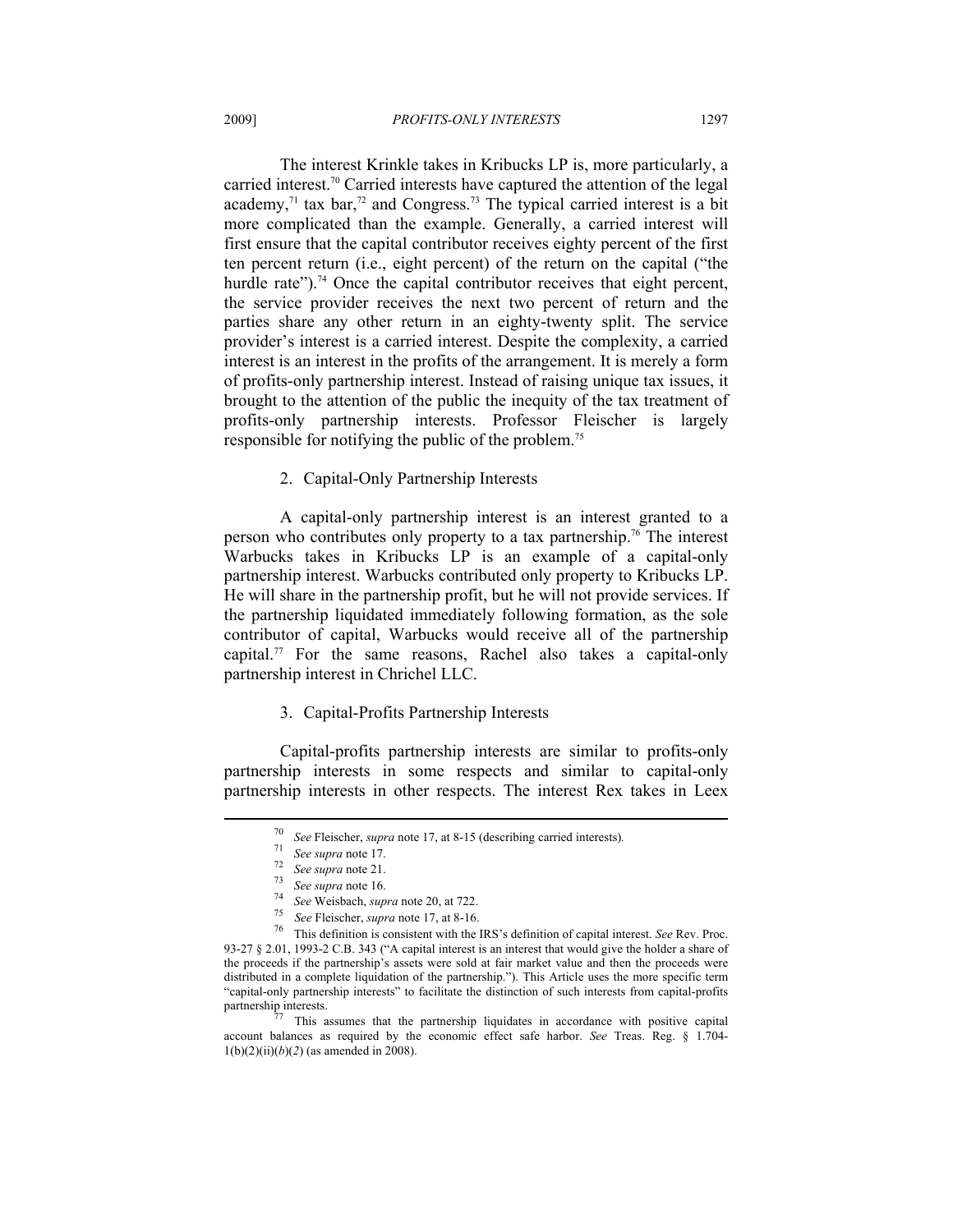The interest Krinkle takes in Kribucks LP is, more particularly, a carried interest.[70] Carried interests have captured the attention of the legal academy,[71] tax bar,[72] and Congress.[73] The typical carried interest is a bit more complicated than the example. Generally, a carried interest will first ensure that the capital contributor receives eighty percent of the first ten percent return (i.e., eight percent) of the return on the capital ("the hurdle rate").[74] Once the capital contributor receives that eight percent, the service provider receives the next two percent of return and the parties share any other return in an eighty-twenty split. The service provider's interest is a carried interest. Despite the complexity, a carried interest is an interest in the profits of the arrangement. It is merely a form of profits-only partnership interest. Instead of raising unique tax issues, it brought to the attention of the public the inequity of the tax treatment of profits-only partnership interests. Professor Fleischer is largely responsible for notifying the public of the problem.[75]

### 2. Capital-Only Partnership Interests

A capital-only partnership interest is an interest granted to a person who contributes only property to a tax partnership.[76] The interest Warbucks takes in Kribucks LP is an example of a capital-only partnership interest. Warbucks contributed only property to Kribucks LP. He will share in the partnership profit, but he will not provide services. If the partnership liquidated immediately following formation, as the sole contributor of capital, Warbucks would receive all of the partnership capital.[77] For the same reasons, Rachel also takes a capital-only partnership interest in Chrichel LLC.

### 3. Capital-Profits Partnership Interests

Capital-profits partnership interests are similar to profits-only partnership interests in some respects and similar to capital-only partnership interests in other respects. The interest Rex takes in Leex

---

[70] *See* Fleischer, *supra* note 17, at 8-15 (describing carried interests).

[71] *See supra* note 17.

[72] *See supra* note 21.

[73] *See supra* note 16.

[74] *See* Weisbach, *supra* note 20, at 722.

[75] *See* Fleischer, *supra* note 17, at 8-16.

[76] This definition is consistent with the IRS's definition of capital interest. *See* Rev. Proc. 93-27 § 2.01, 1993-2 C.B. 343 ("A capital interest is an interest that would give the holder a share of the proceeds if the partnership's assets were sold at fair market value and then the proceeds were distributed in a complete liquidation of the partnership."). This Article uses the more specific term "capital-only partnership interests" to facilitate the distinction of such interests from capital-profits partnership interests.

[77] This assumes that the partnership liquidates in accordance with positive capital account balances as required by the economic effect safe harbor. *See* Treas. Reg. § 1.704-1(b)(2)(ii)(*b*)(*2*) (as amended in 2008).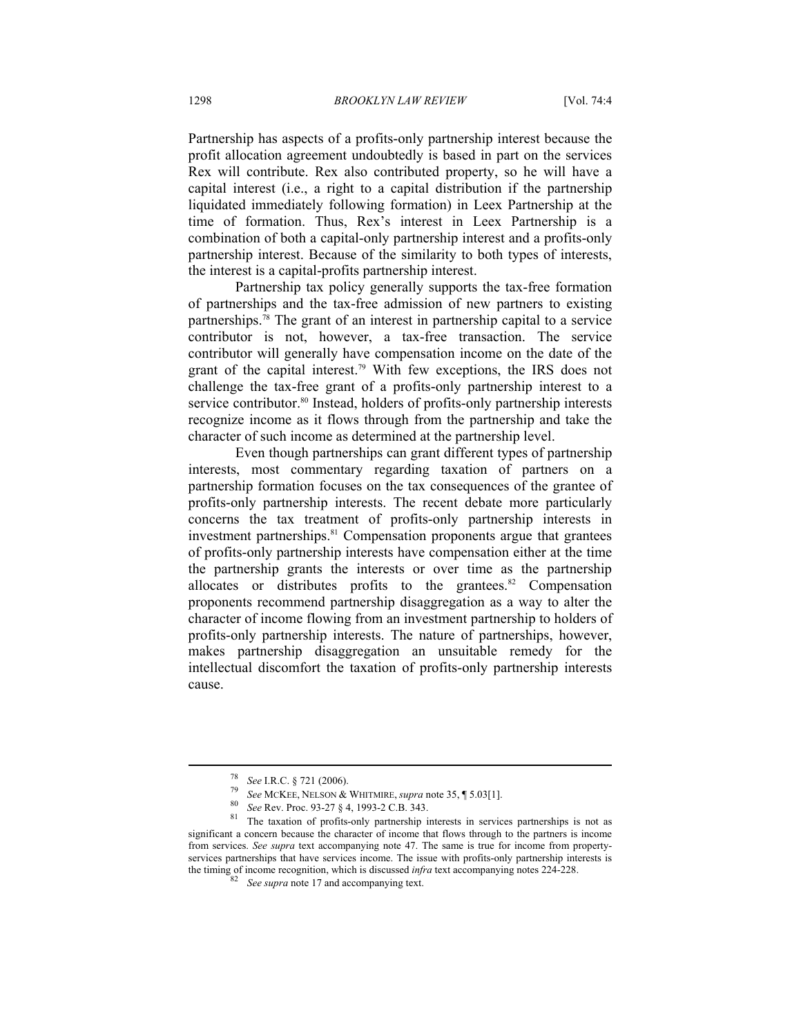Partnership has aspects of a profits-only partnership interest because the profit allocation agreement undoubtedly is based in part on the services Rex will contribute. Rex also contributed property, so he will have a capital interest (i.e., a right to a capital distribution if the partnership liquidated immediately following formation) in Leex Partnership at the time of formation. Thus, Rex's interest in Leex Partnership is a combination of both a capital-only partnership interest and a profits-only partnership interest. Because of the similarity to both types of interests, the interest is a capital-profits partnership interest.

Partnership tax policy generally supports the tax-free formation of partnerships and the tax-free admission of new partners to existing partnerships.[78] The grant of an interest in partnership capital to a service contributor is not, however, a tax-free transaction. The service contributor will generally have compensation income on the date of the grant of the capital interest.[79] With few exceptions, the IRS does not challenge the tax-free grant of a profits-only partnership interest to a service contributor.[80] Instead, holders of profits-only partnership interests recognize income as it flows through from the partnership and take the character of such income as determined at the partnership level.

Even though partnerships can grant different types of partnership interests, most commentary regarding taxation of partners on a partnership formation focuses on the tax consequences of the grantee of profits-only partnership interests. The recent debate more particularly concerns the tax treatment of profits-only partnership interests in investment partnerships.[81] Compensation proponents argue that grantees of profits-only partnership interests have compensation either at the time the partnership grants the interests or over time as the partnership allocates or distributes profits to the grantees.[82] Compensation proponents recommend partnership disaggregation as a way to alter the character of income flowing from an investment partnership to holders of profits-only partnership interests. The nature of partnerships, however, makes partnership disaggregation an unsuitable remedy for the intellectual discomfort the taxation of profits-only partnership interests cause.

---

[78] *See* I.R.C. § 721 (2006).

[79] *See* MCKEE, NELSON & WHITMIRE, *supra* note 35, ¶ 5.03[1].

[80] *See* Rev. Proc. 93-27 § 4, 1993-2 C.B. 343.

[81] The taxation of profits-only partnership interests in services partnerships is not as significant a concern because the character of income that flows through to the partners is income from services. *See supra* text accompanying note 47. The same is true for income from property-services partnerships that have services income. The issue with profits-only partnership interests is the timing of income recognition, which is discussed *infra* text accompanying notes 224-228.

[82] *See supra* note 17 and accompanying text.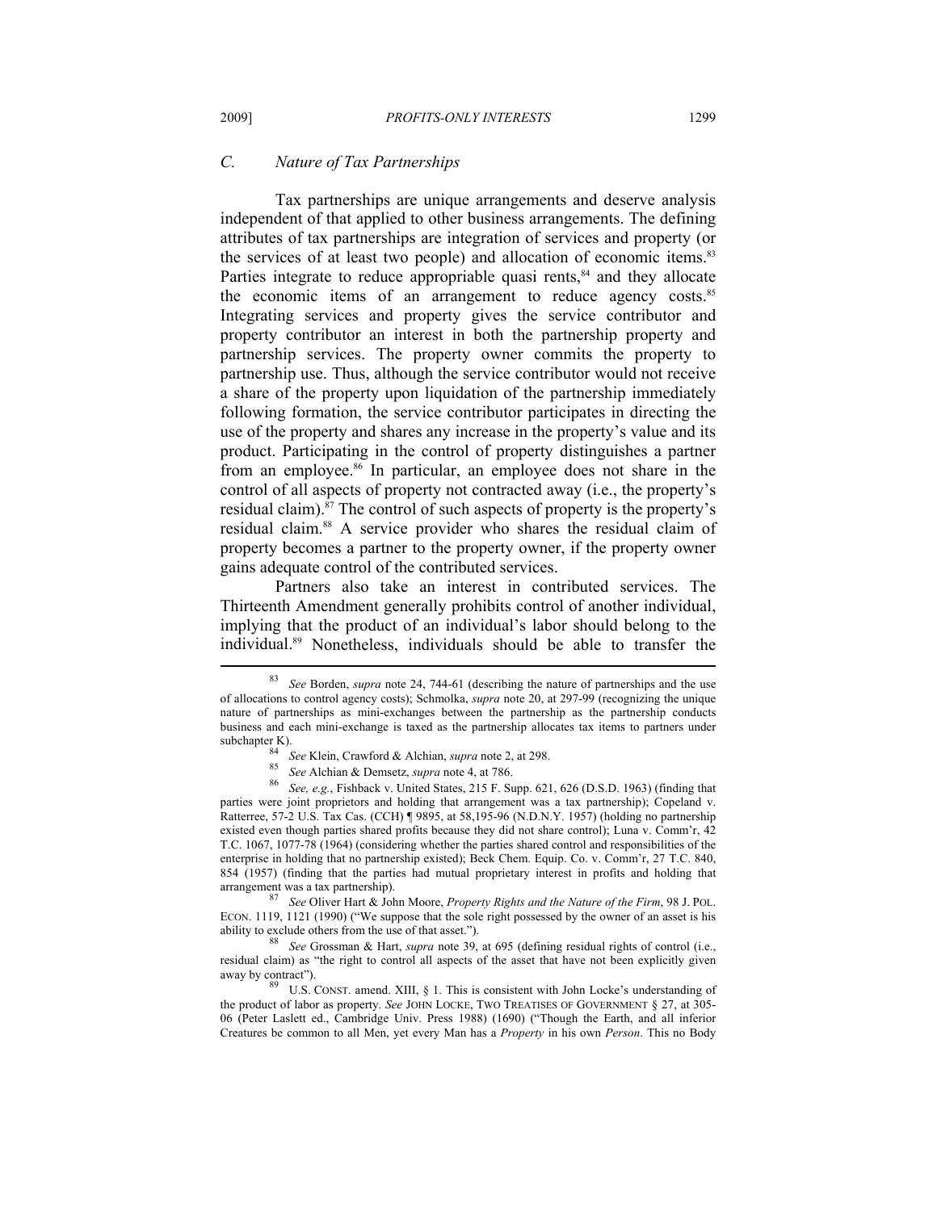### *C. Nature of Tax Partnerships*

Tax partnerships are unique arrangements and deserve analysis independent of that applied to other business arrangements. The defining attributes of tax partnerships are integration of services and property (or the services of at least two people) and allocation of economic items.[83] Parties integrate to reduce appropriable quasi rents,[84] and they allocate the economic items of an arrangement to reduce agency costs.[85] Integrating services and property gives the service contributor and property contributor an interest in both the partnership property and partnership services. The property owner commits the property to partnership use. Thus, although the service contributor would not receive a share of the property upon liquidation of the partnership immediately following formation, the service contributor participates in directing the use of the property and shares any increase in the property's value and its product. Participating in the control of property distinguishes a partner from an employee.[86] In particular, an employee does not share in the control of all aspects of property not contracted away (i.e., the property's residual claim).[87] The control of such aspects of property is the property's residual claim.[88] A service provider who shares the residual claim of property becomes a partner to the property owner, if the property owner gains adequate control of the contributed services.

Partners also take an interest in contributed services. The Thirteenth Amendment generally prohibits control of another individual, implying that the product of an individual's labor should belong to the individual.[89] Nonetheless, individuals should be able to transfer the

---

[83] *See* Borden, *supra* note 24, 744-61 (describing the nature of partnerships and the use of allocations to control agency costs); Schmolka, *supra* note 20, at 297-99 (recognizing the unique nature of partnerships as mini-exchanges between the partnership as the partnership conducts business and each mini-exchange is taxed as the partnership allocates tax items to partners under subchapter K).

[84] *See* Klein, Crawford & Alchian, *supra* note 2, at 298.

[85] *See* Alchian & Demsetz, *supra* note 4, at 786.

[86] *See, e.g.*, Fishback v. United States, 215 F. Supp. 621, 626 (D.S.D. 1963) (finding that parties were joint proprietors and holding that arrangement was a tax partnership); Copeland v. Ratterree, 57-2 U.S. Tax Cas. (CCH) ¶ 9895, at 58,195-96 (N.D.N.Y. 1957) (holding no partnership existed even though parties shared profits because they did not share control); Luna v. Comm'r, 42 T.C. 1067, 1077-78 (1964) (considering whether the parties shared control and responsibilities of the enterprise in holding that no partnership existed); Beck Chem. Equip. Co. v. Comm'r, 27 T.C. 840, 854 (1957) (finding that the parties had mutual proprietary interest in profits and holding that arrangement was a tax partnership).

[87] *See* Oliver Hart & John Moore, *Property Rights and the Nature of the Firm*, 98 J. POL. ECON. 1119, 1121 (1990) ("We suppose that the sole right possessed by the owner of an asset is his ability to exclude others from the use of that asset.").

[88] *See* Grossman & Hart, *supra* note 39, at 695 (defining residual rights of control (i.e., residual claim) as "the right to control all aspects of the asset that have not been explicitly given away by contract").

[89] U.S. CONST. amend. XIII, § 1. This is consistent with John Locke's understanding of the product of labor as property. *See* JOHN LOCKE, TWO TREATISES OF GOVERNMENT § 27, at 305-06 (Peter Laslett ed., Cambridge Univ. Press 1988) (1690) ("Though the Earth, and all inferior Creatures be common to all Men, yet every Man has a *Property* in his own *Person*. This no Body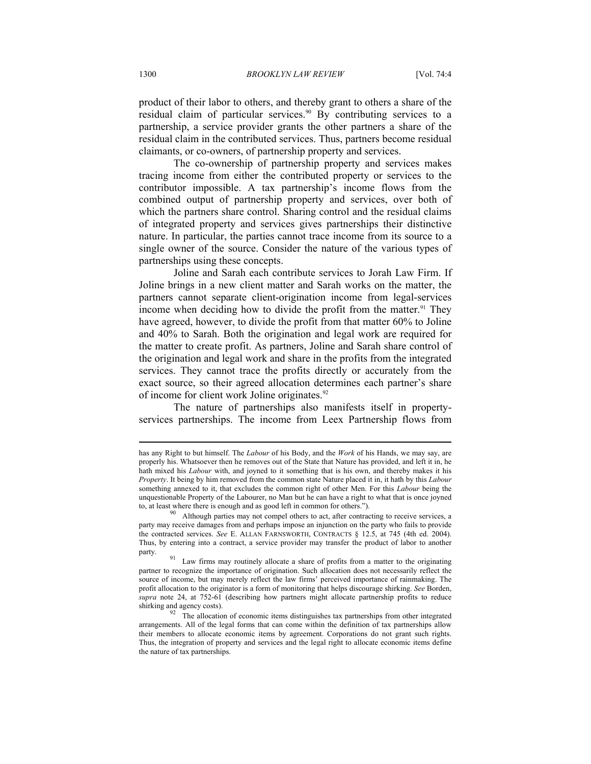product of their labor to others, and thereby grant to others a share of the residual claim of particular services.[90] By contributing services to a partnership, a service provider grants the other partners a share of the residual claim in the contributed services. Thus, partners become residual claimants, or co-owners, of partnership property and services.

The co-ownership of partnership property and services makes tracing income from either the contributed property or services to the contributor impossible. A tax partnership's income flows from the combined output of partnership property and services, over both of which the partners share control. Sharing control and the residual claims of integrated property and services gives partnerships their distinctive nature. In particular, the parties cannot trace income from its source to a single owner of the source. Consider the nature of the various types of partnerships using these concepts.

Joline and Sarah each contribute services to Jorah Law Firm. If Joline brings in a new client matter and Sarah works on the matter, the partners cannot separate client-origination income from legal-services income when deciding how to divide the profit from the matter.[91] They have agreed, however, to divide the profit from that matter 60% to Joline and 40% to Sarah. Both the origination and legal work are required for the matter to create profit. As partners, Joline and Sarah share control of the origination and legal work and share in the profits from the integrated services. They cannot trace the profits directly or accurately from the exact source, so their agreed allocation determines each partner's share of income for client work Joline originates.[92]

The nature of partnerships also manifests itself in property-services partnerships. The income from Leex Partnership flows from

---

has any Right to but himself. The *Labour* of his Body, and the *Work* of his Hands, we may say, are properly his. Whatsoever then he removes out of the State that Nature has provided, and left it in, he hath mixed his *Labour* with, and joyned to it something that is his own, and thereby makes it his *Property*. It being by him removed from the common state Nature placed it in, it hath by this *Labour* something annexed to it, that excludes the common right of other Men. For this *Labour* being the unquestionable Property of the Labourer, no Man but he can have a right to what that is once joyned to, at least where there is enough and as good left in common for others.").

[90] Although parties may not compel others to act, after contracting to receive services, a party may receive damages from and perhaps impose an injunction on the party who fails to provide the contracted services. *See* E. ALLAN FARNSWORTH, CONTRACTS § 12.5, at 745 (4th ed. 2004). Thus, by entering into a contract, a service provider may transfer the product of labor to another party.

[91] Law firms may routinely allocate a share of profits from a matter to the originating partner to recognize the importance of origination. Such allocation does not necessarily reflect the source of income, but may merely reflect the law firms' perceived importance of rainmaking. The profit allocation to the originator is a form of monitoring that helps discourage shirking. *See* Borden, *supra* note 24, at 752-61 (describing how partners might allocate partnership profits to reduce shirking and agency costs).

[92] The allocation of economic items distinguishes tax partnerships from other integrated arrangements. All of the legal forms that can come within the definition of tax partnerships allow their members to allocate economic items by agreement. Corporations do not grant such rights. Thus, the integration of property and services and the legal right to allocate economic items define the nature of tax partnerships.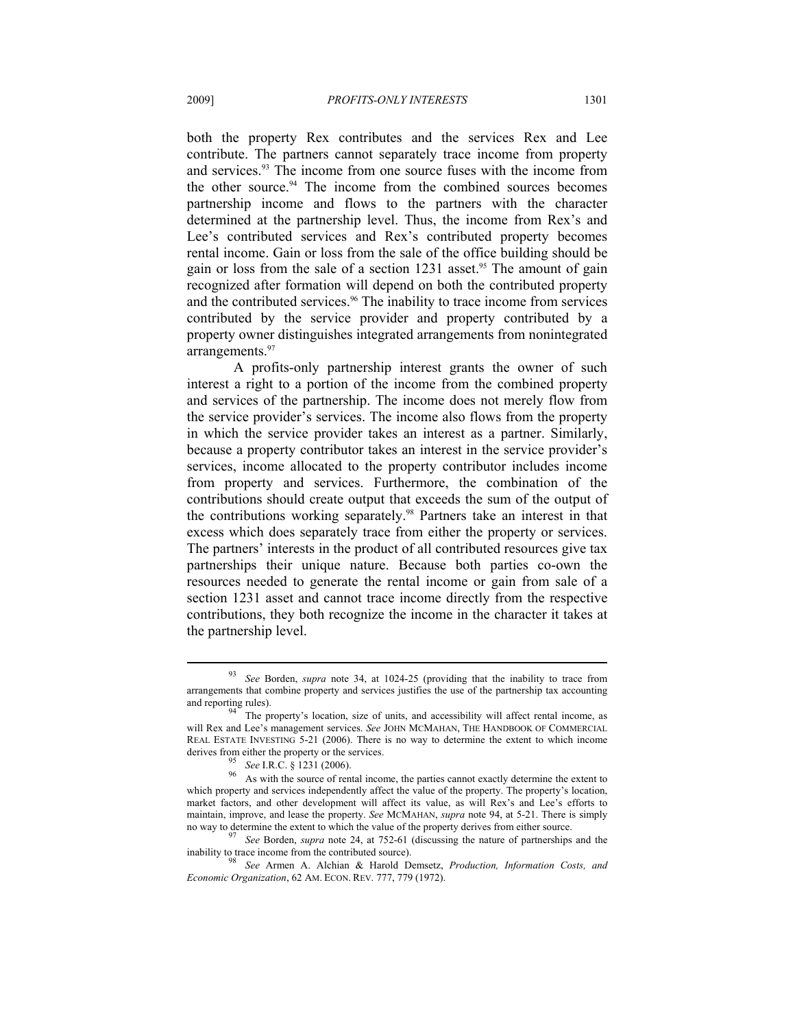both the property Rex contributes and the services Rex and Lee contribute. The partners cannot separately trace income from property and services.[93] The income from one source fuses with the income from the other source.[94] The income from the combined sources becomes partnership income and flows to the partners with the character determined at the partnership level. Thus, the income from Rex's and Lee's contributed services and Rex's contributed property becomes rental income. Gain or loss from the sale of the office building should be gain or loss from the sale of a section 1231 asset.[95] The amount of gain recognized after formation will depend on both the contributed property and the contributed services.[96] The inability to trace income from services contributed by the service provider and property contributed by a property owner distinguishes integrated arrangements from nonintegrated arrangements.[97]

A profits-only partnership interest grants the owner of such interest a right to a portion of the income from the combined property and services of the partnership. The income does not merely flow from the service provider's services. The income also flows from the property in which the service provider takes an interest as a partner. Similarly, because a property contributor takes an interest in the service provider's services, income allocated to the property contributor includes income from property and services. Furthermore, the combination of the contributions should create output that exceeds the sum of the output of the contributions working separately.[98] Partners take an interest in that excess which does separately trace from either the property or services. The partners' interests in the product of all contributed resources give tax partnerships their unique nature. Because both parties co-own the resources needed to generate the rental income or gain from sale of a section 1231 asset and cannot trace income directly from the respective contributions, they both recognize the income in the character it takes at the partnership level.

---

[93] *See* Borden, *supra* note 34, at 1024-25 (providing that the inability to trace from arrangements that combine property and services justifies the use of the partnership tax accounting and reporting rules).

[94] The property's location, size of units, and accessibility will affect rental income, as will Rex and Lee's management services. *See* JOHN MCMAHAN, THE HANDBOOK OF COMMERCIAL REAL ESTATE INVESTING 5-21 (2006). There is no way to determine the extent to which income derives from either the property or the services.

[95] *See* I.R.C. § 1231 (2006).

[96] As with the source of rental income, the parties cannot exactly determine the extent to which property and services independently affect the value of the property. The property's location, market factors, and other development will affect its value, as will Rex's and Lee's efforts to maintain, improve, and lease the property. *See* MCMAHAN, *supra* note 94, at 5-21. There is simply no way to determine the extent to which the value of the property derives from either source.

[97] *See* Borden, *supra* note 24, at 752-61 (discussing the nature of partnerships and the inability to trace income from the contributed source).

[98] *See* Armen A. Alchian & Harold Demsetz, *Production, Information Costs, and Economic Organization*, 62 AM. ECON. REV. 777, 779 (1972).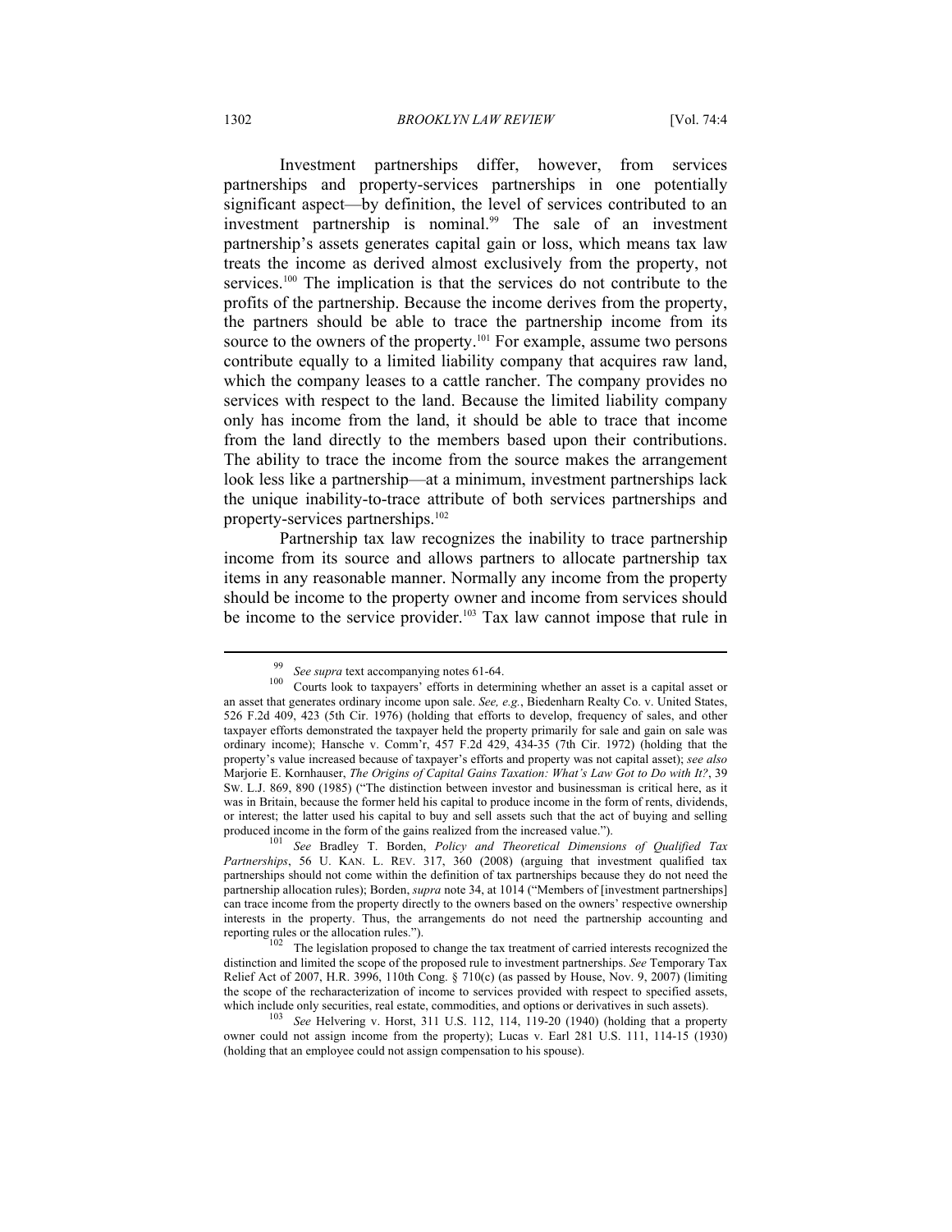Investment partnerships differ, however, from services partnerships and property-services partnerships in one potentially significant aspect—by definition, the level of services contributed to an investment partnership is nominal.[99] The sale of an investment partnership's assets generates capital gain or loss, which means tax law treats the income as derived almost exclusively from the property, not services.[100] The implication is that the services do not contribute to the profits of the partnership. Because the income derives from the property, the partners should be able to trace the partnership income from its source to the owners of the property.[101] For example, assume two persons contribute equally to a limited liability company that acquires raw land, which the company leases to a cattle rancher. The company provides no services with respect to the land. Because the limited liability company only has income from the land, it should be able to trace that income from the land directly to the members based upon their contributions. The ability to trace the income from the source makes the arrangement look less like a partnership—at a minimum, investment partnerships lack the unique inability-to-trace attribute of both services partnerships and property-services partnerships.[102]

Partnership tax law recognizes the inability to trace partnership income from its source and allows partners to allocate partnership tax items in any reasonable manner. Normally any income from the property should be income to the property owner and income from services should be income to the service provider.[103] Tax law cannot impose that rule in

---

[99] *See supra* text accompanying notes 61-64.

[100] Courts look to taxpayers' efforts in determining whether an asset is a capital asset or an asset that generates ordinary income upon sale. *See, e.g.*, Biedenharn Realty Co. v. United States, 526 F.2d 409, 423 (5th Cir. 1976) (holding that efforts to develop, frequency of sales, and other taxpayer efforts demonstrated the taxpayer held the property primarily for sale and gain on sale was ordinary income); Hansche v. Comm'r, 457 F.2d 429, 434-35 (7th Cir. 1972) (holding that the property's value increased because of taxpayer's efforts and property was not capital asset); *see also* Marjorie E. Kornhauser, *The Origins of Capital Gains Taxation: What's Law Got to Do with It?*, 39 SW. L.J. 869, 890 (1985) ("The distinction between investor and businessman is critical here, as it was in Britain, because the former held his capital to produce income in the form of rents, dividends, or interest; the latter used his capital to buy and sell assets such that the act of buying and selling produced income in the form of the gains realized from the increased value.").

[101] *See* Bradley T. Borden, *Policy and Theoretical Dimensions of Qualified Tax Partnerships*, 56 U. KAN. L. REV. 317, 360 (2008) (arguing that investment qualified tax partnerships should not come within the definition of tax partnerships because they do not need the partnership allocation rules); Borden, *supra* note 34, at 1014 ("Members of [investment partnerships] can trace income from the property directly to the owners based on the owners' respective ownership interests in the property. Thus, the arrangements do not need the partnership accounting and reporting rules or the allocation rules.").

[102] The legislation proposed to change the tax treatment of carried interests recognized the distinction and limited the scope of the proposed rule to investment partnerships. *See* Temporary Tax Relief Act of 2007, H.R. 3996, 110th Cong. § 710(c) (as passed by House, Nov. 9, 2007) (limiting the scope of the recharacterization of income to services provided with respect to specified assets, which include only securities, real estate, commodities, and options or derivatives in such assets).

[103] *See* Helvering v. Horst, 311 U.S. 112, 114, 119-20 (1940) (holding that a property owner could not assign income from the property); Lucas v. Earl 281 U.S. 111, 114-15 (1930) (holding that an employee could not assign compensation to his spouse).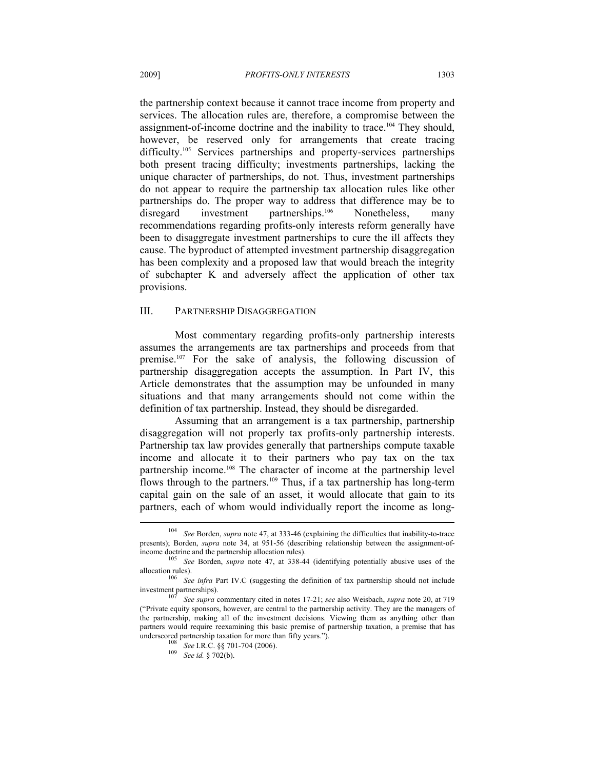the partnership context because it cannot trace income from property and services. The allocation rules are, therefore, a compromise between the assignment-of-income doctrine and the inability to trace.[104] They should, however, be reserved only for arrangements that create tracing difficulty.[105] Services partnerships and property-services partnerships both present tracing difficulty; investments partnerships, lacking the unique character of partnerships, do not. Thus, investment partnerships do not appear to require the partnership tax allocation rules like other partnerships do. The proper way to address that difference may be to disregard investment partnerships.[106] Nonetheless, many recommendations regarding profits-only interests reform generally have been to disaggregate investment partnerships to cure the ill affects they cause. The byproduct of attempted investment partnership disaggregation has been complexity and a proposed law that would breach the integrity of subchapter K and adversely affect the application of other tax provisions.

## III. PARTNERSHIP DISAGGREGATION

Most commentary regarding profits-only partnership interests assumes the arrangements are tax partnerships and proceeds from that premise.[107] For the sake of analysis, the following discussion of partnership disaggregation accepts the assumption. In Part IV, this Article demonstrates that the assumption may be unfounded in many situations and that many arrangements should not come within the definition of tax partnership. Instead, they should be disregarded.

Assuming that an arrangement is a tax partnership, partnership disaggregation will not properly tax profits-only partnership interests. Partnership tax law provides generally that partnerships compute taxable income and allocate it to their partners who pay tax on the tax partnership income.[108] The character of income at the partnership level flows through to the partners.[109] Thus, if a tax partnership has long-term capital gain on the sale of an asset, it would allocate that gain to its partners, each of whom would individually report the income as long-

---

[104] *See* Borden, *supra* note 47, at 333-46 (explaining the difficulties that inability-to-trace presents); Borden, *supra* note 34, at 951-56 (describing relationship between the assignment-of-income doctrine and the partnership allocation rules).

[105] *See* Borden, *supra* note 47, at 338-44 (identifying potentially abusive uses of the allocation rules).

[106] *See infra* Part IV.C (suggesting the definition of tax partnership should not include investment partnerships).

[107] *See supra* commentary cited in notes 17-21; *see* also Weisbach, *supra* note 20, at 719 ("Private equity sponsors, however, are central to the partnership activity. They are the managers of the partnership, making all of the investment decisions. Viewing them as anything other than partners would require reexamining this basic premise of partnership taxation, a premise that has underscored partnership taxation for more than fifty years.").

[108] *See* I.R.C. §§ 701-704 (2006).

[109] *See id.* § 702(b).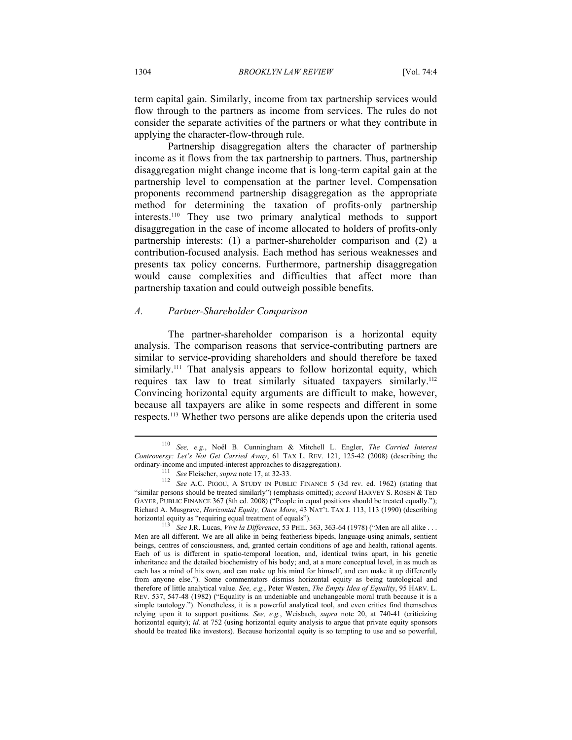term capital gain. Similarly, income from tax partnership services would flow through to the partners as income from services. The rules do not consider the separate activities of the partners or what they contribute in applying the character-flow-through rule.

Partnership disaggregation alters the character of partnership income as it flows from the tax partnership to partners. Thus, partnership disaggregation might change income that is long-term capital gain at the partnership level to compensation at the partner level. Compensation proponents recommend partnership disaggregation as the appropriate method for determining the taxation of profits-only partnership interests.[110] They use two primary analytical methods to support disaggregation in the case of income allocated to holders of profits-only partnership interests: (1) a partner-shareholder comparison and (2) a contribution-focused analysis. Each method has serious weaknesses and presents tax policy concerns. Furthermore, partnership disaggregation would cause complexities and difficulties that affect more than partnership taxation and could outweigh possible benefits.

### *A. Partner-Shareholder Comparison*

The partner-shareholder comparison is a horizontal equity analysis. The comparison reasons that service-contributing partners are similar to service-providing shareholders and should therefore be taxed similarly.[111] That analysis appears to follow horizontal equity, which requires tax law to treat similarly situated taxpayers similarly.[112] Convincing horizontal equity arguments are difficult to make, however, because all taxpayers are alike in some respects and different in some respects.[113] Whether two persons are alike depends upon the criteria used

---

[110] *See, e.g.*, Noël B. Cunningham & Mitchell L. Engler, *The Carried Interest Controversy: Let's Not Get Carried Away*, 61 TAX L. REV. 121, 125-42 (2008) (describing the ordinary-income and imputed-interest approaches to disaggregation).

[111] *See* Fleischer, *supra* note 17, at 32-33.

[112] *See* A.C. PIGOU, A STUDY IN PUBLIC FINANCE 5 (3d rev. ed. 1962) (stating that "similar persons should be treated similarly") (emphasis omitted); *accord* HARVEY S. ROSEN & TED GAYER, PUBLIC FINANCE 367 (8th ed. 2008) ("People in equal positions should be treated equally."); Richard A. Musgrave, *Horizontal Equity, Once More*, 43 NAT'L TAX J. 113, 113 (1990) (describing horizontal equity as "requiring equal treatment of equals").

[113] *See* J.R. Lucas, *Vive la Difference*, 53 PHIL. 363, 363-64 (1978) ("Men are all alike . . . Men are all different. We are all alike in being featherless bipeds, language-using animals, sentient beings, centres of consciousness, and, granted certain conditions of age and health, rational agents. Each of us is different in spatio-temporal location, and, identical twins apart, in his genetic inheritance and the detailed biochemistry of his body; and, at a more conceptual level, in as much as each has a mind of his own, and can make up his mind for himself, and can make it up differently from anyone else."). Some commentators dismiss horizontal equity as being tautological and therefore of little analytical value. *See, e.g.*, Peter Westen, *The Empty Idea of Equality*, 95 HARV. L. REV. 537, 547-48 (1982) ("Equality is an undeniable and unchangeable moral truth because it is a simple tautology."). Nonetheless, it is a powerful analytical tool, and even critics find themselves relying upon it to support positions. *See, e.g.*, Weisbach, *supra* note 20, at 740-41 (criticizing horizontal equity); *id.* at 752 (using horizontal equity analysis to argue that private equity sponsors should be treated like investors). Because horizontal equity is so tempting to use and so powerful,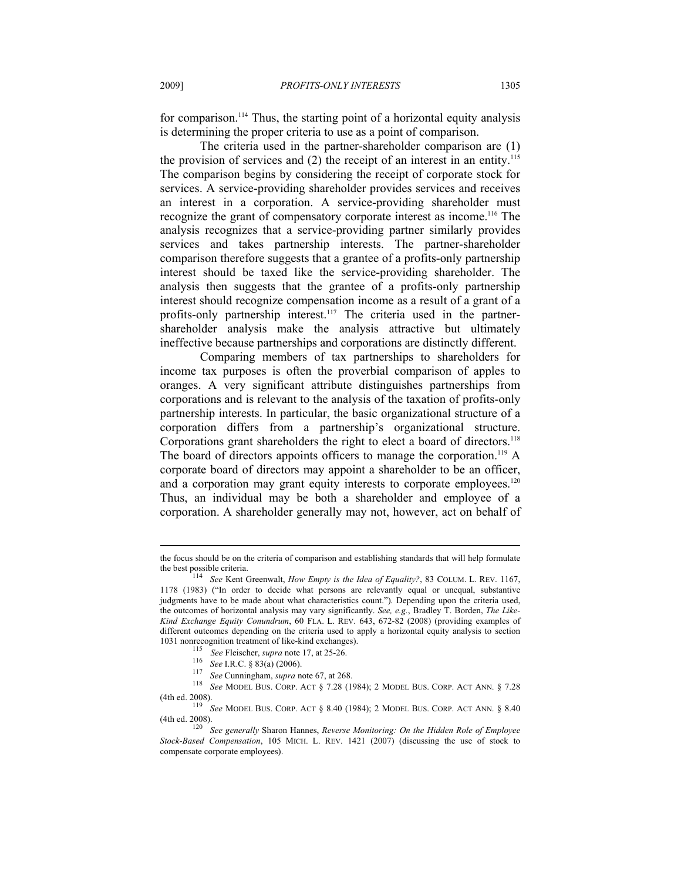for comparison.[114] Thus, the starting point of a horizontal equity analysis is determining the proper criteria to use as a point of comparison.

The criteria used in the partner-shareholder comparison are (1) the provision of services and (2) the receipt of an interest in an entity.[115] The comparison begins by considering the receipt of corporate stock for services. A service-providing shareholder provides services and receives an interest in a corporation. A service-providing shareholder must recognize the grant of compensatory corporate interest as income.[116] The analysis recognizes that a service-providing partner similarly provides services and takes partnership interests. The partner-shareholder comparison therefore suggests that a grantee of a profits-only partnership interest should be taxed like the service-providing shareholder. The analysis then suggests that the grantee of a profits-only partnership interest should recognize compensation income as a result of a grant of a profits-only partnership interest.[117] The criteria used in the partner-shareholder analysis make the analysis attractive but ultimately ineffective because partnerships and corporations are distinctly different.

Comparing members of tax partnerships to shareholders for income tax purposes is often the proverbial comparison of apples to oranges. A very significant attribute distinguishes partnerships from corporations and is relevant to the analysis of the taxation of profits-only partnership interests. In particular, the basic organizational structure of a corporation differs from a partnership's organizational structure. Corporations grant shareholders the right to elect a board of directors.[118] The board of directors appoints officers to manage the corporation.[119] A corporate board of directors may appoint a shareholder to be an officer, and a corporation may grant equity interests to corporate employees.[120] Thus, an individual may be both a shareholder and employee of a corporation. A shareholder generally may not, however, act on behalf of

---

the focus should be on the criteria of comparison and establishing standards that will help formulate the best possible criteria.

[114] *See* Kent Greenwalt, *How Empty is the Idea of Equality?*, 83 COLUM. L. REV. 1167, 1178 (1983) ("In order to decide what persons are relevantly equal or unequal, substantive judgments have to be made about what characteristics count."). Depending upon the criteria used, the outcomes of horizontal analysis may vary significantly. *See, e.g.*, Bradley T. Borden, *The Like-Kind Exchange Equity Conundrum*, 60 FLA. L. REV. 643, 672-82 (2008) (providing examples of different outcomes depending on the criteria used to apply a horizontal equity analysis to section 1031 nonrecognition treatment of like-kind exchanges).

[115] *See* Fleischer, *supra* note 17, at 25-26.

[116] *See* I.R.C. § 83(a) (2006).

[117] *See* Cunningham, *supra* note 67, at 268.

[118] *See* MODEL BUS. CORP. ACT § 7.28 (1984); 2 MODEL BUS. CORP. ACT ANN. § 7.28 (4th ed. 2008).

[119] *See* MODEL BUS. CORP. ACT § 8.40 (1984); 2 MODEL BUS. CORP. ACT ANN. § 8.40 (4th ed. 2008).

[120] *See generally* Sharon Hannes, *Reverse Monitoring: On the Hidden Role of Employee Stock-Based Compensation*, 105 MICH. L. REV. 1421 (2007) (discussing the use of stock to compensate corporate employees).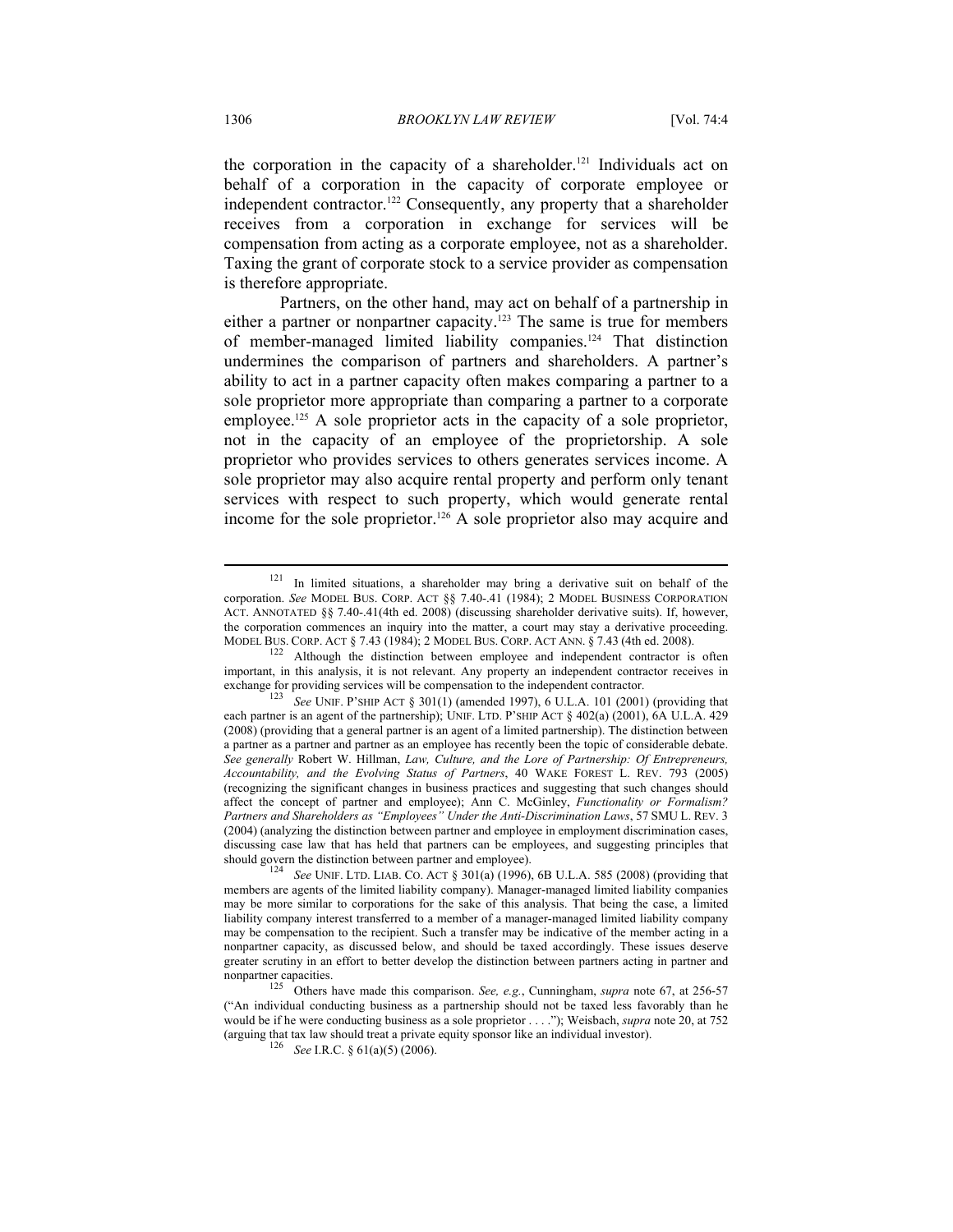the corporation in the capacity of a shareholder.[121] Individuals act on behalf of a corporation in the capacity of corporate employee or independent contractor.[122] Consequently, any property that a shareholder receives from a corporation in exchange for services will be compensation from acting as a corporate employee, not as a shareholder. Taxing the grant of corporate stock to a service provider as compensation is therefore appropriate.

Partners, on the other hand, may act on behalf of a partnership in either a partner or nonpartner capacity.[123] The same is true for members of member-managed limited liability companies.[124] That distinction undermines the comparison of partners and shareholders. A partner's ability to act in a partner capacity often makes comparing a partner to a sole proprietor more appropriate than comparing a partner to a corporate employee.[125] A sole proprietor acts in the capacity of a sole proprietor, not in the capacity of an employee of the proprietorship. A sole proprietor who provides services to others generates services income. A sole proprietor may also acquire rental property and perform only tenant services with respect to such property, which would generate rental income for the sole proprietor.[126] A sole proprietor also may acquire and

---

[121] In limited situations, a shareholder may bring a derivative suit on behalf of the corporation. *See* MODEL BUS. CORP. ACT §§ 7.40-.41 (1984); 2 MODEL BUSINESS CORPORATION ACT. ANNOTATED §§ 7.40-.41(4th ed. 2008) (discussing shareholder derivative suits). If, however, the corporation commences an inquiry into the matter, a court may stay a derivative proceeding. MODEL BUS. CORP. ACT § 7.43 (1984); 2 MODEL BUS. CORP. ACT ANN. § 7.43 (4th ed. 2008).

[122] Although the distinction between employee and independent contractor is often important, in this analysis, it is not relevant. Any property an independent contractor receives in exchange for providing services will be compensation to the independent contractor.

[123] *See* UNIF. P'SHIP ACT § 301(1) (amended 1997), 6 U.L.A. 101 (2001) (providing that each partner is an agent of the partnership); UNIF. LTD. P'SHIP ACT § 402(a) (2001), 6A U.L.A. 429 (2008) (providing that a general partner is an agent of a limited partnership). The distinction between a partner as a partner and partner as an employee has recently been the topic of considerable debate. *See generally* Robert W. Hillman, *Law, Culture, and the Lore of Partnership: Of Entrepreneurs, Accountability, and the Evolving Status of Partners*, 40 WAKE FOREST L. REV. 793 (2005) (recognizing the significant changes in business practices and suggesting that such changes should affect the concept of partner and employee); Ann C. McGinley, *Functionality or Formalism? Partners and Shareholders as "Employees" Under the Anti-Discrimination Laws*, 57 SMU L. REV. 3 (2004) (analyzing the distinction between partner and employee in employment discrimination cases, discussing case law that has held that partners can be employees, and suggesting principles that should govern the distinction between partner and employee).

[124] *See* UNIF. LTD. LIAB. CO. ACT § 301(a) (1996), 6B U.L.A. 585 (2008) (providing that members are agents of the limited liability company). Manager-managed limited liability companies may be more similar to corporations for the sake of this analysis. That being the case, a limited liability company interest transferred to a member of a manager-managed limited liability company may be compensation to the recipient. Such a transfer may be indicative of the member acting in a nonpartner capacity, as discussed below, and should be taxed accordingly. These issues deserve greater scrutiny in an effort to better develop the distinction between partners acting in partner and nonpartner capacities.

[125] Others have made this comparison. *See, e.g.*, Cunningham, *supra* note 67, at 256-57 ("An individual conducting business as a partnership should not be taxed less favorably than he would be if he were conducting business as a sole proprietor . . . ."); Weisbach, *supra* note 20, at 752 (arguing that tax law should treat a private equity sponsor like an individual investor).

[126] *See* I.R.C. § 61(a)(5) (2006).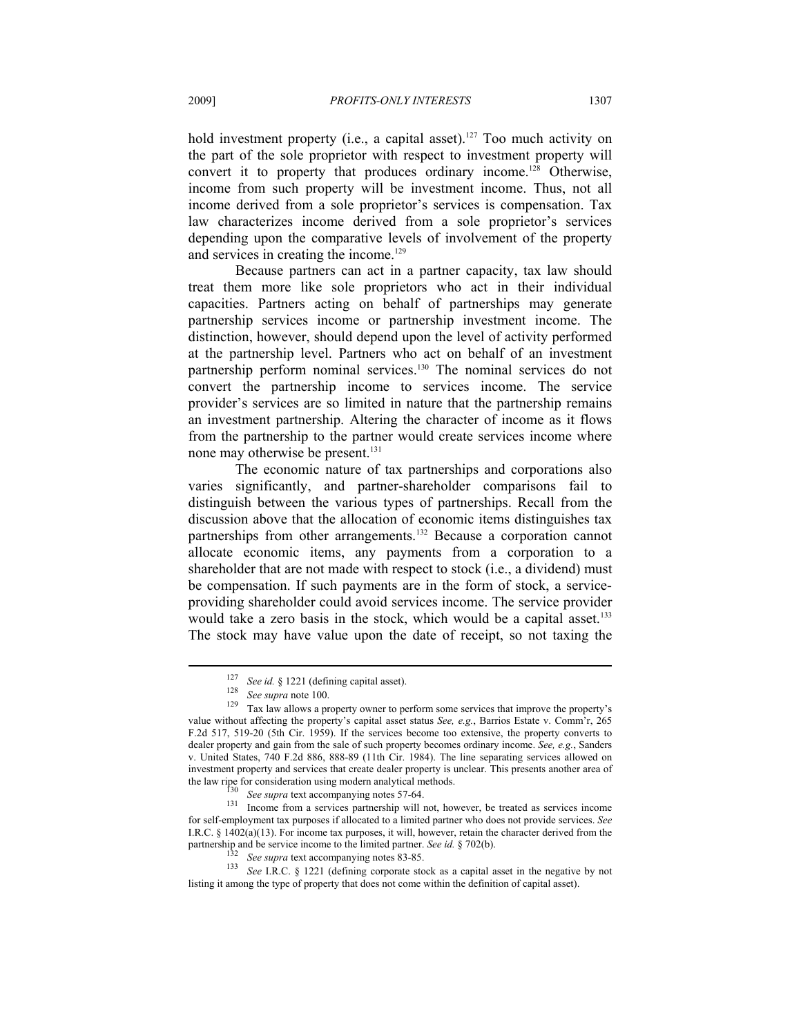hold investment property (i.e., a capital asset).[127] Too much activity on the part of the sole proprietor with respect to investment property will convert it to property that produces ordinary income.[128] Otherwise, income from such property will be investment income. Thus, not all income derived from a sole proprietor's services is compensation. Tax law characterizes income derived from a sole proprietor's services depending upon the comparative levels of involvement of the property and services in creating the income.[129]

Because partners can act in a partner capacity, tax law should treat them more like sole proprietors who act in their individual capacities. Partners acting on behalf of partnerships may generate partnership services income or partnership investment income. The distinction, however, should depend upon the level of activity performed at the partnership level. Partners who act on behalf of an investment partnership perform nominal services.[130] The nominal services do not convert the partnership income to services income. The service provider's services are so limited in nature that the partnership remains an investment partnership. Altering the character of income as it flows from the partnership to the partner would create services income where none may otherwise be present.[131]

The economic nature of tax partnerships and corporations also varies significantly, and partner-shareholder comparisons fail to distinguish between the various types of partnerships. Recall from the discussion above that the allocation of economic items distinguishes tax partnerships from other arrangements.[132] Because a corporation cannot allocate economic items, any payments from a corporation to a shareholder that are not made with respect to stock (i.e., a dividend) must be compensation. If such payments are in the form of stock, a service-providing shareholder could avoid services income. The service provider would take a zero basis in the stock, which would be a capital asset.[133] The stock may have value upon the date of receipt, so not taxing the

---

[127] *See id.* § 1221 (defining capital asset).

[128] *See supra* note 100.

[129] Tax law allows a property owner to perform some services that improve the property's value without affecting the property's capital asset status *See, e.g.*, Barrios Estate v. Comm'r, 265 F.2d 517, 519-20 (5th Cir. 1959). If the services become too extensive, the property converts to dealer property and gain from the sale of such property becomes ordinary income. *See, e.g.*, Sanders v. United States, 740 F.2d 886, 888-89 (11th Cir. 1984). The line separating services allowed on investment property and services that create dealer property is unclear. This presents another area of the law ripe for consideration using modern analytical methods.

[130] *See supra* text accompanying notes 57-64.

[131] Income from a services partnership will not, however, be treated as services income for self-employment tax purposes if allocated to a limited partner who does not provide services. *See* I.R.C. § 1402(a)(13). For income tax purposes, it will, however, retain the character derived from the partnership and be service income to the limited partner. *See id.* § 702(b).

[132] *See supra* text accompanying notes 83-85.

[133] *See* I.R.C. § 1221 (defining corporate stock as a capital asset in the negative by not listing it among the type of property that does not come within the definition of capital asset).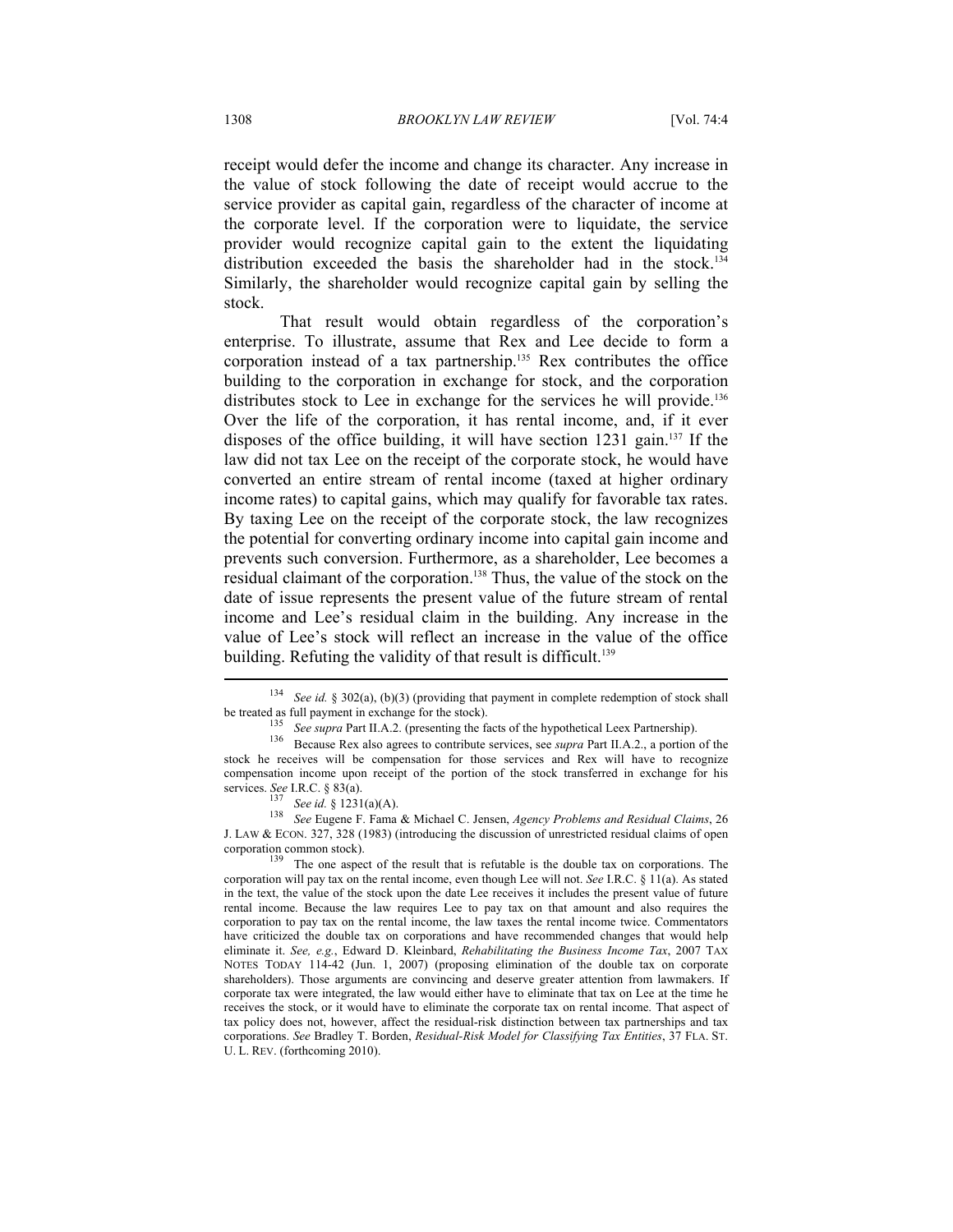receipt would defer the income and change its character. Any increase in the value of stock following the date of receipt would accrue to the service provider as capital gain, regardless of the character of income at the corporate level. If the corporation were to liquidate, the service provider would recognize capital gain to the extent the liquidating distribution exceeded the basis the shareholder had in the stock.[134] Similarly, the shareholder would recognize capital gain by selling the stock.

That result would obtain regardless of the corporation's enterprise. To illustrate, assume that Rex and Lee decide to form a corporation instead of a tax partnership.[135] Rex contributes the office building to the corporation in exchange for stock, and the corporation distributes stock to Lee in exchange for the services he will provide.[136] Over the life of the corporation, it has rental income, and, if it ever disposes of the office building, it will have section 1231 gain.[137] If the law did not tax Lee on the receipt of the corporate stock, he would have converted an entire stream of rental income (taxed at higher ordinary income rates) to capital gains, which may qualify for favorable tax rates. By taxing Lee on the receipt of the corporate stock, the law recognizes the potential for converting ordinary income into capital gain income and prevents such conversion. Furthermore, as a shareholder, Lee becomes a residual claimant of the corporation.[138] Thus, the value of the stock on the date of issue represents the present value of the future stream of rental income and Lee's residual claim in the building. Any increase in the value of Lee's stock will reflect an increase in the value of the office building. Refuting the validity of that result is difficult.[139]

---

[134] *See id.* § 302(a), (b)(3) (providing that payment in complete redemption of stock shall be treated as full payment in exchange for the stock).

[135] *See supra* Part II.A.2. (presenting the facts of the hypothetical Leex Partnership).

[136] Because Rex also agrees to contribute services, see *supra* Part II.A.2., a portion of the stock he receives will be compensation for those services and Rex will have to recognize compensation income upon receipt of the portion of the stock transferred in exchange for his services. *See* I.R.C. § 83(a).

[137] *See id.* § 1231(a)(A).

[138] *See* Eugene F. Fama & Michael C. Jensen, *Agency Problems and Residual Claims*, 26 J. LAW & ECON. 327, 328 (1983) (introducing the discussion of unrestricted residual claims of open corporation common stock).

[139] The one aspect of the result that is refutable is the double tax on corporations. The corporation will pay tax on the rental income, even though Lee will not. *See* I.R.C. § 11(a). As stated in the text, the value of the stock upon the date Lee receives it includes the present value of future rental income. Because the law requires Lee to pay tax on that amount and also requires the corporation to pay tax on the rental income, the law taxes the rental income twice. Commentators have criticized the double tax on corporations and have recommended changes that would help eliminate it. *See, e.g.*, Edward D. Kleinbard, *Rehabilitating the Business Income Tax*, 2007 TAX NOTES TODAY 114-42 (Jun. 1, 2007) (proposing elimination of the double tax on corporate shareholders). Those arguments are convincing and deserve greater attention from lawmakers. If corporate tax were integrated, the law would either have to eliminate that tax on Lee at the time he receives the stock, or it would have to eliminate the corporate tax on rental income. That aspect of tax policy does not, however, affect the residual-risk distinction between tax partnerships and tax corporations. *See* Bradley T. Borden, *Residual-Risk Model for Classifying Tax Entities*, 37 FLA. ST. U. L. REV. (forthcoming 2010).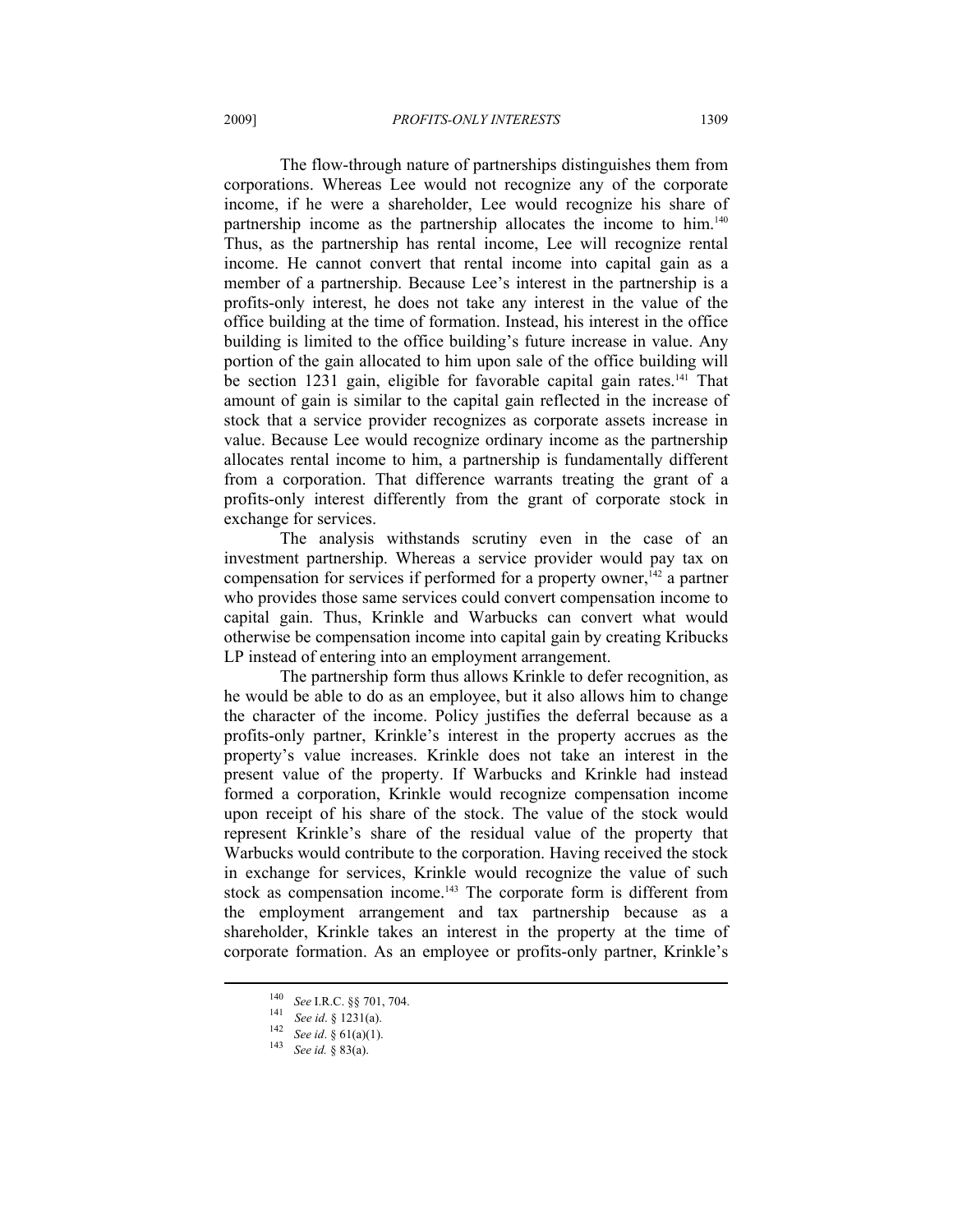The flow-through nature of partnerships distinguishes them from corporations. Whereas Lee would not recognize any of the corporate income, if he were a shareholder, Lee would recognize his share of partnership income as the partnership allocates the income to him.[140] Thus, as the partnership has rental income, Lee will recognize rental income. He cannot convert that rental income into capital gain as a member of a partnership. Because Lee's interest in the partnership is a profits-only interest, he does not take any interest in the value of the office building at the time of formation. Instead, his interest in the office building is limited to the office building's future increase in value. Any portion of the gain allocated to him upon sale of the office building will be section 1231 gain, eligible for favorable capital gain rates.[141] That amount of gain is similar to the capital gain reflected in the increase of stock that a service provider recognizes as corporate assets increase in value. Because Lee would recognize ordinary income as the partnership allocates rental income to him, a partnership is fundamentally different from a corporation. That difference warrants treating the grant of a profits-only interest differently from the grant of corporate stock in exchange for services.

The analysis withstands scrutiny even in the case of an investment partnership. Whereas a service provider would pay tax on compensation for services if performed for a property owner,[142] a partner who provides those same services could convert compensation income to capital gain. Thus, Krinkle and Warbucks can convert what would otherwise be compensation income into capital gain by creating Kribucks LP instead of entering into an employment arrangement.

The partnership form thus allows Krinkle to defer recognition, as he would be able to do as an employee, but it also allows him to change the character of the income. Policy justifies the deferral because as a profits-only partner, Krinkle's interest in the property accrues as the property's value increases. Krinkle does not take an interest in the present value of the property. If Warbucks and Krinkle had instead formed a corporation, Krinkle would recognize compensation income upon receipt of his share of the stock. The value of the stock would represent Krinkle's share of the residual value of the property that Warbucks would contribute to the corporation. Having received the stock in exchange for services, Krinkle would recognize the value of such stock as compensation income.[143] The corporate form is different from the employment arrangement and tax partnership because as a shareholder, Krinkle takes an interest in the property at the time of corporate formation. As an employee or profits-only partner, Krinkle's

---

[140] *See* I.R.C. §§ 701, 704.

[141] *See id*. § 1231(a).

[142] *See id*. § 61(a)(1).

[143] *See id.* § 83(a).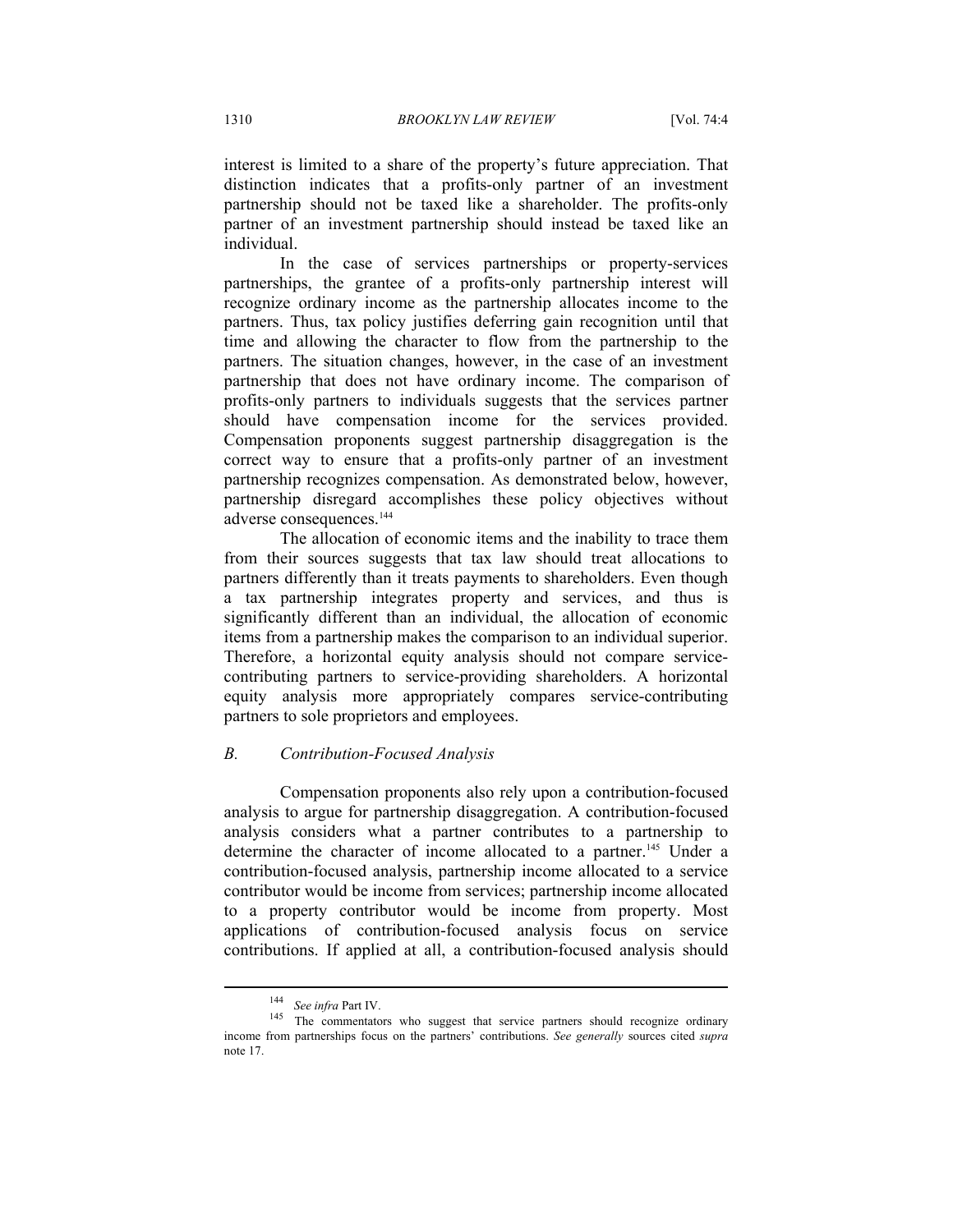interest is limited to a share of the property's future appreciation. That distinction indicates that a profits-only partner of an investment partnership should not be taxed like a shareholder. The profits-only partner of an investment partnership should instead be taxed like an individual.

In the case of services partnerships or property-services partnerships, the grantee of a profits-only partnership interest will recognize ordinary income as the partnership allocates income to the partners. Thus, tax policy justifies deferring gain recognition until that time and allowing the character to flow from the partnership to the partners. The situation changes, however, in the case of an investment partnership that does not have ordinary income. The comparison of profits-only partners to individuals suggests that the services partner should have compensation income for the services provided. Compensation proponents suggest partnership disaggregation is the correct way to ensure that a profits-only partner of an investment partnership recognizes compensation. As demonstrated below, however, partnership disregard accomplishes these policy objectives without adverse consequences.[144]

The allocation of economic items and the inability to trace them from their sources suggests that tax law should treat allocations to partners differently than it treats payments to shareholders. Even though a tax partnership integrates property and services, and thus is significantly different than an individual, the allocation of economic items from a partnership makes the comparison to an individual superior. Therefore, a horizontal equity analysis should not compare service-contributing partners to service-providing shareholders. A horizontal equity analysis more appropriately compares service-contributing partners to sole proprietors and employees.

### *B. Contribution-Focused Analysis*

Compensation proponents also rely upon a contribution-focused analysis to argue for partnership disaggregation. A contribution-focused analysis considers what a partner contributes to a partnership to determine the character of income allocated to a partner.[145] Under a contribution-focused analysis, partnership income allocated to a service contributor would be income from services; partnership income allocated to a property contributor would be income from property. Most applications of contribution-focused analysis focus on service contributions. If applied at all, a contribution-focused analysis should

---

[144] *See infra* Part IV.

[145] The commentators who suggest that service partners should recognize ordinary income from partnerships focus on the partners' contributions. *See generally* sources cited *supra* note 17.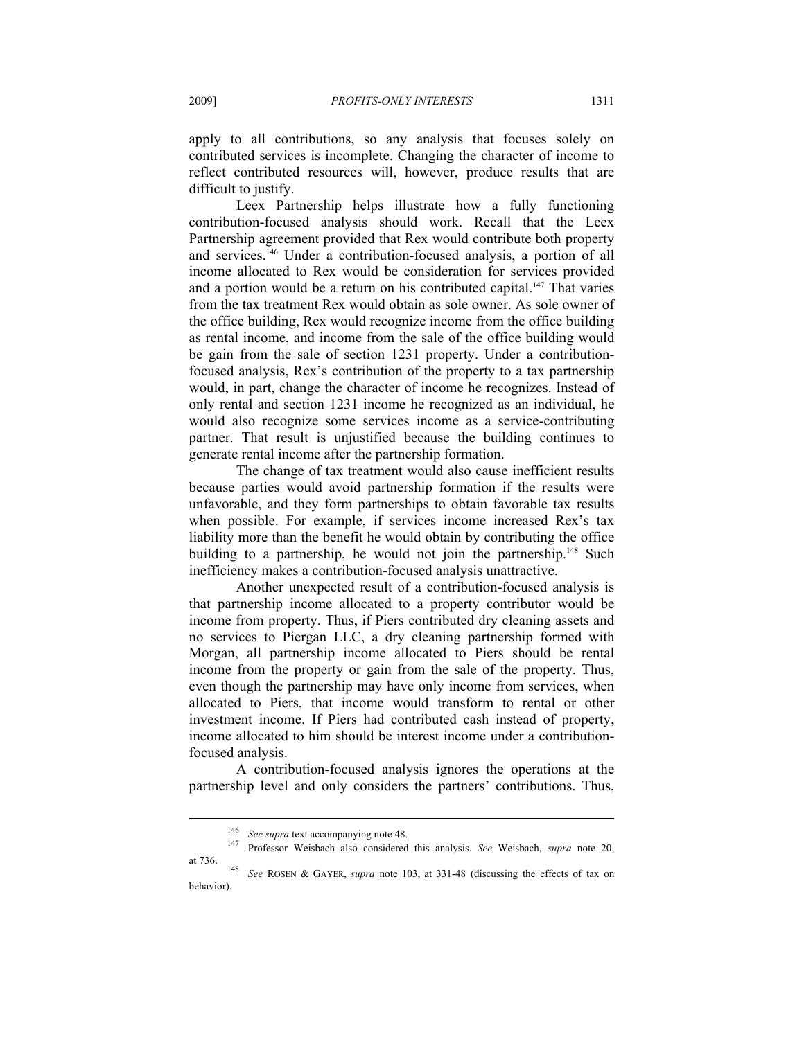apply to all contributions, so any analysis that focuses solely on contributed services is incomplete. Changing the character of income to reflect contributed resources will, however, produce results that are difficult to justify.

Leex Partnership helps illustrate how a fully functioning contribution-focused analysis should work. Recall that the Leex Partnership agreement provided that Rex would contribute both property and services.[146] Under a contribution-focused analysis, a portion of all income allocated to Rex would be consideration for services provided and a portion would be a return on his contributed capital.[147] That varies from the tax treatment Rex would obtain as sole owner. As sole owner of the office building, Rex would recognize income from the office building as rental income, and income from the sale of the office building would be gain from the sale of section 1231 property. Under a contribution-focused analysis, Rex's contribution of the property to a tax partnership would, in part, change the character of income he recognizes. Instead of only rental and section 1231 income he recognized as an individual, he would also recognize some services income as a service-contributing partner. That result is unjustified because the building continues to generate rental income after the partnership formation.

The change of tax treatment would also cause inefficient results because parties would avoid partnership formation if the results were unfavorable, and they form partnerships to obtain favorable tax results when possible. For example, if services income increased Rex's tax liability more than the benefit he would obtain by contributing the office building to a partnership, he would not join the partnership.[148] Such inefficiency makes a contribution-focused analysis unattractive.

Another unexpected result of a contribution-focused analysis is that partnership income allocated to a property contributor would be income from property. Thus, if Piers contributed dry cleaning assets and no services to Piergan LLC, a dry cleaning partnership formed with Morgan, all partnership income allocated to Piers should be rental income from the property or gain from the sale of the property. Thus, even though the partnership may have only income from services, when allocated to Piers, that income would transform to rental or other investment income. If Piers had contributed cash instead of property, income allocated to him should be interest income under a contribution-focused analysis.

A contribution-focused analysis ignores the operations at the partnership level and only considers the partners' contributions. Thus,

---

[146] *See supra* text accompanying note 48.

[147] Professor Weisbach also considered this analysis. *See* Weisbach, *supra* note 20, at 736.

[148] *See* ROSEN & GAYER, *supra* note 103, at 331-48 (discussing the effects of tax on behavior).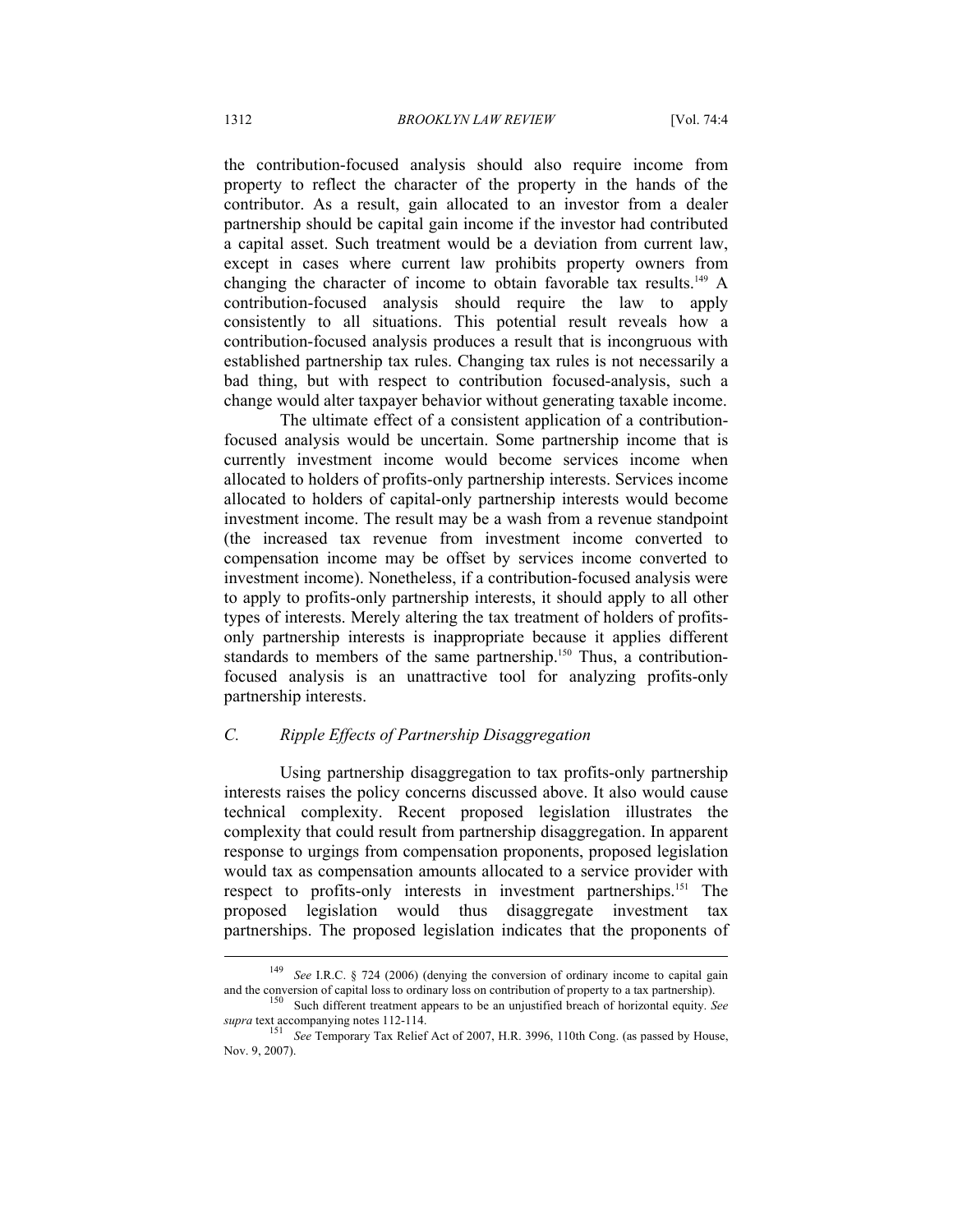the contribution-focused analysis should also require income from property to reflect the character of the property in the hands of the contributor. As a result, gain allocated to an investor from a dealer partnership should be capital gain income if the investor had contributed a capital asset. Such treatment would be a deviation from current law, except in cases where current law prohibits property owners from changing the character of income to obtain favorable tax results.[149] A contribution-focused analysis should require the law to apply consistently to all situations. This potential result reveals how a contribution-focused analysis produces a result that is incongruous with established partnership tax rules. Changing tax rules is not necessarily a bad thing, but with respect to contribution focused-analysis, such a change would alter taxpayer behavior without generating taxable income.

The ultimate effect of a consistent application of a contribution-focused analysis would be uncertain. Some partnership income that is currently investment income would become services income when allocated to holders of profits-only partnership interests. Services income allocated to holders of capital-only partnership interests would become investment income. The result may be a wash from a revenue standpoint (the increased tax revenue from investment income converted to compensation income may be offset by services income converted to investment income). Nonetheless, if a contribution-focused analysis were to apply to profits-only partnership interests, it should apply to all other types of interests. Merely altering the tax treatment of holders of profits-only partnership interests is inappropriate because it applies different standards to members of the same partnership.[150] Thus, a contribution-focused analysis is an unattractive tool for analyzing profits-only partnership interests.

### *C. Ripple Effects of Partnership Disaggregation*

Using partnership disaggregation to tax profits-only partnership interests raises the policy concerns discussed above. It also would cause technical complexity. Recent proposed legislation illustrates the complexity that could result from partnership disaggregation. In apparent response to urgings from compensation proponents, proposed legislation would tax as compensation amounts allocated to a service provider with respect to profits-only interests in investment partnerships.[151] The proposed legislation would thus disaggregate investment tax partnerships. The proposed legislation indicates that the proponents of

---

[149] *See* I.R.C. § 724 (2006) (denying the conversion of ordinary income to capital gain and the conversion of capital loss to ordinary loss on contribution of property to a tax partnership).

[150] Such different treatment appears to be an unjustified breach of horizontal equity. *See supra* text accompanying notes 112-114.

[151] *See* Temporary Tax Relief Act of 2007, H.R. 3996, 110th Cong. (as passed by House, Nov. 9, 2007).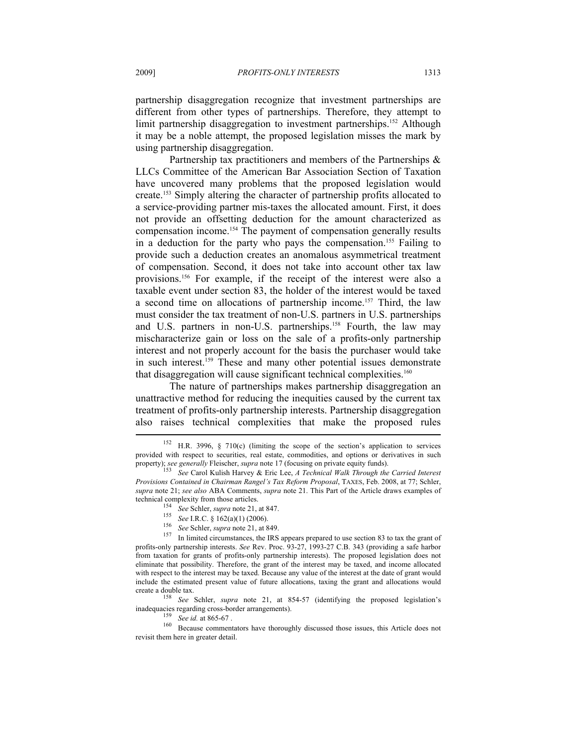partnership disaggregation recognize that investment partnerships are different from other types of partnerships. Therefore, they attempt to limit partnership disaggregation to investment partnerships.[152] Although it may be a noble attempt, the proposed legislation misses the mark by using partnership disaggregation.

Partnership tax practitioners and members of the Partnerships & LLCs Committee of the American Bar Association Section of Taxation have uncovered many problems that the proposed legislation would create.[153] Simply altering the character of partnership profits allocated to a service-providing partner mis-taxes the allocated amount. First, it does not provide an offsetting deduction for the amount characterized as compensation income.[154] The payment of compensation generally results in a deduction for the party who pays the compensation.[155] Failing to provide such a deduction creates an anomalous asymmetrical treatment of compensation. Second, it does not take into account other tax law provisions.[156] For example, if the receipt of the interest were also a taxable event under section 83, the holder of the interest would be taxed a second time on allocations of partnership income.[157] Third, the law must consider the tax treatment of non-U.S. partners in U.S. partnerships and U.S. partners in non-U.S. partnerships.[158] Fourth, the law may mischaracterize gain or loss on the sale of a profits-only partnership interest and not properly account for the basis the purchaser would take in such interest.[159] These and many other potential issues demonstrate that disaggregation will cause significant technical complexities.[160]

The nature of partnerships makes partnership disaggregation an unattractive method for reducing the inequities caused by the current tax treatment of profits-only partnership interests. Partnership disaggregation also raises technical complexities that make the proposed rules

---

[152] H.R. 3996, § 710(c) (limiting the scope of the section's application to services provided with respect to securities, real estate, commodities, and options or derivatives in such property); *see generally* Fleischer, *supra* note 17 (focusing on private equity funds).

[153] *See* Carol Kulish Harvey & Eric Lee, *A Technical Walk Through the Carried Interest Provisions Contained in Chairman Rangel's Tax Reform Proposal*, TAXES, Feb. 2008, at 77; Schler, *supra* note 21; *see also* ABA Comments, *supra* note 21. This Part of the Article draws examples of technical complexity from those articles.

[154] *See* Schler, *supra* note 21, at 847.

[155] *See* I.R.C. § 162(a)(1) (2006).

[156] *See* Schler, *supra* note 21, at 849.

[157] In limited circumstances, the IRS appears prepared to use section 83 to tax the grant of profits-only partnership interests. *See* Rev. Proc. 93-27, 1993-27 C.B. 343 (providing a safe harbor from taxation for grants of profits-only partnership interests). The proposed legislation does not eliminate that possibility. Therefore, the grant of the interest may be taxed, and income allocated with respect to the interest may be taxed. Because any value of the interest at the date of grant would include the estimated present value of future allocations, taxing the grant and allocations would create a double tax.

[158] *See* Schler, *supra* note 21, at 854-57 (identifying the proposed legislation's inadequacies regarding cross-border arrangements).

[159] *See id.* at 865-67 .

[160] Because commentators have thoroughly discussed those issues, this Article does not revisit them here in greater detail.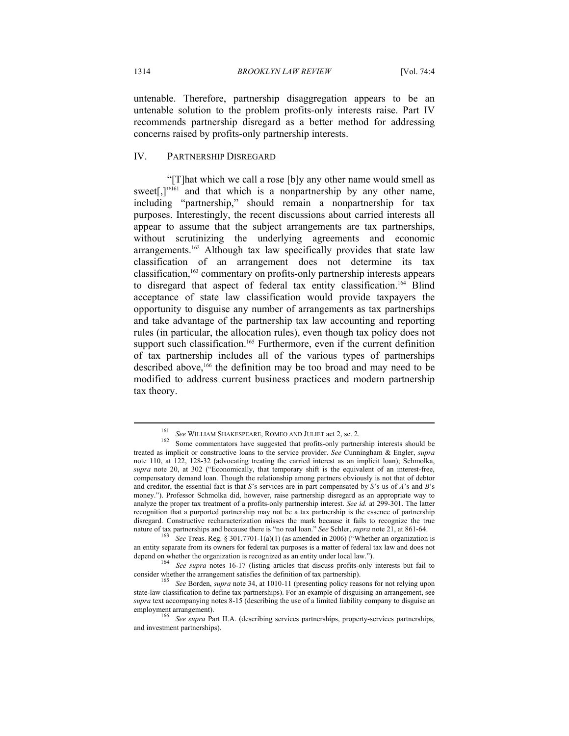untenable. Therefore, partnership disaggregation appears to be an untenable solution to the problem profits-only interests raise. Part IV recommends partnership disregard as a better method for addressing concerns raised by profits-only partnership interests.

## IV. PARTNERSHIP DISREGARD

"[T]hat which we call a rose [b]y any other name would smell as sweet[,]"[161] and that which is a nonpartnership by any other name, including "partnership," should remain a nonpartnership for tax purposes. Interestingly, the recent discussions about carried interests all appear to assume that the subject arrangements are tax partnerships, without scrutinizing the underlying agreements and economic arrangements.[162] Although tax law specifically provides that state law classification of an arrangement does not determine its tax classification,[163] commentary on profits-only partnership interests appears to disregard that aspect of federal tax entity classification.[164] Blind acceptance of state law classification would provide taxpayers the opportunity to disguise any number of arrangements as tax partnerships and take advantage of the partnership tax law accounting and reporting rules (in particular, the allocation rules), even though tax policy does not support such classification.[165] Furthermore, even if the current definition of tax partnership includes all of the various types of partnerships described above,[166] the definition may be too broad and may need to be modified to address current business practices and modern partnership tax theory.

---

[161] *See* WILLIAM SHAKESPEARE, ROMEO AND JULIET act 2, sc. 2.

[162] Some commentators have suggested that profits-only partnership interests should be treated as implicit or constructive loans to the service provider. *See* Cunningham & Engler, *supra* note 110, at 122, 128-32 (advocating treating the carried interest as an implicit loan); Schmolka, *supra* note 20, at 302 ("Economically, that temporary shift is the equivalent of an interest-free, compensatory demand loan. Though the relationship among partners obviously is not that of debtor and creditor, the essential fact is that *S*'s services are in part compensated by *S*'s us of *A*'s and *B*'s money."). Professor Schmolka did, however, raise partnership disregard as an appropriate way to analyze the proper tax treatment of a profits-only partnership interest. *See id.* at 299-301. The latter recognition that a purported partnership may not be a tax partnership is the essence of partnership disregard. Constructive recharacterization misses the mark because it fails to recognize the true nature of tax partnerships and because there is "no real loan." *See* Schler, *supra* note 21, at 861-64.

[163] *See* Treas. Reg. § 301.7701-1(a)(1) (as amended in 2006) ("Whether an organization is an entity separate from its owners for federal tax purposes is a matter of federal tax law and does not depend on whether the organization is recognized as an entity under local law.").

[164] *See supra* notes 16-17 (listing articles that discuss profits-only interests but fail to consider whether the arrangement satisfies the definition of tax partnership).

[165] *See* Borden, *supra* note 34, at 1010-11 (presenting policy reasons for not relying upon state-law classification to define tax partnerships). For an example of disguising an arrangement, see *supra* text accompanying notes 8-15 (describing the use of a limited liability company to disguise an employment arrangement).

[166] *See supra* Part II.A. (describing services partnerships, property-services partnerships, and investment partnerships).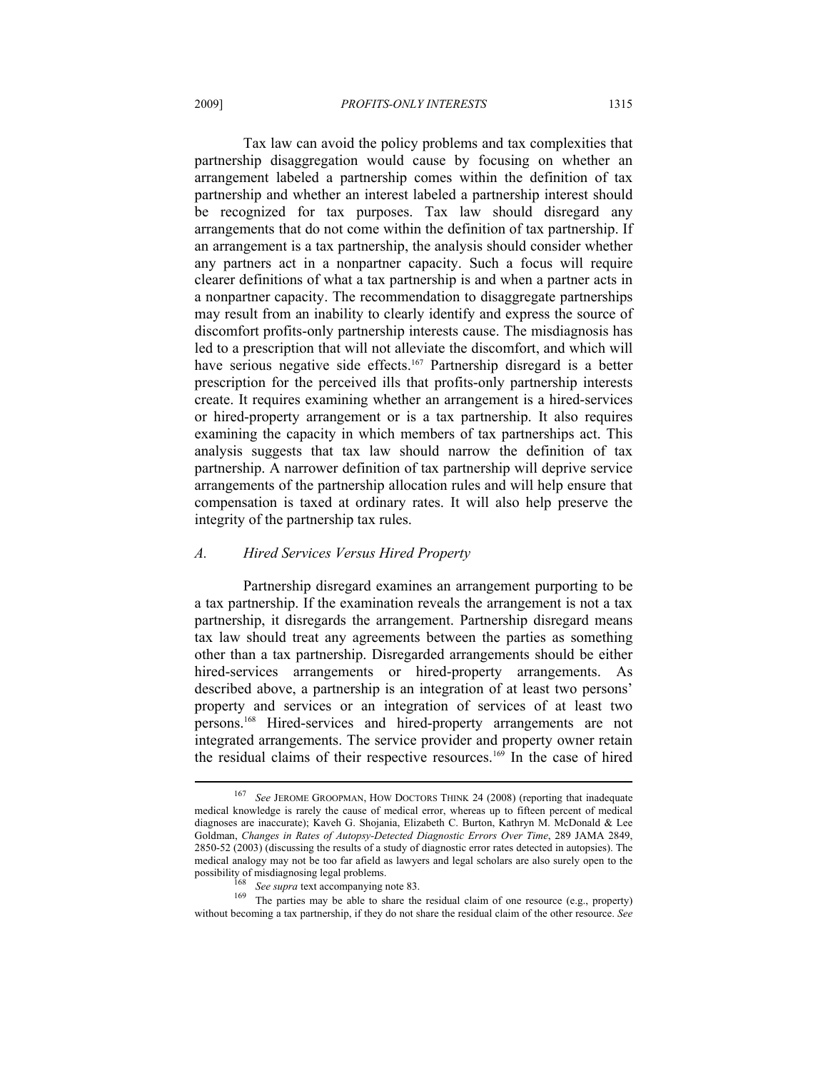Tax law can avoid the policy problems and tax complexities that partnership disaggregation would cause by focusing on whether an arrangement labeled a partnership comes within the definition of tax partnership and whether an interest labeled a partnership interest should be recognized for tax purposes. Tax law should disregard any arrangements that do not come within the definition of tax partnership. If an arrangement is a tax partnership, the analysis should consider whether any partners act in a nonpartner capacity. Such a focus will require clearer definitions of what a tax partnership is and when a partner acts in a nonpartner capacity. The recommendation to disaggregate partnerships may result from an inability to clearly identify and express the source of discomfort profits-only partnership interests cause. The misdiagnosis has led to a prescription that will not alleviate the discomfort, and which will have serious negative side effects.[167] Partnership disregard is a better prescription for the perceived ills that profits-only partnership interests create. It requires examining whether an arrangement is a hired-services or hired-property arrangement or is a tax partnership. It also requires examining the capacity in which members of tax partnerships act. This analysis suggests that tax law should narrow the definition of tax partnership. A narrower definition of tax partnership will deprive service arrangements of the partnership allocation rules and will help ensure that compensation is taxed at ordinary rates. It will also help preserve the integrity of the partnership tax rules.

### *A. Hired Services Versus Hired Property*

Partnership disregard examines an arrangement purporting to be a tax partnership. If the examination reveals the arrangement is not a tax partnership, it disregards the arrangement. Partnership disregard means tax law should treat any agreements between the parties as something other than a tax partnership. Disregarded arrangements should be either hired-services arrangements or hired-property arrangements. As described above, a partnership is an integration of at least two persons' property and services or an integration of services of at least two persons.[168] Hired-services and hired-property arrangements are not integrated arrangements. The service provider and property owner retain the residual claims of their respective resources.[169] In the case of hired

---

[167] *See* JEROME GROOPMAN, HOW DOCTORS THINK 24 (2008) (reporting that inadequate medical knowledge is rarely the cause of medical error, whereas up to fifteen percent of medical diagnoses are inaccurate); Kaveh G. Shojania, Elizabeth C. Burton, Kathryn M. McDonald & Lee Goldman, *Changes in Rates of Autopsy-Detected Diagnostic Errors Over Time*, 289 JAMA 2849, 2850-52 (2003) (discussing the results of a study of diagnostic error rates detected in autopsies). The medical analogy may not be too far afield as lawyers and legal scholars are also surely open to the possibility of misdiagnosing legal problems.

[168] *See supra* text accompanying note 83.

[169] The parties may be able to share the residual claim of one resource (e.g., property) without becoming a tax partnership, if they do not share the residual claim of the other resource. *See*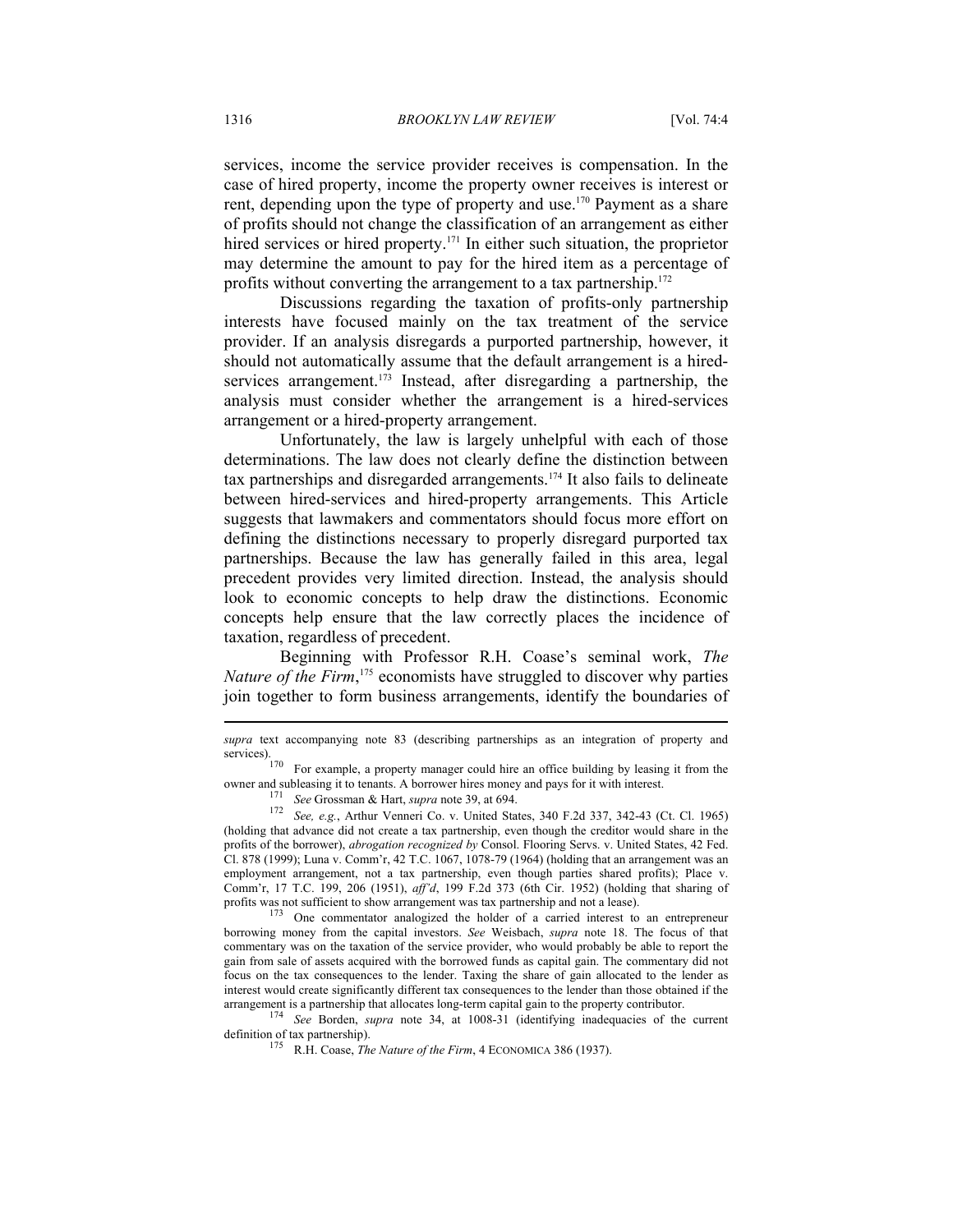services, income the service provider receives is compensation. In the case of hired property, income the property owner receives is interest or rent, depending upon the type of property and use.[170] Payment as a share of profits should not change the classification of an arrangement as either hired services or hired property.[171] In either such situation, the proprietor may determine the amount to pay for the hired item as a percentage of profits without converting the arrangement to a tax partnership.[172]

Discussions regarding the taxation of profits-only partnership interests have focused mainly on the tax treatment of the service provider. If an analysis disregards a purported partnership, however, it should not automatically assume that the default arrangement is a hired-services arrangement.[173] Instead, after disregarding a partnership, the analysis must consider whether the arrangement is a hired-services arrangement or a hired-property arrangement.

Unfortunately, the law is largely unhelpful with each of those determinations. The law does not clearly define the distinction between tax partnerships and disregarded arrangements.[174] It also fails to delineate between hired-services and hired-property arrangements. This Article suggests that lawmakers and commentators should focus more effort on defining the distinctions necessary to properly disregard purported tax partnerships. Because the law has generally failed in this area, legal precedent provides very limited direction. Instead, the analysis should look to economic concepts to help draw the distinctions. Economic concepts help ensure that the law correctly places the incidence of taxation, regardless of precedent.

Beginning with Professor R.H. Coase's seminal work, *The Nature of the Firm*,[175] economists have struggled to discover why parties join together to form business arrangements, identify the boundaries of

---

*supra* text accompanying note 83 (describing partnerships as an integration of property and services).

[170] For example, a property manager could hire an office building by leasing it from the owner and subleasing it to tenants. A borrower hires money and pays for it with interest.

[171] *See* Grossman & Hart, *supra* note 39, at 694.

[172] *See, e.g.*, Arthur Venneri Co. v. United States, 340 F.2d 337, 342-43 (Ct. Cl. 1965) (holding that advance did not create a tax partnership, even though the creditor would share in the profits of the borrower), *abrogation recognized by* Consol. Flooring Servs. v. United States, 42 Fed. Cl. 878 (1999); Luna v. Comm'r, 42 T.C. 1067, 1078-79 (1964) (holding that an arrangement was an employment arrangement, not a tax partnership, even though parties shared profits); Place v. Comm'r, 17 T.C. 199, 206 (1951), *aff'd*, 199 F.2d 373 (6th Cir. 1952) (holding that sharing of profits was not sufficient to show arrangement was tax partnership and not a lease).

[173] One commentator analogized the holder of a carried interest to an entrepreneur borrowing money from the capital investors. *See* Weisbach, *supra* note 18. The focus of that commentary was on the taxation of the service provider, who would probably be able to report the gain from sale of assets acquired with the borrowed funds as capital gain. The commentary did not focus on the tax consequences to the lender. Taxing the share of gain allocated to the lender as interest would create significantly different tax consequences to the lender than those obtained if the arrangement is a partnership that allocates long-term capital gain to the property contributor.

[174] *See* Borden, *supra* note 34, at 1008-31 (identifying inadequacies of the current definition of tax partnership).

[175] R.H. Coase, *The Nature of the Firm*, 4 ECONOMICA 386 (1937).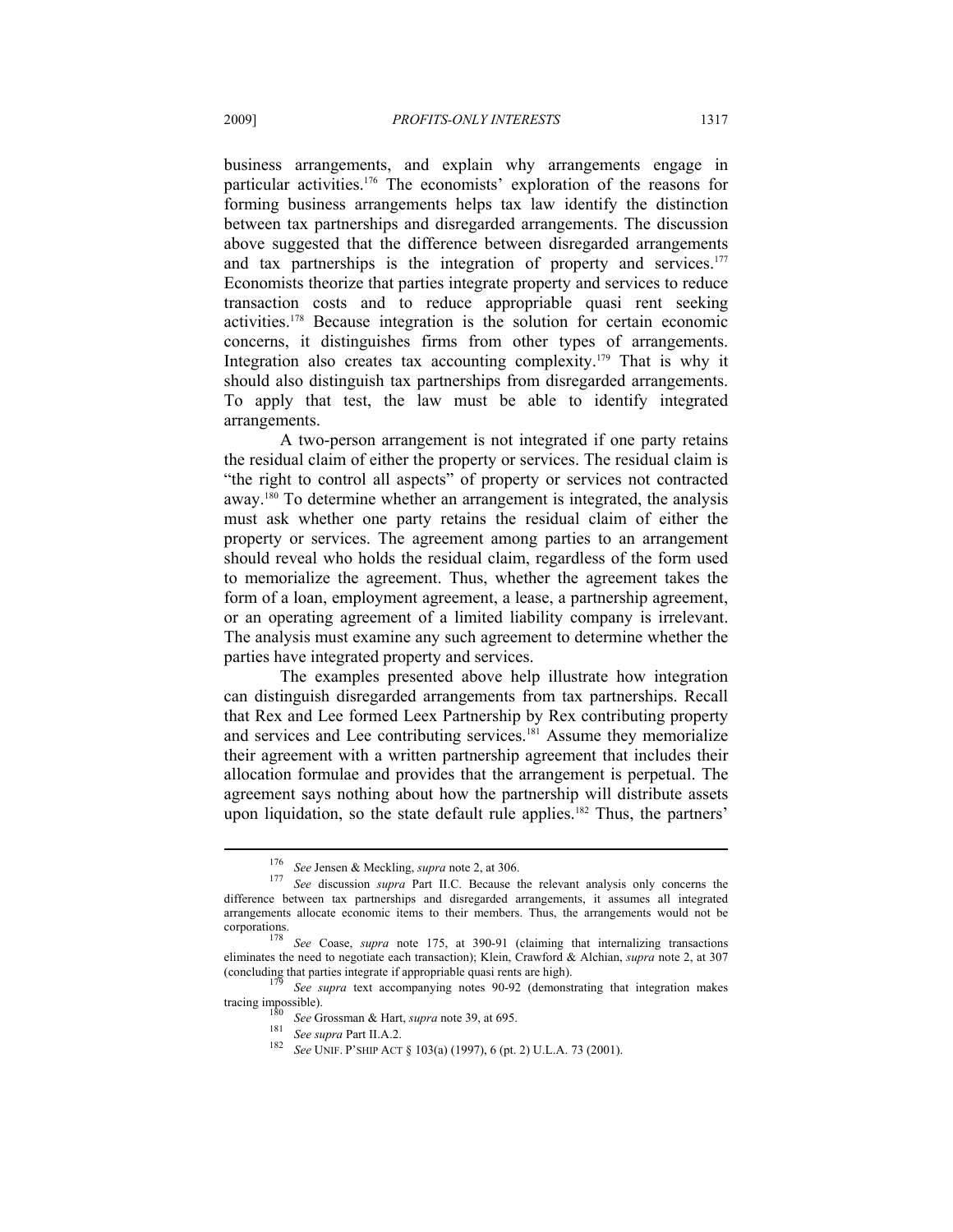business arrangements, and explain why arrangements engage in particular activities.[176] The economists' exploration of the reasons for forming business arrangements helps tax law identify the distinction between tax partnerships and disregarded arrangements. The discussion above suggested that the difference between disregarded arrangements and tax partnerships is the integration of property and services.[177] Economists theorize that parties integrate property and services to reduce transaction costs and to reduce appropriable quasi rent seeking activities.[178] Because integration is the solution for certain economic concerns, it distinguishes firms from other types of arrangements. Integration also creates tax accounting complexity.[179] That is why it should also distinguish tax partnerships from disregarded arrangements. To apply that test, the law must be able to identify integrated arrangements.

A two-person arrangement is not integrated if one party retains the residual claim of either the property or services. The residual claim is "the right to control all aspects" of property or services not contracted away.[180] To determine whether an arrangement is integrated, the analysis must ask whether one party retains the residual claim of either the property or services. The agreement among parties to an arrangement should reveal who holds the residual claim, regardless of the form used to memorialize the agreement. Thus, whether the agreement takes the form of a loan, employment agreement, a lease, a partnership agreement, or an operating agreement of a limited liability company is irrelevant. The analysis must examine any such agreement to determine whether the parties have integrated property and services.

The examples presented above help illustrate how integration can distinguish disregarded arrangements from tax partnerships. Recall that Rex and Lee formed Leex Partnership by Rex contributing property and services and Lee contributing services.[181] Assume they memorialize their agreement with a written partnership agreement that includes their allocation formulae and provides that the arrangement is perpetual. The agreement says nothing about how the partnership will distribute assets upon liquidation, so the state default rule applies.[182] Thus, the partners'

---

[176] *See* Jensen & Meckling, *supra* note 2, at 306.

[177] *See* discussion *supra* Part II.C. Because the relevant analysis only concerns the difference between tax partnerships and disregarded arrangements, it assumes all integrated arrangements allocate economic items to their members. Thus, the arrangements would not be corporations.

[178] *See* Coase, *supra* note 175, at 390-91 (claiming that internalizing transactions eliminates the need to negotiate each transaction); Klein, Crawford & Alchian, *supra* note 2, at 307 (concluding that parties integrate if appropriable quasi rents are high).

[179] *See supra* text accompanying notes 90-92 (demonstrating that integration makes tracing impossible).

[180] *See* Grossman & Hart, *supra* note 39, at 695.

[181] *See supra* Part II.A.2.

[182] *See* UNIF. P'SHIP ACT § 103(a) (1997), 6 (pt. 2) U.L.A. 73 (2001).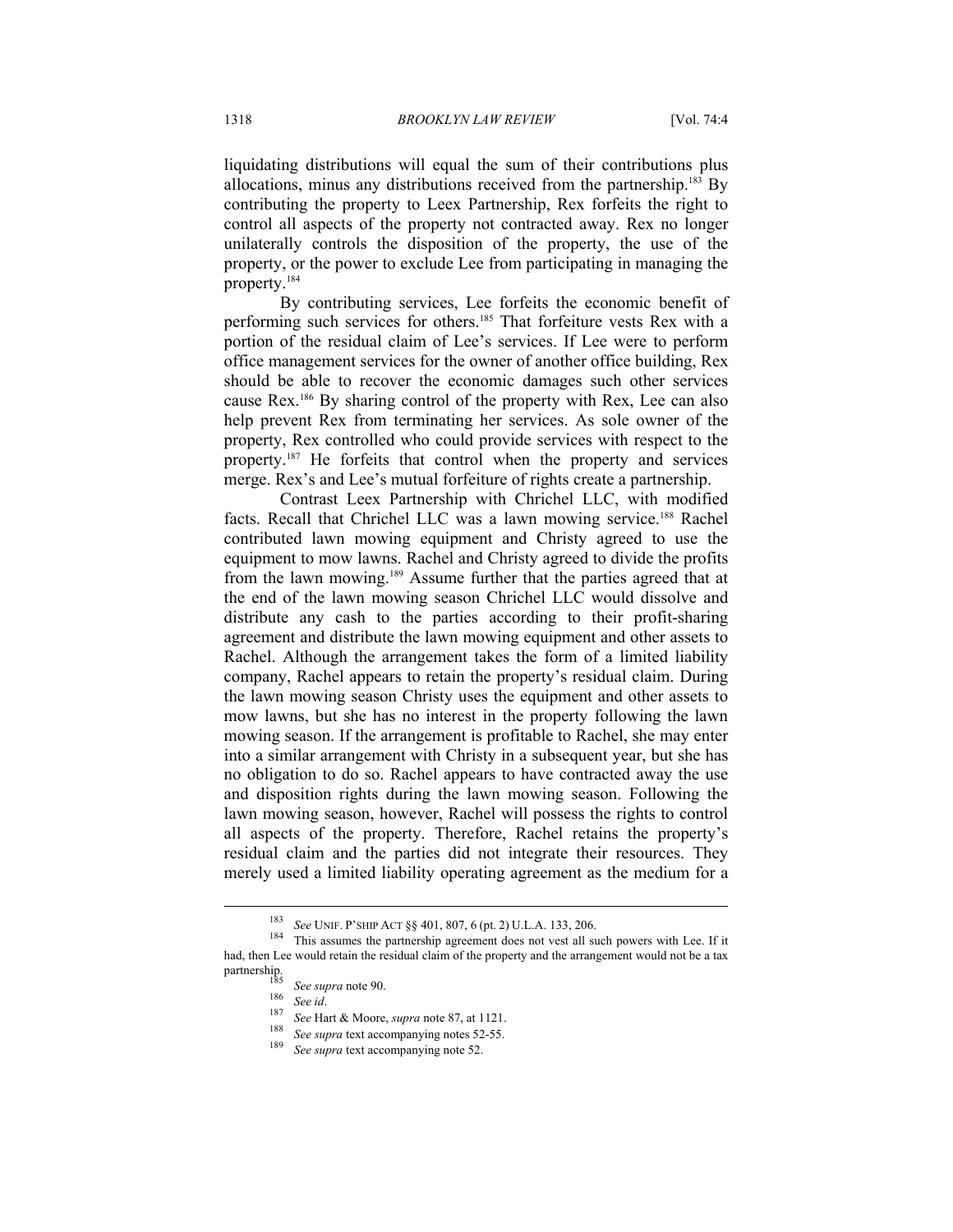liquidating distributions will equal the sum of their contributions plus allocations, minus any distributions received from the partnership.[183] By contributing the property to Leex Partnership, Rex forfeits the right to control all aspects of the property not contracted away. Rex no longer unilaterally controls the disposition of the property, the use of the property, or the power to exclude Lee from participating in managing the property.[184]

By contributing services, Lee forfeits the economic benefit of performing such services for others.[185] That forfeiture vests Rex with a portion of the residual claim of Lee's services. If Lee were to perform office management services for the owner of another office building, Rex should be able to recover the economic damages such other services cause Rex.[186] By sharing control of the property with Rex, Lee can also help prevent Rex from terminating her services. As sole owner of the property, Rex controlled who could provide services with respect to the property.[187] He forfeits that control when the property and services merge. Rex's and Lee's mutual forfeiture of rights create a partnership.

Contrast Leex Partnership with Chrichel LLC, with modified facts. Recall that Chrichel LLC was a lawn mowing service.[188] Rachel contributed lawn mowing equipment and Christy agreed to use the equipment to mow lawns. Rachel and Christy agreed to divide the profits from the lawn mowing.[189] Assume further that the parties agreed that at the end of the lawn mowing season Chrichel LLC would dissolve and distribute any cash to the parties according to their profit-sharing agreement and distribute the lawn mowing equipment and other assets to Rachel. Although the arrangement takes the form of a limited liability company, Rachel appears to retain the property's residual claim. During the lawn mowing season Christy uses the equipment and other assets to mow lawns, but she has no interest in the property following the lawn mowing season. If the arrangement is profitable to Rachel, she may enter into a similar arrangement with Christy in a subsequent year, but she has no obligation to do so. Rachel appears to have contracted away the use and disposition rights during the lawn mowing season. Following the lawn mowing season, however, Rachel will possess the rights to control all aspects of the property. Therefore, Rachel retains the property's residual claim and the parties did not integrate their resources. They merely used a limited liability operating agreement as the medium for a

---

[183] *See* UNIF. P'SHIP ACT §§ 401, 807, 6 (pt. 2) U.L.A. 133, 206.

[184] This assumes the partnership agreement does not vest all such powers with Lee. If it had, then Lee would retain the residual claim of the property and the arrangement would not be a tax partnership.

[185] *See supra* note 90.

[186] *See id*.

[187] *See* Hart & Moore, *supra* note 87, at 1121.

[188] *See supra* text accompanying notes 52-55.

[189] *See supra* text accompanying note 52.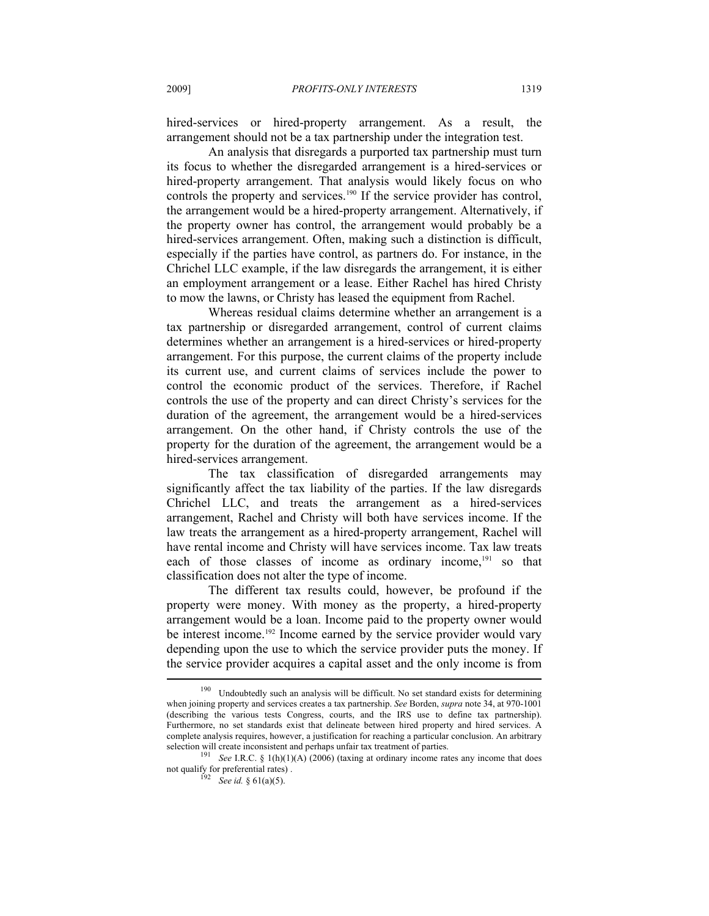hired-services or hired-property arrangement. As a result, the arrangement should not be a tax partnership under the integration test.

An analysis that disregards a purported tax partnership must turn its focus to whether the disregarded arrangement is a hired-services or hired-property arrangement. That analysis would likely focus on who controls the property and services.[190] If the service provider has control, the arrangement would be a hired-property arrangement. Alternatively, if the property owner has control, the arrangement would probably be a hired-services arrangement. Often, making such a distinction is difficult, especially if the parties have control, as partners do. For instance, in the Chrichel LLC example, if the law disregards the arrangement, it is either an employment arrangement or a lease. Either Rachel has hired Christy to mow the lawns, or Christy has leased the equipment from Rachel.

Whereas residual claims determine whether an arrangement is a tax partnership or disregarded arrangement, control of current claims determines whether an arrangement is a hired-services or hired-property arrangement. For this purpose, the current claims of the property include its current use, and current claims of services include the power to control the economic product of the services. Therefore, if Rachel controls the use of the property and can direct Christy's services for the duration of the agreement, the arrangement would be a hired-services arrangement. On the other hand, if Christy controls the use of the property for the duration of the agreement, the arrangement would be a hired-services arrangement.

The tax classification of disregarded arrangements may significantly affect the tax liability of the parties. If the law disregards Chrichel LLC, and treats the arrangement as a hired-services arrangement, Rachel and Christy will both have services income. If the law treats the arrangement as a hired-property arrangement, Rachel will have rental income and Christy will have services income. Tax law treats each of those classes of income as ordinary income,[191] so that classification does not alter the type of income.

The different tax results could, however, be profound if the property were money. With money as the property, a hired-property arrangement would be a loan. Income paid to the property owner would be interest income.[192] Income earned by the service provider would vary depending upon the use to which the service provider puts the money. If the service provider acquires a capital asset and the only income is from

---

[190] Undoubtedly such an analysis will be difficult. No set standard exists for determining when joining property and services creates a tax partnership. *See* Borden, *supra* note 34, at 970-1001 (describing the various tests Congress, courts, and the IRS use to define tax partnership). Furthermore, no set standards exist that delineate between hired property and hired services. A complete analysis requires, however, a justification for reaching a particular conclusion. An arbitrary selection will create inconsistent and perhaps unfair tax treatment of parties.

[191] *See* I.R.C. § 1(h)(1)(A) (2006) (taxing at ordinary income rates any income that does not qualify for preferential rates) .

[192] *See id.* § 61(a)(5).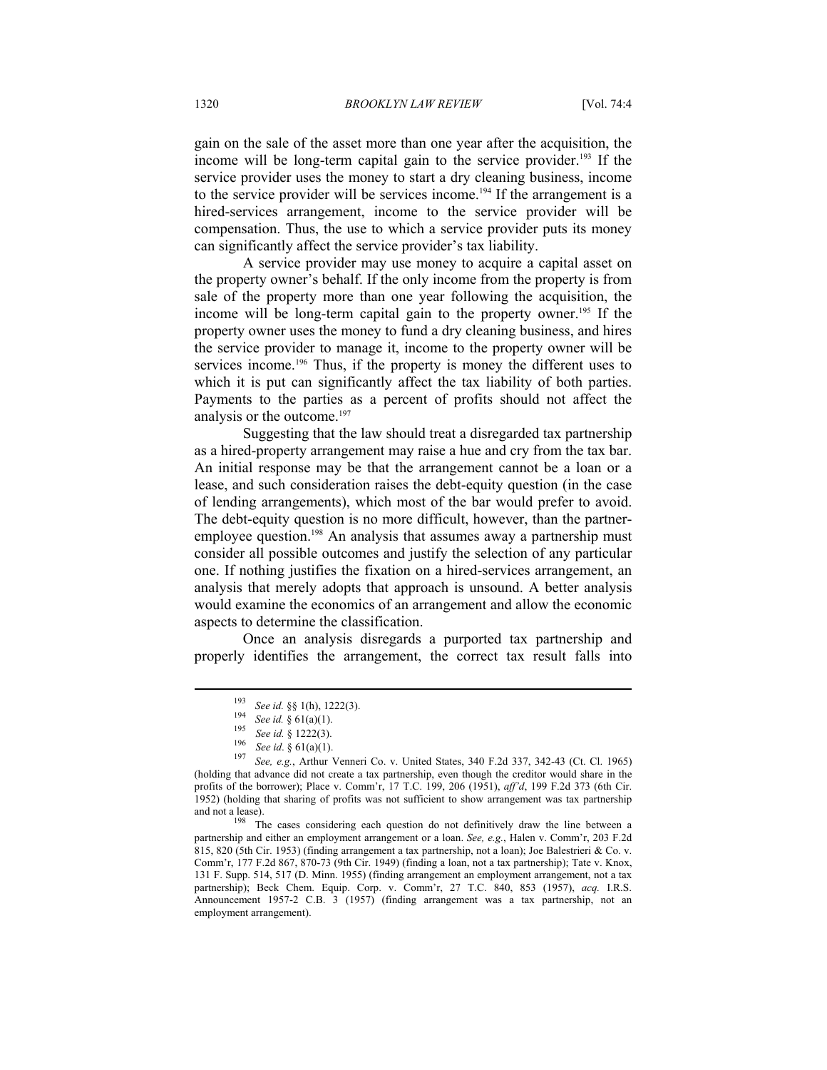gain on the sale of the asset more than one year after the acquisition, the income will be long-term capital gain to the service provider.[193] If the service provider uses the money to start a dry cleaning business, income to the service provider will be services income.[194] If the arrangement is a hired-services arrangement, income to the service provider will be compensation. Thus, the use to which a service provider puts its money can significantly affect the service provider's tax liability.

A service provider may use money to acquire a capital asset on the property owner's behalf. If the only income from the property is from sale of the property more than one year following the acquisition, the income will be long-term capital gain to the property owner.[195] If the property owner uses the money to fund a dry cleaning business, and hires the service provider to manage it, income to the property owner will be services income.[196] Thus, if the property is money the different uses to which it is put can significantly affect the tax liability of both parties. Payments to the parties as a percent of profits should not affect the analysis or the outcome.[197]

Suggesting that the law should treat a disregarded tax partnership as a hired-property arrangement may raise a hue and cry from the tax bar. An initial response may be that the arrangement cannot be a loan or a lease, and such consideration raises the debt-equity question (in the case of lending arrangements), which most of the bar would prefer to avoid. The debt-equity question is no more difficult, however, than the partner-employee question.[198] An analysis that assumes away a partnership must consider all possible outcomes and justify the selection of any particular one. If nothing justifies the fixation on a hired-services arrangement, an analysis that merely adopts that approach is unsound. A better analysis would examine the economics of an arrangement and allow the economic aspects to determine the classification.

Once an analysis disregards a purported tax partnership and properly identifies the arrangement, the correct tax result falls into

---

[193] *See id.* §§ 1(h), 1222(3).

[194] *See id.* § 61(a)(1).

[195] *See id.* § 1222(3).

[196] *See id*. § 61(a)(1).

[197] *See, e.g.*, Arthur Venneri Co. v. United States, 340 F.2d 337, 342-43 (Ct. Cl. 1965) (holding that advance did not create a tax partnership, even though the creditor would share in the profits of the borrower); Place v. Comm'r, 17 T.C. 199, 206 (1951), *aff'd*, 199 F.2d 373 (6th Cir. 1952) (holding that sharing of profits was not sufficient to show arrangement was tax partnership and not a lease).

[198] The cases considering each question do not definitively draw the line between a partnership and either an employment arrangement or a loan. *See, e.g.*, Halen v. Comm'r, 203 F.2d 815, 820 (5th Cir. 1953) (finding arrangement a tax partnership, not a loan); Joe Balestrieri & Co. v. Comm'r, 177 F.2d 867, 870-73 (9th Cir. 1949) (finding a loan, not a tax partnership); Tate v. Knox, 131 F. Supp. 514, 517 (D. Minn. 1955) (finding arrangement an employment arrangement, not a tax partnership); Beck Chem. Equip. Corp. v. Comm'r, 27 T.C. 840, 853 (1957), *acq.* I.R.S. Announcement 1957-2 C.B. 3 (1957) (finding arrangement was a tax partnership, not an employment arrangement).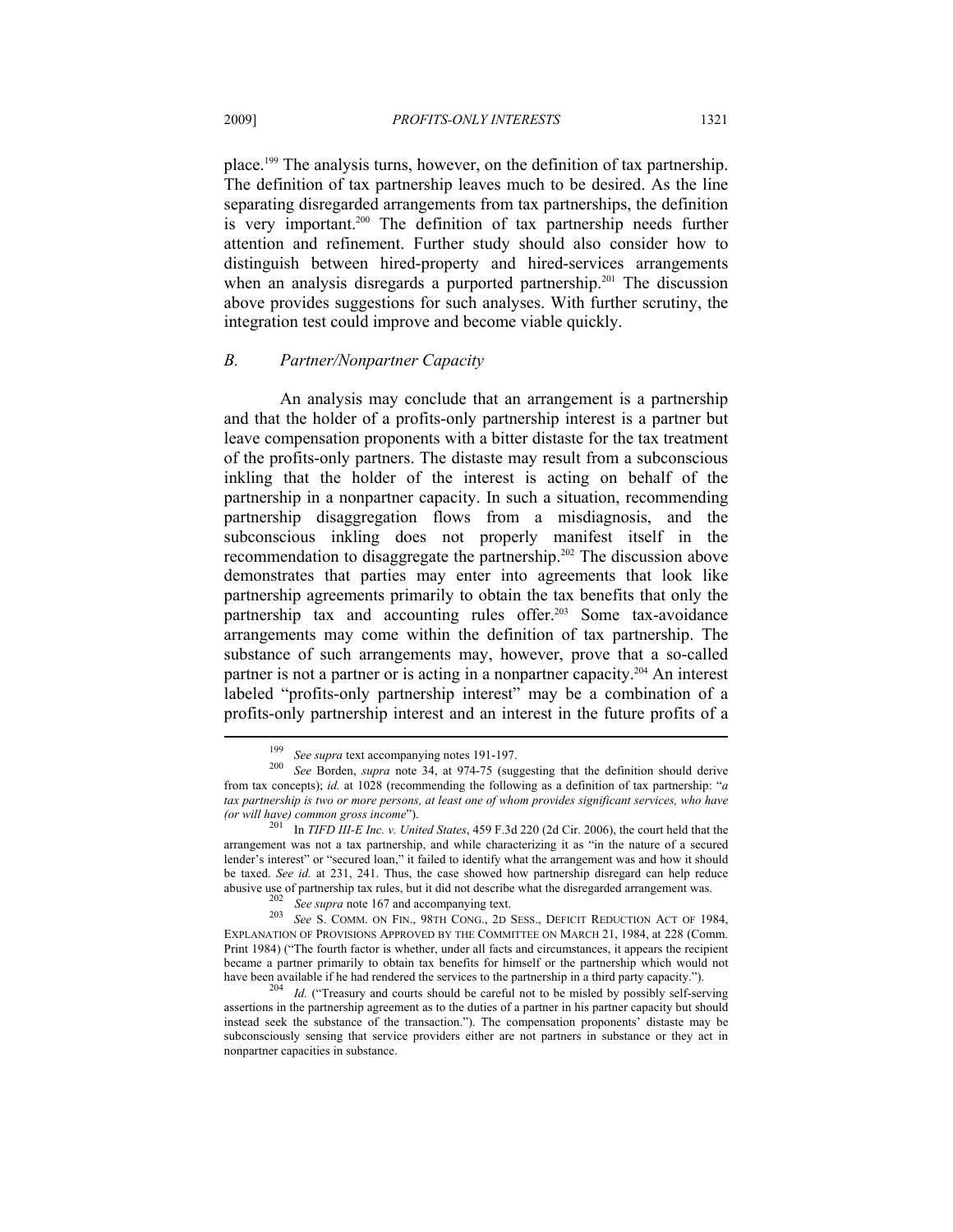place.[199] The analysis turns, however, on the definition of tax partnership. The definition of tax partnership leaves much to be desired. As the line separating disregarded arrangements from tax partnerships, the definition is very important.[200] The definition of tax partnership needs further attention and refinement. Further study should also consider how to distinguish between hired-property and hired-services arrangements when an analysis disregards a purported partnership.[201] The discussion above provides suggestions for such analyses. With further scrutiny, the integration test could improve and become viable quickly.

### *B. Partner/Nonpartner Capacity*

An analysis may conclude that an arrangement is a partnership and that the holder of a profits-only partnership interest is a partner but leave compensation proponents with a bitter distaste for the tax treatment of the profits-only partners. The distaste may result from a subconscious inkling that the holder of the interest is acting on behalf of the partnership in a nonpartner capacity. In such a situation, recommending partnership disaggregation flows from a misdiagnosis, and the subconscious inkling does not properly manifest itself in the recommendation to disaggregate the partnership.[202] The discussion above demonstrates that parties may enter into agreements that look like partnership agreements primarily to obtain the tax benefits that only the partnership tax and accounting rules offer.[203] Some tax-avoidance arrangements may come within the definition of tax partnership. The substance of such arrangements may, however, prove that a so-called partner is not a partner or is acting in a nonpartner capacity.[204] An interest labeled "profits-only partnership interest" may be a combination of a profits-only partnership interest and an interest in the future profits of a

---

[199] *See supra* text accompanying notes 191-197.

[200] *See* Borden, *supra* note 34, at 974-75 (suggesting that the definition should derive from tax concepts); *id.* at 1028 (recommending the following as a definition of tax partnership: "*a tax partnership is two or more persons, at least one of whom provides significant services, who have (or will have) common gross income*").

[201] In *TIFD III-E Inc. v. United States*, 459 F.3d 220 (2d Cir. 2006), the court held that the arrangement was not a tax partnership, and while characterizing it as "in the nature of a secured lender's interest" or "secured loan," it failed to identify what the arrangement was and how it should be taxed. *See id.* at 231, 241. Thus, the case showed how partnership disregard can help reduce abusive use of partnership tax rules, but it did not describe what the disregarded arrangement was.

[202] *See supra* note 167 and accompanying text.

[203] *See* S. COMM. ON FIN., 98TH CONG., 2D SESS., DEFICIT REDUCTION ACT OF 1984, EXPLANATION OF PROVISIONS APPROVED BY THE COMMITTEE ON MARCH 21, 1984, at 228 (Comm. Print 1984) ("The fourth factor is whether, under all facts and circumstances, it appears the recipient became a partner primarily to obtain tax benefits for himself or the partnership which would not have been available if he had rendered the services to the partnership in a third party capacity.").

[204] *Id.* ("Treasury and courts should be careful not to be misled by possibly self-serving assertions in the partnership agreement as to the duties of a partner in his partner capacity but should instead seek the substance of the transaction."). The compensation proponents' distaste may be subconsciously sensing that service providers either are not partners in substance or they act in nonpartner capacities in substance.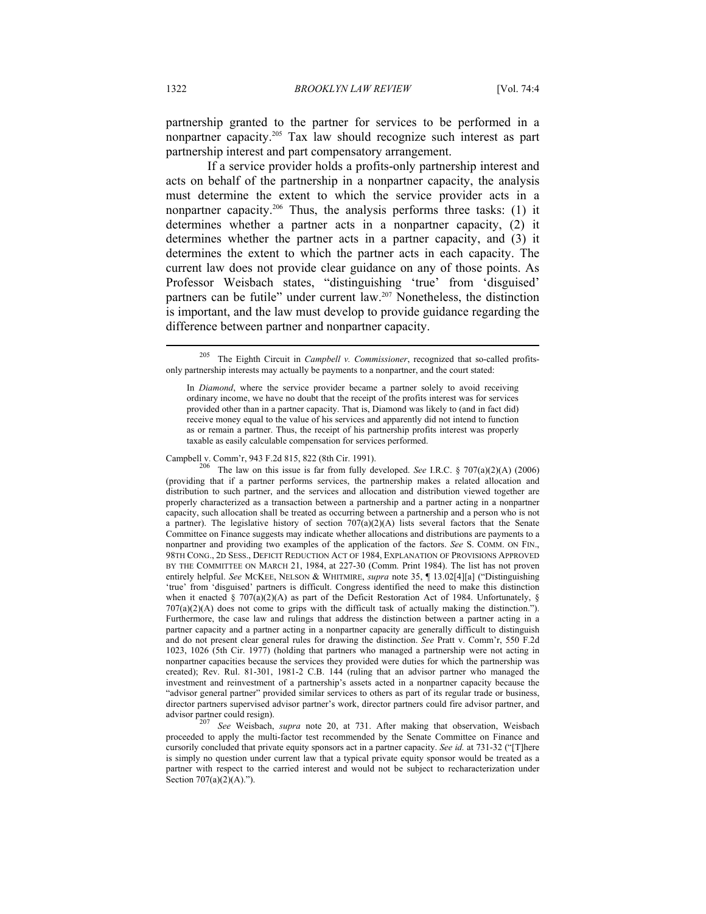partnership granted to the partner for services to be performed in a nonpartner capacity.[205] Tax law should recognize such interest as part partnership interest and part compensatory arrangement.

If a service provider holds a profits-only partnership interest and acts on behalf of the partnership in a nonpartner capacity, the analysis must determine the extent to which the service provider acts in a nonpartner capacity.[206] Thus, the analysis performs three tasks: (1) it determines whether a partner acts in a nonpartner capacity, (2) it determines whether the partner acts in a partner capacity, and (3) it determines the extent to which the partner acts in each capacity. The current law does not provide clear guidance on any of those points. As Professor Weisbach states, "distinguishing 'true' from 'disguised' partners can be futile" under current law.[207] Nonetheless, the distinction is important, and the law must develop to provide guidance regarding the difference between partner and nonpartner capacity.

---

[205] The Eighth Circuit in *Campbell v. Commissioner*, recognized that so-called profits-only partnership interests may actually be payments to a nonpartner, and the court stated:

> In *Diamond*, where the service provider became a partner solely to avoid receiving ordinary income, we have no doubt that the receipt of the profits interest was for services provided other than in a partner capacity. That is, Diamond was likely to (and in fact did) receive money equal to the value of his services and apparently did not intend to function as or remain a partner. Thus, the receipt of his partnership profits interest was properly taxable as easily calculable compensation for services performed.

Campbell v. Comm'r, 943 F.2d 815, 822 (8th Cir. 1991).

[206] The law on this issue is far from fully developed. *See* I.R.C. § 707(a)(2)(A) (2006) (providing that if a partner performs services, the partnership makes a related allocation and distribution to such partner, and the services and allocation and distribution viewed together are properly characterized as a transaction between a partnership and a partner acting in a nonpartner capacity, such allocation shall be treated as occurring between a partnership and a person who is not a partner). The legislative history of section 707(a)(2)(A) lists several factors that the Senate Committee on Finance suggests may indicate whether allocations and distributions are payments to a nonpartner and providing two examples of the application of the factors. *See* S. COMM. ON FIN., 98TH CONG., 2D SESS., DEFICIT REDUCTION ACT OF 1984, EXPLANATION OF PROVISIONS APPROVED BY THE COMMITTEE ON MARCH 21, 1984, at 227-30 (Comm. Print 1984). The list has not proven entirely helpful. *See* MCKEE, NELSON & WHITMIRE, *supra* note 35, ¶ 13.02[4][a] ("Distinguishing 'true' from 'disguised' partners is difficult. Congress identified the need to make this distinction when it enacted § 707(a)(2)(A) as part of the Deficit Restoration Act of 1984. Unfortunately, § 707(a)(2)(A) does not come to grips with the difficult task of actually making the distinction."). Furthermore, the case law and rulings that address the distinction between a partner acting in a partner capacity and a partner acting in a nonpartner capacity are generally difficult to distinguish and do not present clear general rules for drawing the distinction. *See* Pratt v. Comm'r, 550 F.2d 1023, 1026 (5th Cir. 1977) (holding that partners who managed a partnership were not acting in nonpartner capacities because the services they provided were duties for which the partnership was created); Rev. Rul. 81-301, 1981-2 C.B. 144 (ruling that an advisor partner who managed the investment and reinvestment of a partnership's assets acted in a nonpartner capacity because the "advisor general partner" provided similar services to others as part of its regular trade or business, director partners supervised advisor partner's work, director partners could fire advisor partner, and advisor partner could resign).

[207] *See* Weisbach, *supra* note 20, at 731. After making that observation, Weisbach proceeded to apply the multi-factor test recommended by the Senate Committee on Finance and cursorily concluded that private equity sponsors act in a partner capacity. *See id.* at 731-32 ("[T]here is simply no question under current law that a typical private equity sponsor would be treated as a partner with respect to the carried interest and would not be subject to recharacterization under Section 707(a)(2)(A).").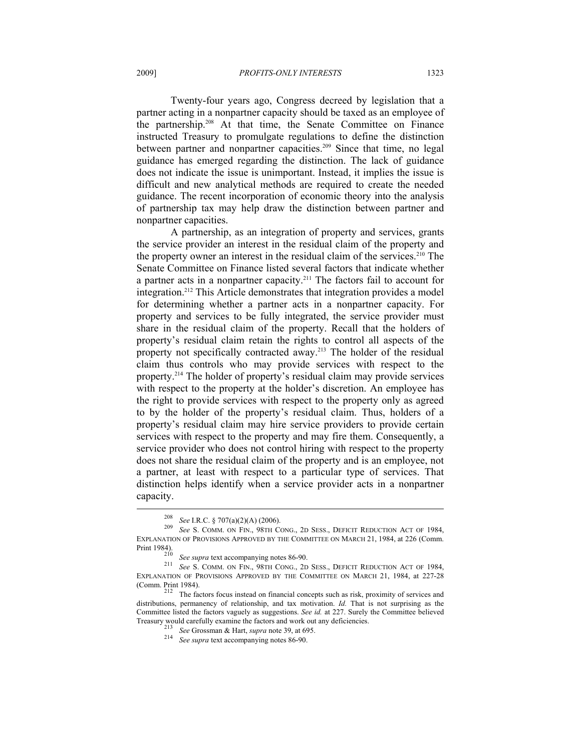Twenty-four years ago, Congress decreed by legislation that a partner acting in a nonpartner capacity should be taxed as an employee of the partnership.[208] At that time, the Senate Committee on Finance instructed Treasury to promulgate regulations to define the distinction between partner and nonpartner capacities.[209] Since that time, no legal guidance has emerged regarding the distinction. The lack of guidance does not indicate the issue is unimportant. Instead, it implies the issue is difficult and new analytical methods are required to create the needed guidance. The recent incorporation of economic theory into the analysis of partnership tax may help draw the distinction between partner and nonpartner capacities.

A partnership, as an integration of property and services, grants the service provider an interest in the residual claim of the property and the property owner an interest in the residual claim of the services.[210] The Senate Committee on Finance listed several factors that indicate whether a partner acts in a nonpartner capacity.[211] The factors fail to account for integration.[212] This Article demonstrates that integration provides a model for determining whether a partner acts in a nonpartner capacity. For property and services to be fully integrated, the service provider must share in the residual claim of the property. Recall that the holders of property's residual claim retain the rights to control all aspects of the property not specifically contracted away.[213] The holder of the residual claim thus controls who may provide services with respect to the property.[214] The holder of property's residual claim may provide services with respect to the property at the holder's discretion. An employee has the right to provide services with respect to the property only as agreed to by the holder of the property's residual claim. Thus, holders of a property's residual claim may hire service providers to provide certain services with respect to the property and may fire them. Consequently, a service provider who does not control hiring with respect to the property does not share the residual claim of the property and is an employee, not a partner, at least with respect to a particular type of services. That distinction helps identify when a service provider acts in a nonpartner capacity.

---

[208] *See* I.R.C. § 707(a)(2)(A) (2006).

[209] *See* S. COMM. ON FIN., 98TH CONG., 2D SESS., DEFICIT REDUCTION ACT OF 1984, EXPLANATION OF PROVISIONS APPROVED BY THE COMMITTEE ON MARCH 21, 1984, at 226 (Comm. Print 1984).

[210] *See supra* text accompanying notes 86-90.

[211] *See* S. COMM. ON FIN., 98TH CONG., 2D SESS., DEFICIT REDUCTION ACT OF 1984, EXPLANATION OF PROVISIONS APPROVED BY THE COMMITTEE ON MARCH 21, 1984, at 227-28 (Comm. Print 1984).

[212] The factors focus instead on financial concepts such as risk, proximity of services and distributions, permanency of relationship, and tax motivation. *Id.* That is not surprising as the Committee listed the factors vaguely as suggestions. *See id.* at 227. Surely the Committee believed Treasury would carefully examine the factors and work out any deficiencies.

[213] *See* Grossman & Hart, *supra* note 39, at 695.

[214] *See supra* text accompanying notes 86-90.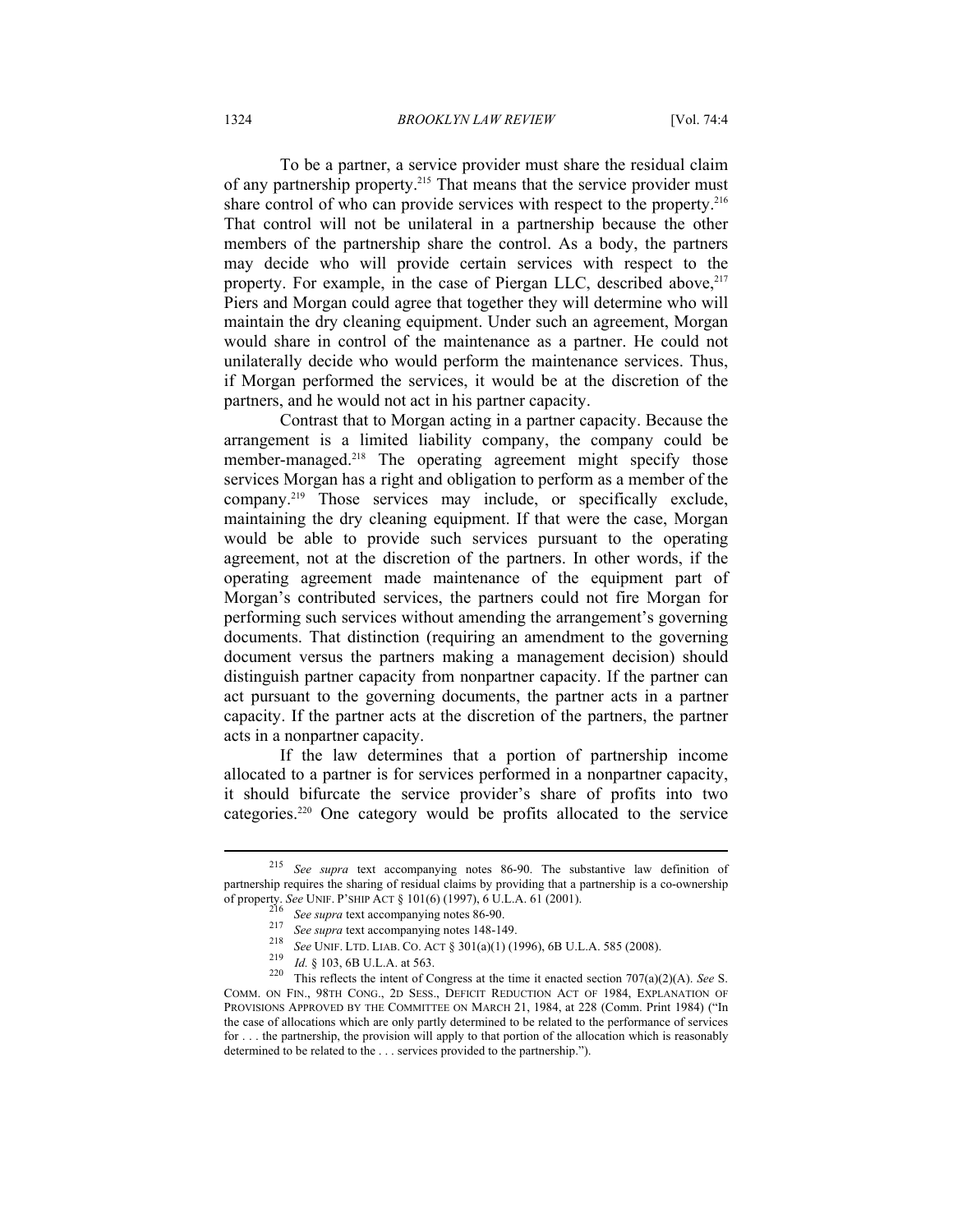To be a partner, a service provider must share the residual claim of any partnership property.[215] That means that the service provider must share control of who can provide services with respect to the property.[216] That control will not be unilateral in a partnership because the other members of the partnership share the control. As a body, the partners may decide who will provide certain services with respect to the property. For example, in the case of Piergan LLC, described above,[217] Piers and Morgan could agree that together they will determine who will maintain the dry cleaning equipment. Under such an agreement, Morgan would share in control of the maintenance as a partner. He could not unilaterally decide who would perform the maintenance services. Thus, if Morgan performed the services, it would be at the discretion of the partners, and he would not act in his partner capacity.

Contrast that to Morgan acting in a partner capacity. Because the arrangement is a limited liability company, the company could be member-managed.[218] The operating agreement might specify those services Morgan has a right and obligation to perform as a member of the company.[219] Those services may include, or specifically exclude, maintaining the dry cleaning equipment. If that were the case, Morgan would be able to provide such services pursuant to the operating agreement, not at the discretion of the partners. In other words, if the operating agreement made maintenance of the equipment part of Morgan's contributed services, the partners could not fire Morgan for performing such services without amending the arrangement's governing documents. That distinction (requiring an amendment to the governing document versus the partners making a management decision) should distinguish partner capacity from nonpartner capacity. If the partner can act pursuant to the governing documents, the partner acts in a partner capacity. If the partner acts at the discretion of the partners, the partner acts in a nonpartner capacity.

If the law determines that a portion of partnership income allocated to a partner is for services performed in a nonpartner capacity, it should bifurcate the service provider's share of profits into two categories.[220] One category would be profits allocated to the service

---

[215] *See supra* text accompanying notes 86-90. The substantive law definition of partnership requires the sharing of residual claims by providing that a partnership is a co-ownership of property. *See* UNIF. P'SHIP ACT § 101(6) (1997), 6 U.L.A. 61 (2001).

[216] *See supra* text accompanying notes 86-90.

[217] *See supra* text accompanying notes 148-149.

[218] *See* UNIF. LTD. LIAB. CO. ACT § 301(a)(1) (1996), 6B U.L.A. 585 (2008).

[219] *Id.* § 103, 6B U.L.A. at 563.

[220] This reflects the intent of Congress at the time it enacted section 707(a)(2)(A). *See* S. COMM. ON FIN., 98TH CONG., 2D SESS., DEFICIT REDUCTION ACT OF 1984, EXPLANATION OF PROVISIONS APPROVED BY THE COMMITTEE ON MARCH 21, 1984, at 228 (Comm. Print 1984) ("In the case of allocations which are only partly determined to be related to the performance of services for . . . the partnership, the provision will apply to that portion of the allocation which is reasonably determined to be related to the . . . services provided to the partnership.").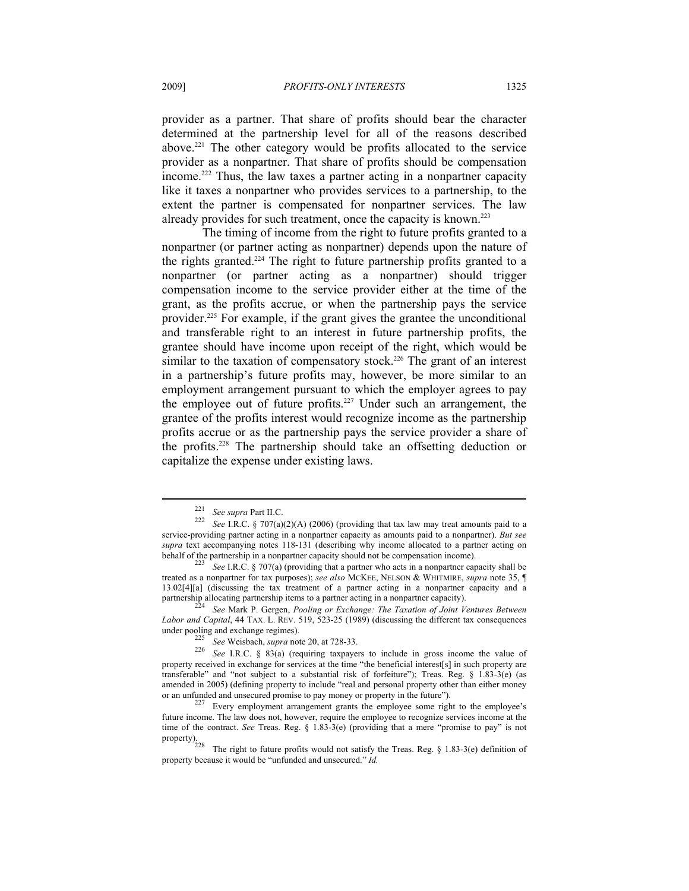provider as a partner. That share of profits should bear the character determined at the partnership level for all of the reasons described above.[221] The other category would be profits allocated to the service provider as a nonpartner. That share of profits should be compensation income.[222] Thus, the law taxes a partner acting in a nonpartner capacity like it taxes a nonpartner who provides services to a partnership, to the extent the partner is compensated for nonpartner services. The law already provides for such treatment, once the capacity is known.[223]

The timing of income from the right to future profits granted to a nonpartner (or partner acting as nonpartner) depends upon the nature of the rights granted.[224] The right to future partnership profits granted to a nonpartner (or partner acting as a nonpartner) should trigger compensation income to the service provider either at the time of the grant, as the profits accrue, or when the partnership pays the service provider.[225] For example, if the grant gives the grantee the unconditional and transferable right to an interest in future partnership profits, the grantee should have income upon receipt of the right, which would be similar to the taxation of compensatory stock.[226] The grant of an interest in a partnership's future profits may, however, be more similar to an employment arrangement pursuant to which the employer agrees to pay the employee out of future profits.[227] Under such an arrangement, the grantee of the profits interest would recognize income as the partnership profits accrue or as the partnership pays the service provider a share of the profits.[228] The partnership should take an offsetting deduction or capitalize the expense under existing laws.

---

[221] *See supra* Part II.C.

[222] *See* I.R.C. § 707(a)(2)(A) (2006) (providing that tax law may treat amounts paid to a service-providing partner acting in a nonpartner capacity as amounts paid to a nonpartner). *But see supra* text accompanying notes 118-131 (describing why income allocated to a partner acting on behalf of the partnership in a nonpartner capacity should not be compensation income).

[223] *See* I.R.C. § 707(a) (providing that a partner who acts in a nonpartner capacity shall be treated as a nonpartner for tax purposes); *see also* MCKEE, NELSON & WHITMIRE, *supra* note 35, ¶ 13.02[4][a] (discussing the tax treatment of a partner acting in a nonpartner capacity and a partnership allocating partnership items to a partner acting in a nonpartner capacity).

[224] *See* Mark P. Gergen, *Pooling or Exchange: The Taxation of Joint Ventures Between Labor and Capital*, 44 TAX. L. REV. 519, 523-25 (1989) (discussing the different tax consequences under pooling and exchange regimes).

[225] *See* Weisbach, *supra* note 20, at 728-33.

[226] *See* I.R.C. § 83(a) (requiring taxpayers to include in gross income the value of property received in exchange for services at the time "the beneficial interest[s] in such property are transferable" and "not subject to a substantial risk of forfeiture"); Treas. Reg. § 1.83-3(e) (as amended in 2005) (defining property to include "real and personal property other than either money or an unfunded and unsecured promise to pay money or property in the future").

[227] Every employment arrangement grants the employee some right to the employee's future income. The law does not, however, require the employee to recognize services income at the time of the contract. *See* Treas. Reg. § 1.83-3(e) (providing that a mere "promise to pay" is not property).

[228] The right to future profits would not satisfy the Treas. Reg. § 1.83-3(e) definition of property because it would be "unfunded and unsecured." *Id.*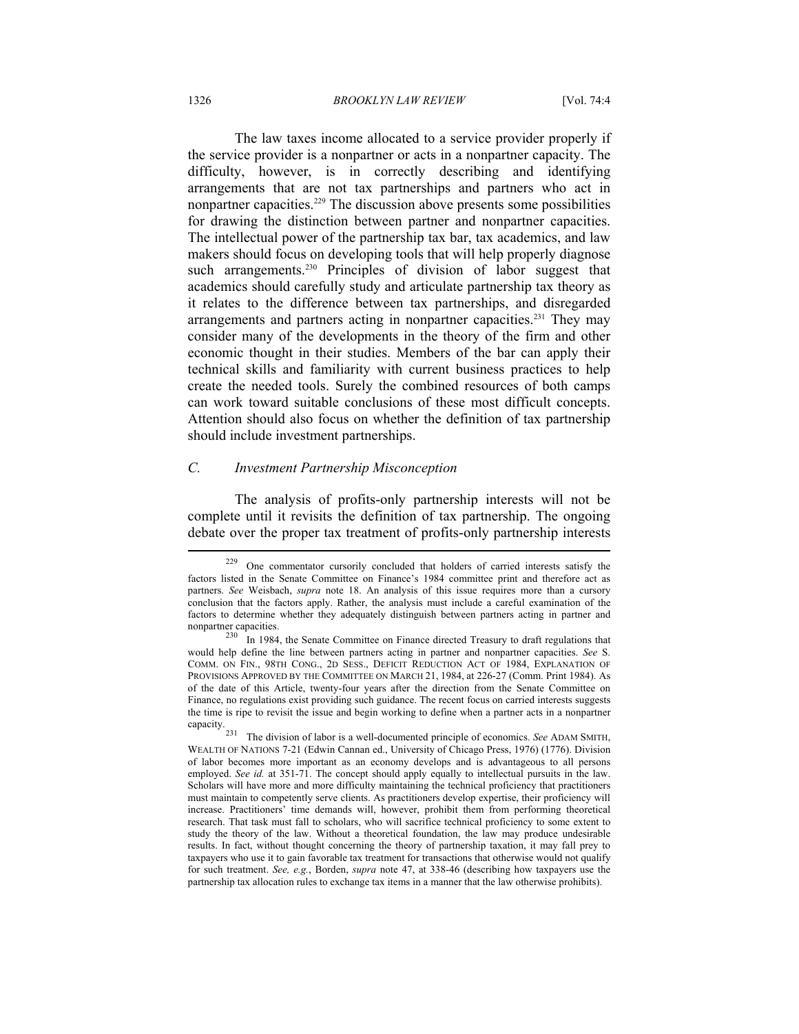The law taxes income allocated to a service provider properly if the service provider is a nonpartner or acts in a nonpartner capacity. The difficulty, however, is in correctly describing and identifying arrangements that are not tax partnerships and partners who act in nonpartner capacities.[229] The discussion above presents some possibilities for drawing the distinction between partner and nonpartner capacities. The intellectual power of the partnership tax bar, tax academics, and law makers should focus on developing tools that will help properly diagnose such arrangements.[230] Principles of division of labor suggest that academics should carefully study and articulate partnership tax theory as it relates to the difference between tax partnerships, and disregarded arrangements and partners acting in nonpartner capacities.[231] They may consider many of the developments in the theory of the firm and other economic thought in their studies. Members of the bar can apply their technical skills and familiarity with current business practices to help create the needed tools. Surely the combined resources of both camps can work toward suitable conclusions of these most difficult concepts. Attention should also focus on whether the definition of tax partnership should include investment partnerships.

### *C. Investment Partnership Misconception*

The analysis of profits-only partnership interests will not be complete until it revisits the definition of tax partnership. The ongoing debate over the proper tax treatment of profits-only partnership interests

---

[229] One commentator cursorily concluded that holders of carried interests satisfy the factors listed in the Senate Committee on Finance's 1984 committee print and therefore act as partners. *See* Weisbach, *supra* note 18. An analysis of this issue requires more than a cursory conclusion that the factors apply. Rather, the analysis must include a careful examination of the factors to determine whether they adequately distinguish between partners acting in partner and nonpartner capacities.

[230] In 1984, the Senate Committee on Finance directed Treasury to draft regulations that would help define the line between partners acting in partner and nonpartner capacities. *See* S. COMM. ON FIN., 98TH CONG., 2D SESS., DEFICIT REDUCTION ACT OF 1984, EXPLANATION OF PROVISIONS APPROVED BY THE COMMITTEE ON MARCH 21, 1984, at 226-27 (Comm. Print 1984). As of the date of this Article, twenty-four years after the direction from the Senate Committee on Finance, no regulations exist providing such guidance. The recent focus on carried interests suggests the time is ripe to revisit the issue and begin working to define when a partner acts in a nonpartner capacity.

[231] The division of labor is a well-documented principle of economics. *See* ADAM SMITH, WEALTH OF NATIONS 7-21 (Edwin Cannan ed., University of Chicago Press, 1976) (1776). Division of labor becomes more important as an economy develops and is advantageous to all persons employed. *See id.* at 351-71. The concept should apply equally to intellectual pursuits in the law. Scholars will have more and more difficulty maintaining the technical proficiency that practitioners must maintain to competently serve clients. As practitioners develop expertise, their proficiency will increase. Practitioners' time demands will, however, prohibit them from performing theoretical research. That task must fall to scholars, who will sacrifice technical proficiency to some extent to study the theory of the law. Without a theoretical foundation, the law may produce undesirable results. In fact, without thought concerning the theory of partnership taxation, it may fall prey to taxpayers who use it to gain favorable tax treatment for transactions that otherwise would not qualify for such treatment. *See, e.g.*, Borden, *supra* note 47, at 338-46 (describing how taxpayers use the partnership tax allocation rules to exchange tax items in a manner that the law otherwise prohibits).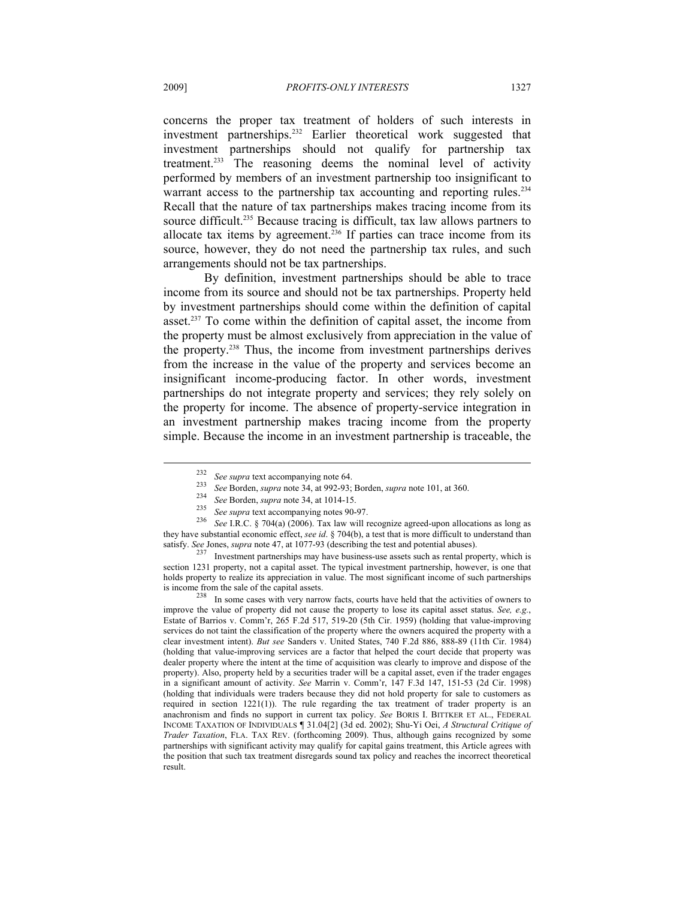concerns the proper tax treatment of holders of such interests in investment partnerships.[232] Earlier theoretical work suggested that investment partnerships should not qualify for partnership tax treatment.[233] The reasoning deems the nominal level of activity performed by members of an investment partnership too insignificant to warrant access to the partnership tax accounting and reporting rules.[234] Recall that the nature of tax partnerships makes tracing income from its source difficult.[235] Because tracing is difficult, tax law allows partners to allocate tax items by agreement.[236] If parties can trace income from its source, however, they do not need the partnership tax rules, and such arrangements should not be tax partnerships.

By definition, investment partnerships should be able to trace income from its source and should not be tax partnerships. Property held by investment partnerships should come within the definition of capital asset.[237] To come within the definition of capital asset, the income from the property must be almost exclusively from appreciation in the value of the property.[238] Thus, the income from investment partnerships derives from the increase in the value of the property and services become an insignificant income-producing factor. In other words, investment partnerships do not integrate property and services; they rely solely on the property for income. The absence of property-service integration in an investment partnership makes tracing income from the property simple. Because the income in an investment partnership is traceable, the

---

[232] *See supra* text accompanying note 64.

[233] *See* Borden, *supra* note 34, at 992-93; Borden, *supra* note 101, at 360.

[234] *See* Borden, *supra* note 34, at 1014-15.

[235] *See supra* text accompanying notes 90-97.

[236] *See* I.R.C. § 704(a) (2006). Tax law will recognize agreed-upon allocations as long as they have substantial economic effect, *see id*. § 704(b), a test that is more difficult to understand than satisfy. *See* Jones, *supra* note 47, at 1077-93 (describing the test and potential abuses).

[237] Investment partnerships may have business-use assets such as rental property, which is section 1231 property, not a capital asset. The typical investment partnership, however, is one that holds property to realize its appreciation in value. The most significant income of such partnerships is income from the sale of the capital assets.

[238] In some cases with very narrow facts, courts have held that the activities of owners to improve the value of property did not cause the property to lose its capital asset status. *See, e.g.*, Estate of Barrios v. Comm'r, 265 F.2d 517, 519-20 (5th Cir. 1959) (holding that value-improving services do not taint the classification of the property where the owners acquired the property with a clear investment intent). *But see* Sanders v. United States, 740 F.2d 886, 888-89 (11th Cir. 1984) (holding that value-improving services are a factor that helped the court decide that property was dealer property where the intent at the time of acquisition was clearly to improve and dispose of the property). Also, property held by a securities trader will be a capital asset, even if the trader engages in a significant amount of activity. *See* Marrin v. Comm'r, 147 F.3d 147, 151-53 (2d Cir. 1998) (holding that individuals were traders because they did not hold property for sale to customers as required in section 1221(1)). The rule regarding the tax treatment of trader property is an anachronism and finds no support in current tax policy. *See* BORIS I. BITTKER ET AL., FEDERAL INCOME TAXATION OF INDIVIDUALS ¶ 31.04[2] (3d ed. 2002); Shu-Yi Oei, *A Structural Critique of Trader Taxation*, FLA. TAX REV. (forthcoming 2009). Thus, although gains recognized by some partnerships with significant activity may qualify for capital gains treatment, this Article agrees with the position that such tax treatment disregards sound tax policy and reaches the incorrect theoretical result.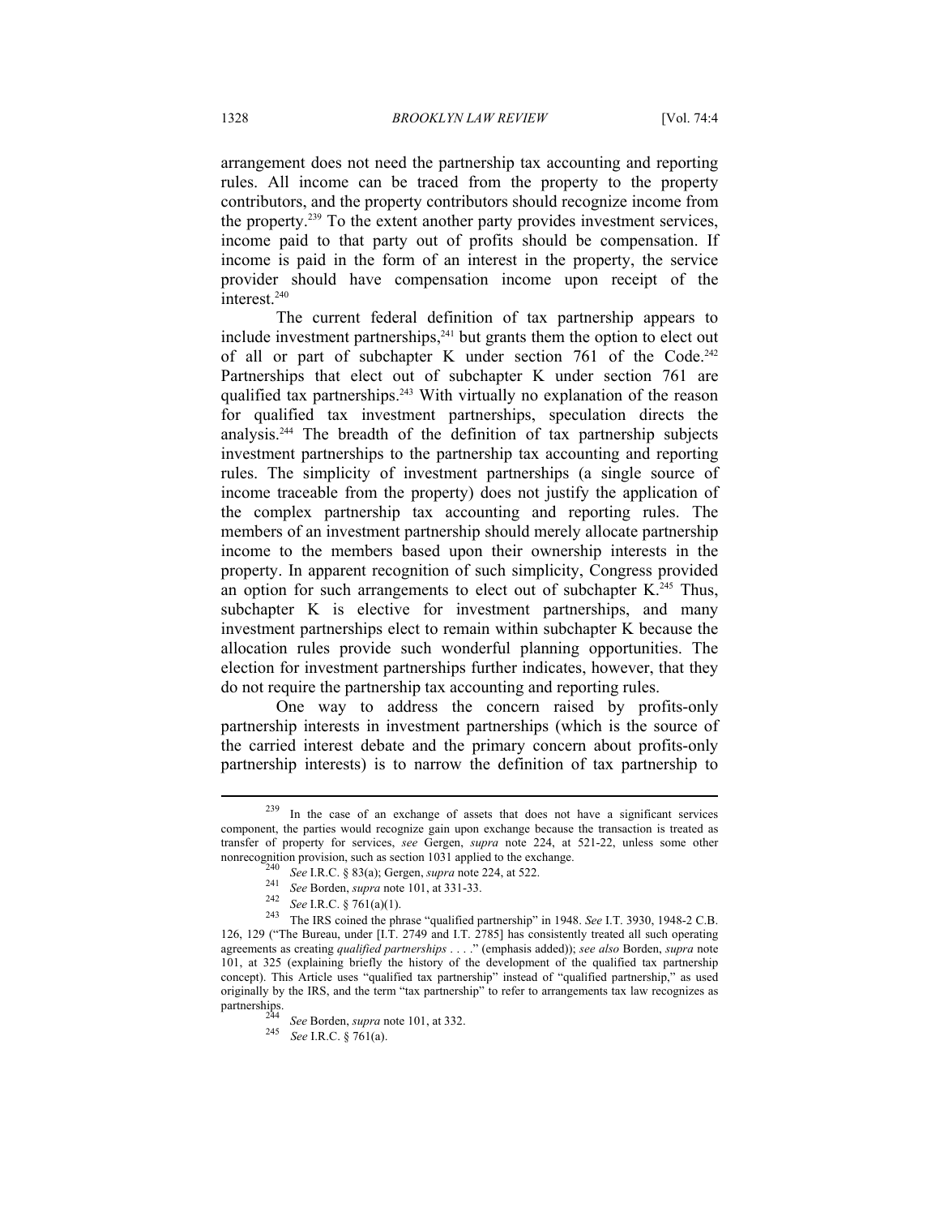arrangement does not need the partnership tax accounting and reporting rules. All income can be traced from the property to the property contributors, and the property contributors should recognize income from the property.[239] To the extent another party provides investment services, income paid to that party out of profits should be compensation. If income is paid in the form of an interest in the property, the service provider should have compensation income upon receipt of the interest.[240]

The current federal definition of tax partnership appears to include investment partnerships,[241] but grants them the option to elect out of all or part of subchapter K under section 761 of the Code.[242] Partnerships that elect out of subchapter K under section 761 are qualified tax partnerships.[243] With virtually no explanation of the reason for qualified tax investment partnerships, speculation directs the analysis.[244] The breadth of the definition of tax partnership subjects investment partnerships to the partnership tax accounting and reporting rules. The simplicity of investment partnerships (a single source of income traceable from the property) does not justify the application of the complex partnership tax accounting and reporting rules. The members of an investment partnership should merely allocate partnership income to the members based upon their ownership interests in the property. In apparent recognition of such simplicity, Congress provided an option for such arrangements to elect out of subchapter K.[245] Thus, subchapter K is elective for investment partnerships, and many investment partnerships elect to remain within subchapter K because the allocation rules provide such wonderful planning opportunities. The election for investment partnerships further indicates, however, that they do not require the partnership tax accounting and reporting rules.

One way to address the concern raised by profits-only partnership interests in investment partnerships (which is the source of the carried interest debate and the primary concern about profits-only partnership interests) is to narrow the definition of tax partnership to

---

[239] In the case of an exchange of assets that does not have a significant services component, the parties would recognize gain upon exchange because the transaction is treated as transfer of property for services, *see* Gergen, *supra* note 224, at 521-22, unless some other nonrecognition provision, such as section 1031 applied to the exchange.

[240] *See* I.R.C. § 83(a); Gergen, *supra* note 224, at 522.

[241] *See* Borden, *supra* note 101, at 331-33.

[242] *See* I.R.C. § 761(a)(1).

[243] The IRS coined the phrase "qualified partnership" in 1948. *See* I.T. 3930, 1948-2 C.B. 126, 129 ("The Bureau, under [I.T. 2749 and I.T. 2785] has consistently treated all such operating agreements as creating *qualified partnerships* . . . ." (emphasis added)); *see also* Borden, *supra* note 101, at 325 (explaining briefly the history of the development of the qualified tax partnership concept). This Article uses "qualified tax partnership" instead of "qualified partnership," as used originally by the IRS, and the term "tax partnership" to refer to arrangements tax law recognizes as partnerships.

[244] *See* Borden, *supra* note 101, at 332.

[245] *See* I.R.C. § 761(a).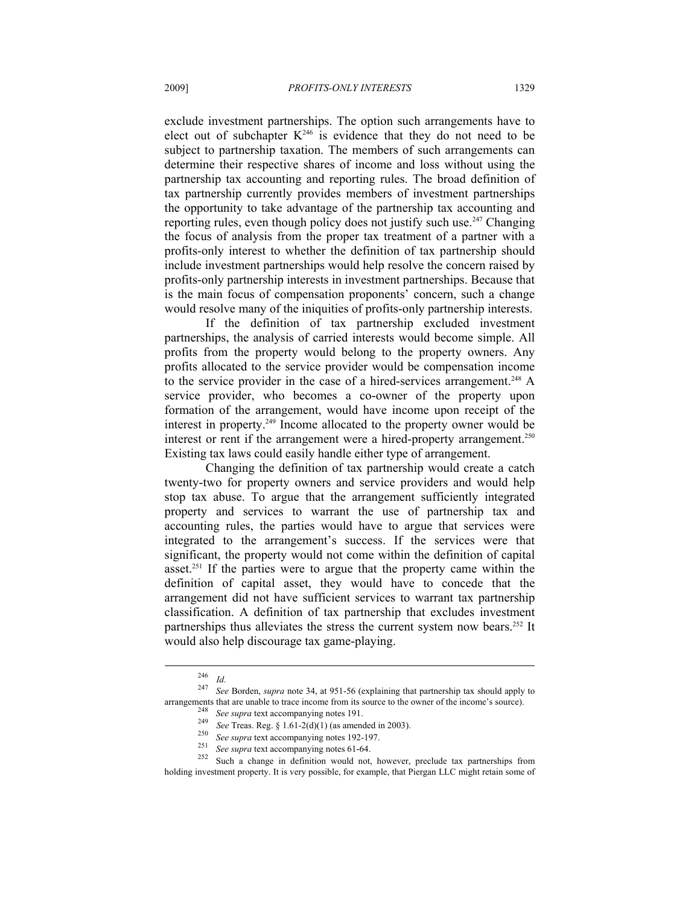exclude investment partnerships. The option such arrangements have to elect out of subchapter K[246] is evidence that they do not need to be subject to partnership taxation. The members of such arrangements can determine their respective shares of income and loss without using the partnership tax accounting and reporting rules. The broad definition of tax partnership currently provides members of investment partnerships the opportunity to take advantage of the partnership tax accounting and reporting rules, even though policy does not justify such use.[247] Changing the focus of analysis from the proper tax treatment of a partner with a profits-only interest to whether the definition of tax partnership should include investment partnerships would help resolve the concern raised by profits-only partnership interests in investment partnerships. Because that is the main focus of compensation proponents' concern, such a change would resolve many of the iniquities of profits-only partnership interests.

If the definition of tax partnership excluded investment partnerships, the analysis of carried interests would become simple. All profits from the property would belong to the property owners. Any profits allocated to the service provider would be compensation income to the service provider in the case of a hired-services arrangement.[248] A service provider, who becomes a co-owner of the property upon formation of the arrangement, would have income upon receipt of the interest in property.[249] Income allocated to the property owner would be interest or rent if the arrangement were a hired-property arrangement.[250] Existing tax laws could easily handle either type of arrangement.

Changing the definition of tax partnership would create a catch twenty-two for property owners and service providers and would help stop tax abuse. To argue that the arrangement sufficiently integrated property and services to warrant the use of partnership tax and accounting rules, the parties would have to argue that services were integrated to the arrangement's success. If the services were that significant, the property would not come within the definition of capital asset.[251] If the parties were to argue that the property came within the definition of capital asset, they would have to concede that the arrangement did not have sufficient services to warrant tax partnership classification. A definition of tax partnership that excludes investment partnerships thus alleviates the stress the current system now bears.[252] It would also help discourage tax game-playing.

---

[246] *Id.*

[247] *See* Borden, *supra* note 34, at 951-56 (explaining that partnership tax should apply to arrangements that are unable to trace income from its source to the owner of the income's source).

[248] *See supra* text accompanying notes 191.

[249] *See* Treas. Reg. § 1.61-2(d)(1) (as amended in 2003).

[250] *See supra* text accompanying notes 192-197.

[251] *See supra* text accompanying notes 61-64.

[252] Such a change in definition would not, however, preclude tax partnerships from holding investment property. It is very possible, for example, that Piergan LLC might retain some of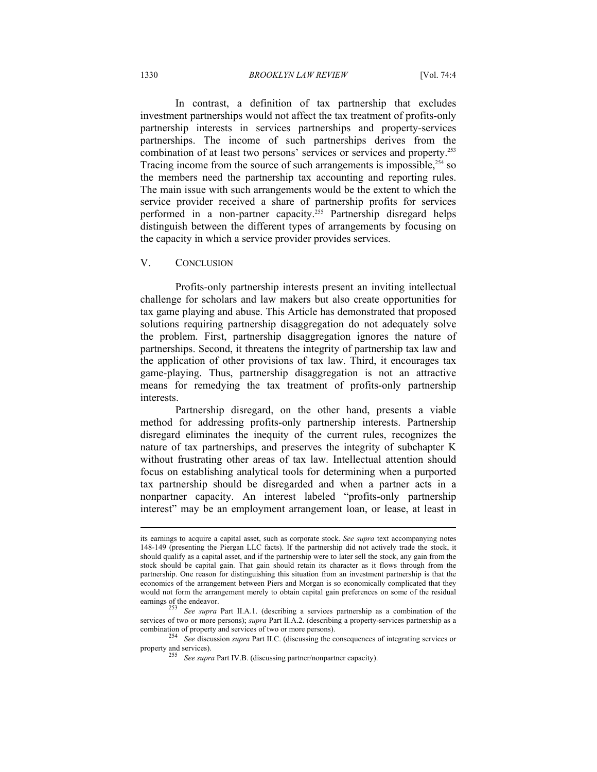In contrast, a definition of tax partnership that excludes investment partnerships would not affect the tax treatment of profits-only partnership interests in services partnerships and property-services partnerships. The income of such partnerships derives from the combination of at least two persons' services or services and property.[253] Tracing income from the source of such arrangements is impossible,[254] so the members need the partnership tax accounting and reporting rules. The main issue with such arrangements would be the extent to which the service provider received a share of partnership profits for services performed in a non-partner capacity.[255] Partnership disregard helps distinguish between the different types of arrangements by focusing on the capacity in which a service provider provides services.

## V. CONCLUSION

Profits-only partnership interests present an inviting intellectual challenge for scholars and law makers but also create opportunities for tax game playing and abuse. This Article has demonstrated that proposed solutions requiring partnership disaggregation do not adequately solve the problem. First, partnership disaggregation ignores the nature of partnerships. Second, it threatens the integrity of partnership tax law and the application of other provisions of tax law. Third, it encourages tax game-playing. Thus, partnership disaggregation is not an attractive means for remedying the tax treatment of profits-only partnership interests.

Partnership disregard, on the other hand, presents a viable method for addressing profits-only partnership interests. Partnership disregard eliminates the inequity of the current rules, recognizes the nature of tax partnerships, and preserves the integrity of subchapter K without frustrating other areas of tax law. Intellectual attention should focus on establishing analytical tools for determining when a purported tax partnership should be disregarded and when a partner acts in a nonpartner capacity. An interest labeled "profits-only partnership interest" may be an employment arrangement loan, or lease, at least in

---

its earnings to acquire a capital asset, such as corporate stock. *See supra* text accompanying notes 148-149 (presenting the Piergan LLC facts). If the partnership did not actively trade the stock, it should qualify as a capital asset, and if the partnership were to later sell the stock, any gain from the stock should be capital gain. That gain should retain its character as it flows through from the partnership. One reason for distinguishing this situation from an investment partnership is that the economics of the arrangement between Piers and Morgan is so economically complicated that they would not form the arrangement merely to obtain capital gain preferences on some of the residual earnings of the endeavor.

[253] *See supra* Part II.A.1. (describing a services partnership as a combination of the services of two or more persons); *supra* Part II.A.2. (describing a property-services partnership as a combination of property and services of two or more persons).

[254] *See* discussion *supra* Part II.C. (discussing the consequences of integrating services or property and services).

[255] *See supra* Part IV.B. (discussing partner/nonpartner capacity).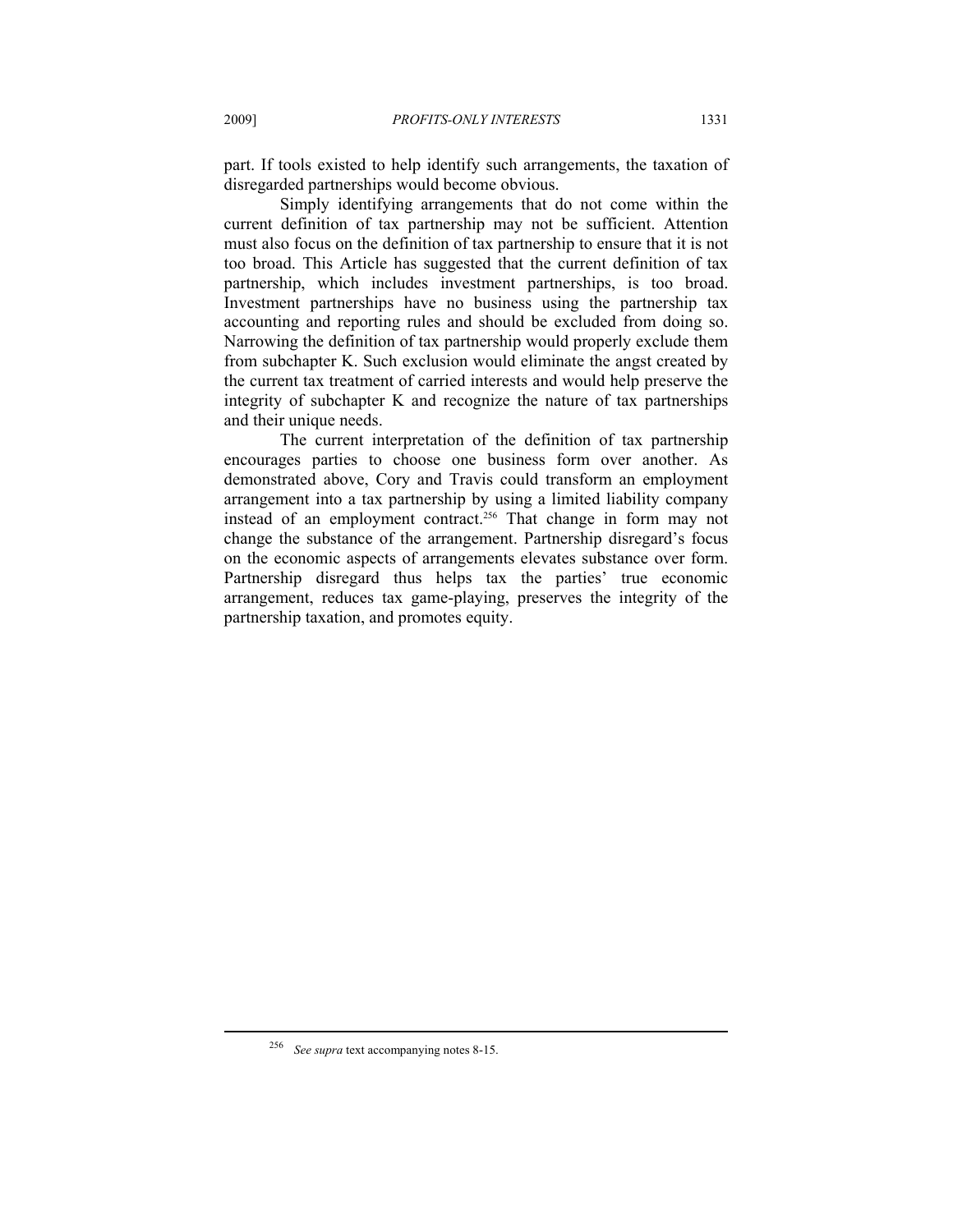part. If tools existed to help identify such arrangements, the taxation of disregarded partnerships would become obvious.

Simply identifying arrangements that do not come within the current definition of tax partnership may not be sufficient. Attention must also focus on the definition of tax partnership to ensure that it is not too broad. This Article has suggested that the current definition of tax partnership, which includes investment partnerships, is too broad. Investment partnerships have no business using the partnership tax accounting and reporting rules and should be excluded from doing so. Narrowing the definition of tax partnership would properly exclude them from subchapter K. Such exclusion would eliminate the angst created by the current tax treatment of carried interests and would help preserve the integrity of subchapter K and recognize the nature of tax partnerships and their unique needs.

The current interpretation of the definition of tax partnership encourages parties to choose one business form over another. As demonstrated above, Cory and Travis could transform an employment arrangement into a tax partnership by using a limited liability company instead of an employment contract.[256] That change in form may not change the substance of the arrangement. Partnership disregard's focus on the economic aspects of arrangements elevates substance over form. Partnership disregard thus helps tax the parties' true economic arrangement, reduces tax game-playing, preserves the integrity of the partnership taxation, and promotes equity.

---

[256] *See supra* text accompanying notes 8-15.